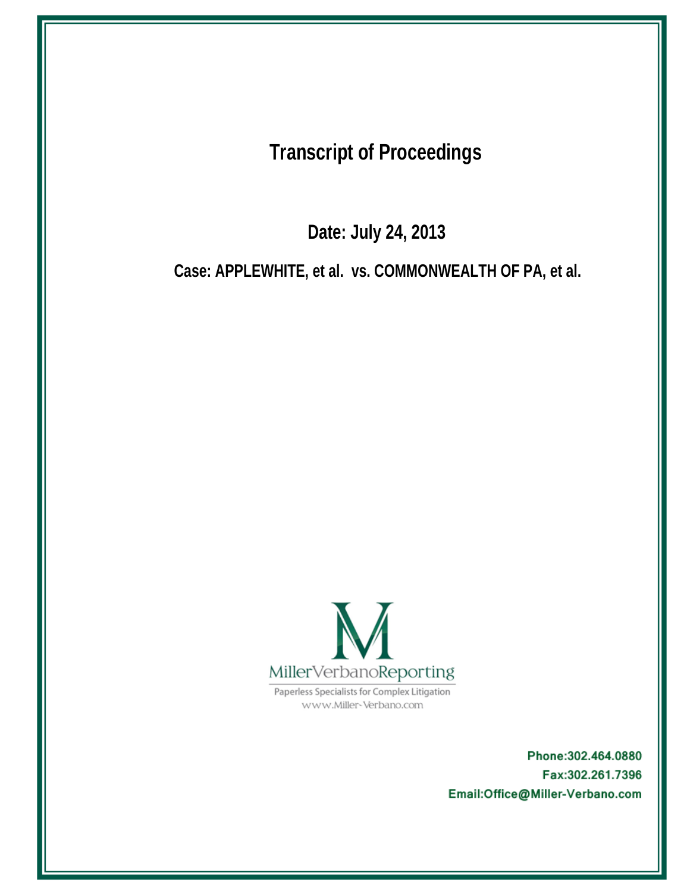# Transcript of Proceedings

**Date: July 24, 2013**

**Case: APPLEWHITE, et al. vs. COMMONWEALTH OF PA, et al.**

MillerVerbanoReporting

Paperless Specialists for Complex Litigation

www.Miller-Verbano.com

**Phone:302.464.0880**

**Fax:302.261.7396**

**Email:Office@Miller-Verbano.com**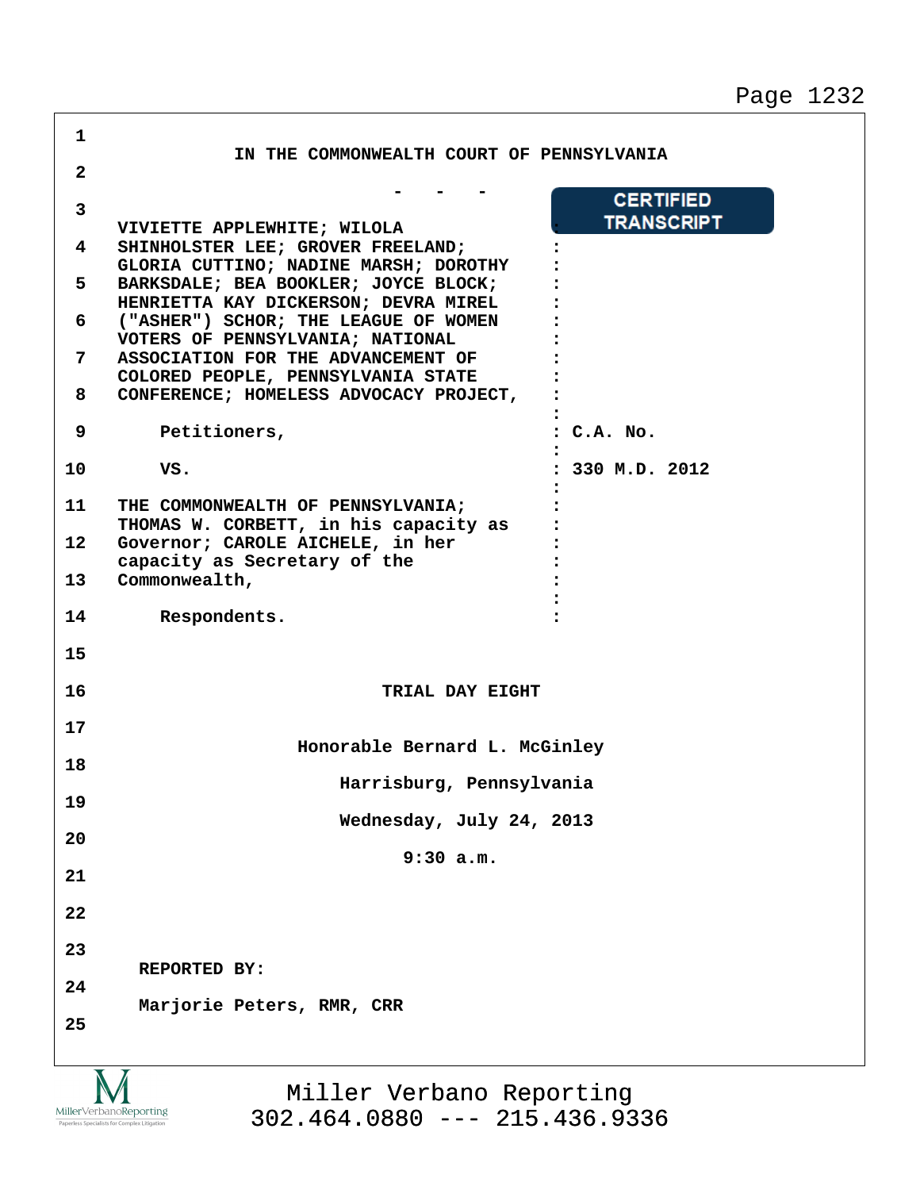IN THE COMMONWEALTH COURT OF PENNSYLVANIA

\- - -

CERTIFIED TRANSCRIPT

| | |
|---|---|
| VIVIETTE APPLEWHITE; WILOLA SHINHOLSTER LEE; GROVER FREELAND; GLORIA CUTTINO; NADINE MARSH; DOROTHY BARKSDALE; BEA BOOKLER; JOYCE BLOCK; HENRIETTA KAY DICKERSON; DEVRA MIREL ("ASHER") SCHOR; THE LEAGUE OF WOMEN VOTERS OF PENNSYLVANIA; NATIONAL ASSOCIATION FOR THE ADVANCEMENT OF COLORED PEOPLE, PENNSYLVANIA STATE CONFERENCE; HOMELESS ADVOCACY PROJECT, | |
| Petitioners, | C.A. No. |
| vs. | 330 M.D. 2012 |
| THE COMMONWEALTH OF PENNSYLVANIA; THOMAS W. CORBETT, in his capacity as Governor; CAROLE AICHELE, in her capacity as Secretary of the Commonwealth, | |
| Respondents. | |

**TRIAL DAY EIGHT**

Honorable Bernard L. McGinley

Harrisburg, Pennsylvania

Wednesday, July 24, 2013

9:30 a.m.

REPORTED BY:

Marjorie Peters, RMR, CRR

Miller Verbano Reporting
302.464.0880 --- 215.436.9336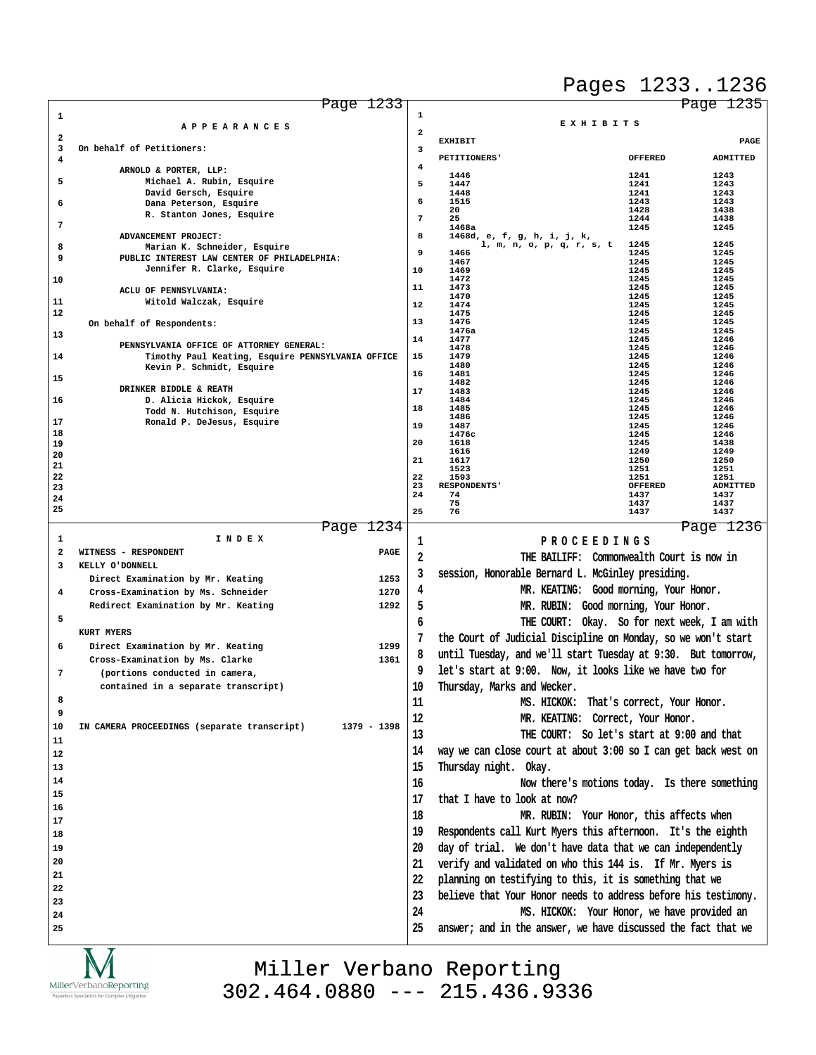## Page 1233

### A P P E A R A N C E S

On behalf of Petitioners:

ARNOLD & PORTER, LLP:
Michael A. Rubin, Esquire
David Gersch, Esquire
Dana Peterson, Esquire
R. Stanton Jones, Esquire

ADVANCEMENT PROJECT:
Marian K. Schneider, Esquire

PUBLIC INTEREST LAW CENTER OF PHILADELPHIA:
Jennifer R. Clarke, Esquire

ACLU OF PENNSYLVANIA:
Witold Walczak, Esquire

On behalf of Respondents:

PENNSYLVANIA OFFICE OF ATTORNEY GENERAL:
Timothy Paul Keating, Esquire PENNSYLVANIA OFFICE
Kevin P. Schmidt, Esquire

DRINKER BIDDLE & REATH
D. Alicia Hickok, Esquire
Todd N. Hutchison, Esquire
Ronald P. DeJesus, Esquire

## Page 1234

### I N D E X

| WITNESS - RESPONDENT | PAGE |
|---|---|
| KELLY O'DONNELL | |
| Direct Examination by Mr. Keating | 1253 |
| Cross-Examination by Ms. Schneider | 1270 |
| Redirect Examination by Mr. Keating | 1292 |
| KURT MYERS | |
| Direct Examination by Mr. Keating | 1299 |
| Cross-Examination by Ms. Clarke | 1361 |
| (portions conducted in camera, contained in a separate transcript) | |
| IN CAMERA PROCEEDINGS (separate transcript) | 1379 - 1398 |

## Page 1235

### E X H I B I T S

| EXHIBIT | OFFERED | ADMITTED |
|---|---|---|
| PETITIONERS' | | |
| 1446 | 1241 | 1243 |
| 1447 | 1241 | 1243 |
| 1448 | 1241 | 1243 |
| 1515 | 1243 | 1243 |
| 20 | 1428 | 1438 |
| 25 | 1244 | 1438 |
| 1468a | 1245 | 1245 |
| 1468d, e, f, g, h, i, j, k, l, m, n, o, p, q, r, s, t | 1245 | 1245 |
| 1466 | 1245 | 1245 |
| 1467 | 1245 | 1245 |
| 1469 | 1245 | 1245 |
| 1472 | 1245 | 1245 |
| 1473 | 1245 | 1245 |
| 1470 | 1245 | 1245 |
| 1474 | 1245 | 1245 |
| 1475 | 1245 | 1245 |
| 1476 | 1245 | 1245 |
| 1476a | 1245 | 1245 |
| 1477 | 1245 | 1246 |
| 1478 | 1245 | 1246 |
| 1479 | 1245 | 1246 |
| 1480 | 1245 | 1246 |
| 1481 | 1245 | 1246 |
| 1482 | 1245 | 1246 |
| 1483 | 1245 | 1246 |
| 1484 | 1245 | 1246 |
| 1485 | 1245 | 1246 |
| 1486 | 1245 | 1246 |
| 1487 | 1245 | 1246 |
| 1476c | 1245 | 1246 |
| 1618 | 1245 | 1438 |
| 1616 | 1249 | 1249 |
| 1617 | 1250 | 1250 |
| 1523 | 1251 | 1251 |
| 1593 | 1251 | 1251 |
| RESPONDENTS' | OFFERED | ADMITTED |
| 74 | 1437 | 1437 |
| 75 | 1437 | 1437 |
| 76 | 1437 | 1437 |

## Page 1236

### P R O C E E D I N G S

THE BAILIFF: Commonwealth Court is now in session, Honorable Bernard L. McGinley presiding.

MR. KEATING: Good morning, Your Honor.

MR. RUBIN: Good morning, Your Honor.

THE COURT: Okay. So for next week, I am with the Court of Judicial Discipline on Monday, so we won't start until Tuesday, and we'll start Tuesday at 9:30. But tomorrow, let's start at 9:00. Now, it looks like we have two for Thursday, Marks and Wecker.

MS. HICKOK: That's correct, Your Honor.

MR. KEATING: Correct, Your Honor.

THE COURT: So let's start at 9:00 and that way we can close court at about 3:00 so I can get back west on Thursday night. Okay.

Now there's motions today. Is there something that I have to look at now?

MR. RUBIN: Your Honor, this affects when Respondents call Kurt Myers this afternoon. It's the eighth day of trial. We don't have data that we can independently verify and validated on who this 144 is. If Mr. Myers is planning on testifying to this, it is something that we believe that Your Honor needs to address before his testimony.

MS. HICKOK: Your Honor, we have provided an answer; and in the answer, we have discussed the fact that we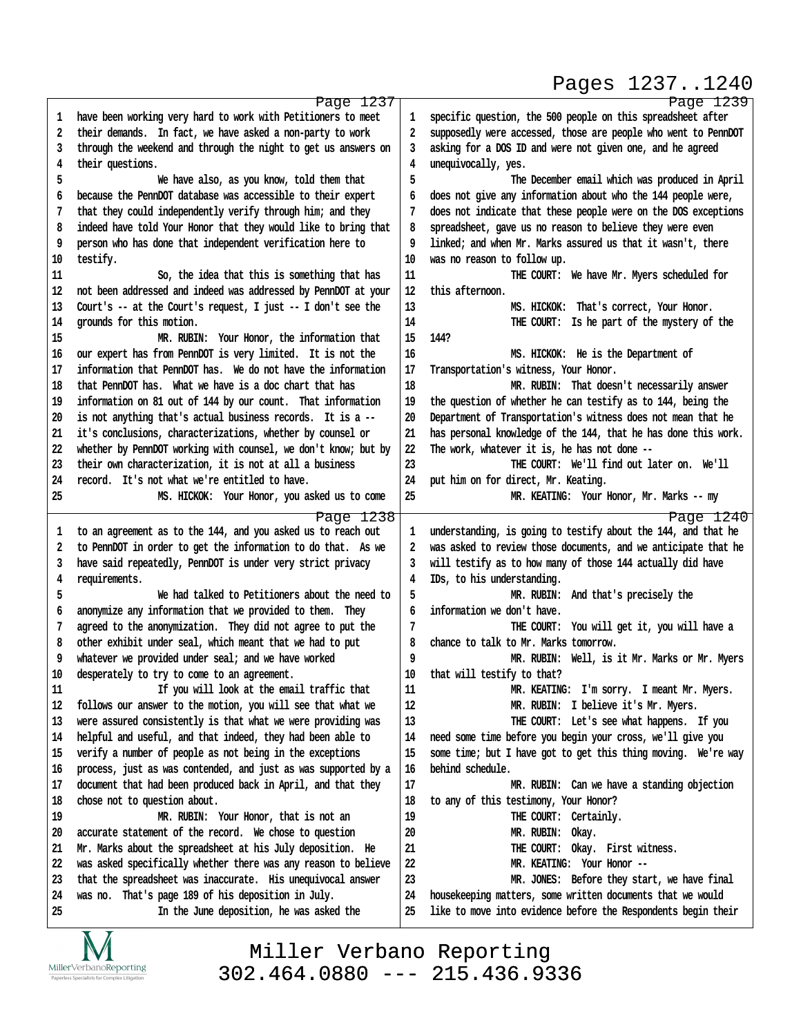Page 1237

1 have been working very hard to work with Petitioners to meet
2 their demands. In fact, we have asked a non-party to work
3 through the weekend and through the night to get us answers on
4 their questions.
5 We have also, as you know, told them that
6 because the PennDOT database was accessible to their expert
7 that they could independently verify through him; and they
8 indeed have told Your Honor that they would like to bring that
9 person who has done that independent verification here to
10 testify.
11 So, the idea that this is something that has
12 not been addressed and indeed was addressed by PennDOT at your
13 Court's -- at the Court's request, I just -- I don't see the
14 grounds for this motion.
15 MR. RUBIN: Your Honor, the information that
16 our expert has from PennDOT is very limited. It is not the
17 information that PennDOT has. We do not have the information
18 that PennDOT has. What we have is a doc chart that has
19 information on 81 out of 144 by our count. That information
20 is not anything that's actual business records. It is a --
21 it's conclusions, characterizations, whether by counsel or
22 whether by PennDOT working with counsel, we don't know; but by
23 their own characterization, it is not at all a business
24 record. It's not what we're entitled to have.
25 MS. HICKOK: Your Honor, you asked us to come

Page 1238

1 to an agreement as to the 144, and you asked us to reach out
2 to PennDOT in order to get the information to do that. As we
3 have said repeatedly, PennDOT is under very strict privacy
4 requirements.
5 We had talked to Petitioners about the need to
6 anonymize any information that we provided to them. They
7 agreed to the anonymization. They did not agree to put the
8 other exhibit under seal, which meant that we had to put
9 whatever we provided under seal; and we have worked
10 desperately to try to come to an agreement.
11 If you will look at the email traffic that
12 follows our answer to the motion, you will see that what we
13 were assured consistently is that what we were providing was
14 helpful and useful, and that indeed, they had been able to
15 verify a number of people as not being in the exceptions
16 process, just as was contended, and just as was supported by a
17 document that had been produced back in April, and that they
18 chose not to question about.
19 MR. RUBIN: Your Honor, that is not an
20 accurate statement of the record. We chose to question
21 Mr. Marks about the spreadsheet at his July deposition. He
22 was asked specifically whether there was any reason to believe
23 that the spreadsheet was inaccurate. His unequivocal answer
24 was no. That's page 189 of his deposition in July.
25 In the June deposition, he was asked the

Page 1239

1 specific question, the 500 people on this spreadsheet after
2 supposedly were accessed, those are people who went to PennDOT
3 asking for a DOS ID and were not given one, and he agreed
4 unequivocally, yes.
5 The December email which was produced in April
6 does not give any information about who the 144 people were,
7 does not indicate that these people were on the DOS exceptions
8 spreadsheet, gave us no reason to believe they were even
9 linked; and when Mr. Marks assured us that it wasn't, there
10 was no reason to follow up.
11 THE COURT: We have Mr. Myers scheduled for
12 this afternoon.
13 MS. HICKOK: That's correct, Your Honor.
14 THE COURT: Is he part of the mystery of the
15 144?
16 MS. HICKOK: He is the Department of
17 Transportation's witness, Your Honor.
18 MR. RUBIN: That doesn't necessarily answer
19 the question of whether he can testify as to 144, being the
20 Department of Transportation's witness does not mean that he
21 has personal knowledge of the 144, that he has done this work.
22 The work, whatever it is, he has not done --
23 THE COURT: We'll find out later on. We'll
24 put him on for direct, Mr. Keating.
25 MR. KEATING: Your Honor, Mr. Marks -- my

Page 1240

1 understanding, is going to testify about the 144, and that he
2 was asked to review those documents, and we anticipate that he
3 will testify as to how many of those 144 actually did have
4 IDs, to his understanding.
5 MR. RUBIN: And that's precisely the
6 information we don't have.
7 THE COURT: You will get it, you will have a
8 chance to talk to Mr. Marks tomorrow.
9 MR. RUBIN: Well, is it Mr. Marks or Mr. Myers
10 that will testify to that?
11 MR. KEATING: I'm sorry. I meant Mr. Myers.
12 MR. RUBIN: I believe it's Mr. Myers.
13 THE COURT: Let's see what happens. If you
14 need some time before you begin your cross, we'll give you
15 some time; but I have got to get this thing moving. We're way
16 behind schedule.
17 MR. RUBIN: Can we have a standing objection
18 to any of this testimony, Your Honor?
19 THE COURT: Certainly.
20 MR. RUBIN: Okay.
21 THE COURT: Okay. First witness.
22 MR. KEATING: Your Honor --
23 MR. JONES: Before they start, we have final
24 housekeeping matters, some written documents that we would
25 like to move into evidence before the Respondents begin their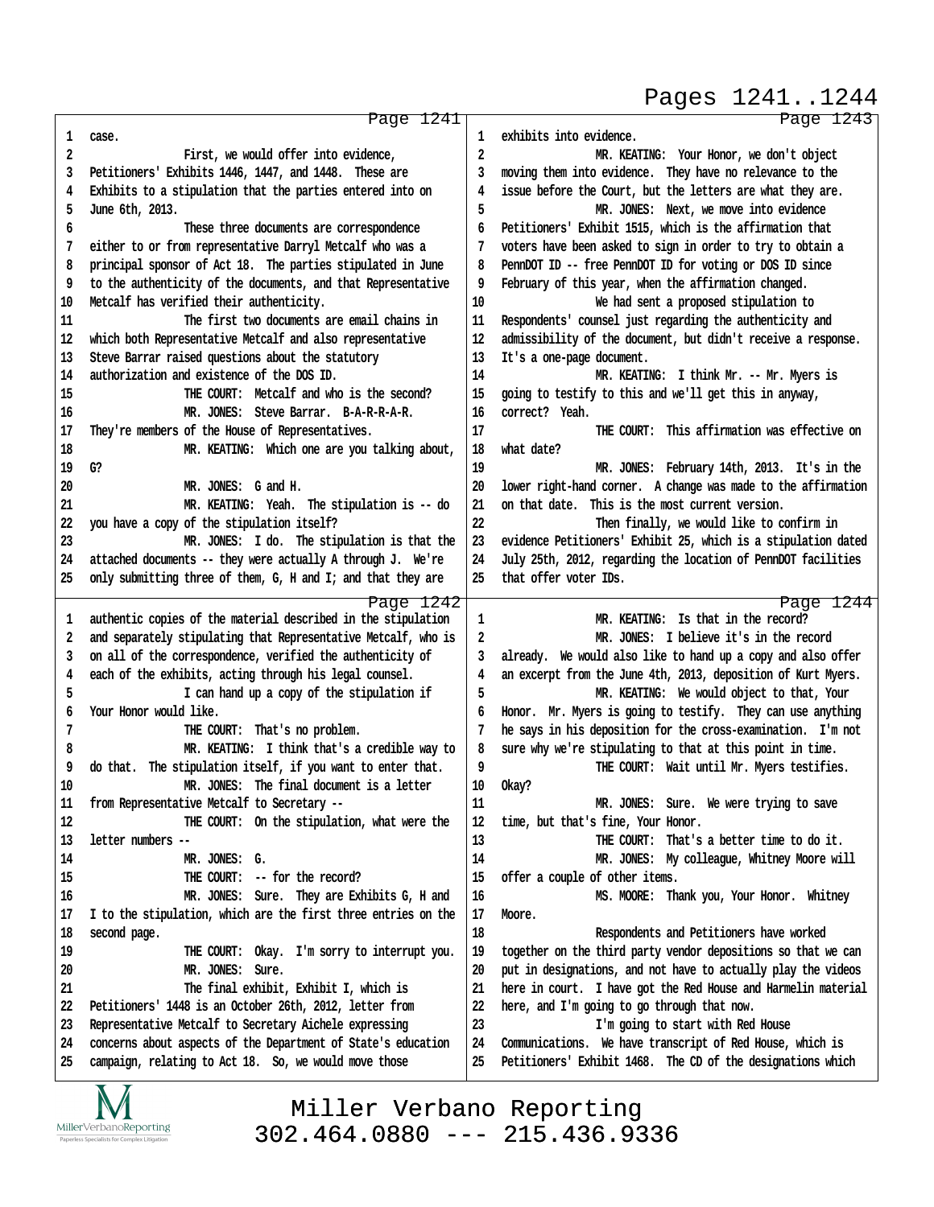Page 1241

1 case.
2 First, we would offer into evidence,
3 Petitioners' Exhibits 1446, 1447, and 1448. These are
4 Exhibits to a stipulation that the parties entered into on
5 June 6th, 2013.
6 These three documents are correspondence
7 either to or from representative Darryl Metcalf who was a
8 principal sponsor of Act 18. The parties stipulated in June
9 to the authenticity of the documents, and that Representative
10 Metcalf has verified their authenticity.
11 The first two documents are email chains in
12 which both Representative Metcalf and also representative
13 Steve Barrar raised questions about the statutory
14 authorization and existence of the DOS ID.
15 THE COURT: Metcalf and who is the second?
16 MR. JONES: Steve Barrar. B-A-R-R-A-R.
17 They're members of the House of Representatives.
18 MR. KEATING: Which one are you talking about,
19 G?
20 MR. JONES: G and H.
21 MR. KEATING: Yeah. The stipulation is -- do
22 you have a copy of the stipulation itself?
23 MR. JONES: I do. The stipulation is that the
24 attached documents -- they were actually A through J. We're
25 only submitting three of them, G, H and I; and that they are

Page 1242

1 authentic copies of the material described in the stipulation
2 and separately stipulating that Representative Metcalf, who is
3 on all of the correspondence, verified the authenticity of
4 each of the exhibits, acting through his legal counsel.
5 I can hand up a copy of the stipulation if
6 Your Honor would like.
7 THE COURT: That's no problem.
8 MR. KEATING: I think that's a credible way to
9 do that. The stipulation itself, if you want to enter that.
10 MR. JONES: The final document is a letter
11 from Representative Metcalf to Secretary --
12 THE COURT: On the stipulation, what were the
13 letter numbers --
14 MR. JONES: G.
15 THE COURT: -- for the record?
16 MR. JONES: Sure. They are Exhibits G, H and
17 I to the stipulation, which are the first three entries on the
18 second page.
19 THE COURT: Okay. I'm sorry to interrupt you.
20 MR. JONES: Sure.
21 The final exhibit, Exhibit I, which is
22 Petitioners' 1448 is an October 26th, 2012, letter from
23 Representative Metcalf to Secretary Aichele expressing
24 concerns about aspects of the Department of State's education
25 campaign, relating to Act 18. So, we would move those

Page 1243

1 exhibits into evidence.
2 MR. KEATING: Your Honor, we don't object
3 moving them into evidence. They have no relevance to the
4 issue before the Court, but the letters are what they are.
5 MR. JONES: Next, we move into evidence
6 Petitioners' Exhibit 1515, which is the affirmation that
7 voters have been asked to sign in order to try to obtain a
8 PennDOT ID -- free PennDOT ID for voting or DOS ID since
9 February of this year, when the affirmation changed.
10 We had sent a proposed stipulation to
11 Respondents' counsel just regarding the authenticity and
12 admissibility of the document, but didn't receive a response.
13 It's a one-page document.
14 MR. KEATING: I think Mr. -- Mr. Myers is
15 going to testify to this and we'll get this in anyway,
16 correct? Yeah.
17 THE COURT: This affirmation was effective on
18 what date?
19 MR. JONES: February 14th, 2013. It's in the
20 lower right-hand corner. A change was made to the affirmation
21 on that date. This is the most current version.
22 Then finally, we would like to confirm in
23 evidence Petitioners' Exhibit 25, which is a stipulation dated
24 July 25th, 2012, regarding the location of PennDOT facilities
25 that offer voter IDs.

Page 1244

1 MR. KEATING: Is that in the record?
2 MR. JONES: I believe it's in the record
3 already. We would also like to hand up a copy and also offer
4 an excerpt from the June 4th, 2013, deposition of Kurt Myers.
5 MR. KEATING: We would object to that, Your
6 Honor. Mr. Myers is going to testify. They can use anything
7 he says in his deposition for the cross-examination. I'm not
8 sure why we're stipulating to that at this point in time.
9 THE COURT: Wait until Mr. Myers testifies.
10 Okay?
11 MR. JONES: Sure. We were trying to save
12 time, but that's fine, Your Honor.
13 THE COURT: That's a better time to do it.
14 MR. JONES: My colleague, Whitney Moore will
15 offer a couple of other items.
16 MS. MOORE: Thank you, Your Honor. Whitney
17 Moore.
18 Respondents and Petitioners have worked
19 together on the third party vendor depositions so that we can
20 put in designations, and not have to actually play the videos
21 here in court. I have got the Red House and Harmelin material
22 here, and I'm going to go through that now.
23 I'm going to start with Red House
24 Communications. We have transcript of Red House, which is
25 Petitioners' Exhibit 1468. The CD of the designations which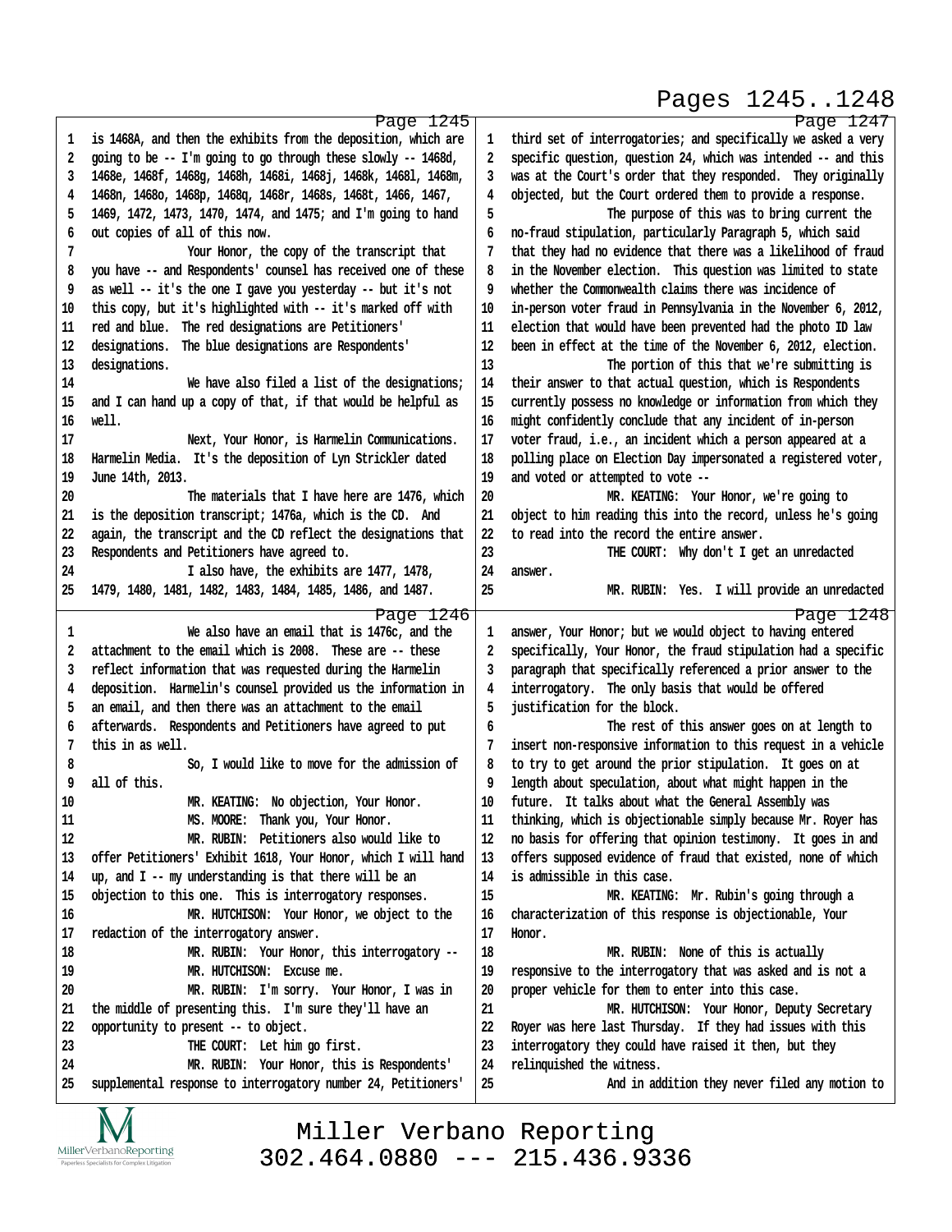Page 1245

1 is 1468A, and then the exhibits from the deposition, which are
2 going to be -- I'm going to go through these slowly -- 1468d,
3 1468e, 1468f, 1468g, 1468h, 1468i, 1468j, 1468k, 1468l, 1468m,
4 1468n, 1468o, 1468p, 1468q, 1468r, 1468s, 1468t, 1466, 1467,
5 1469, 1472, 1473, 1470, 1474, and 1475; and I'm going to hand
6 out copies of all of this now.
7 Your Honor, the copy of the transcript that
8 you have -- and Respondents' counsel has received one of these
9 as well -- it's the one I gave you yesterday -- but it's not
10 this copy, but it's highlighted with -- it's marked off with
11 red and blue. The red designations are Petitioners'
12 designations. The blue designations are Respondents'
13 designations.
14 We have also filed a list of the designations;
15 and I can hand up a copy of that, if that would be helpful as
16 well.
17 Next, Your Honor, is Harmelin Communications.
18 Harmelin Media. It's the deposition of Lyn Strickler dated
19 June 14th, 2013.
20 The materials that I have here are 1476, which
21 is the deposition transcript; 1476a, which is the CD. And
22 again, the transcript and the CD reflect the designations that
23 Respondents and Petitioners have agreed to.
24 I also have, the exhibits are 1477, 1478,
25 1479, 1480, 1481, 1482, 1483, 1484, 1485, 1486, and 1487.

Page 1246

1 We also have an email that is 1476c, and the
2 attachment to the email which is 2008. These are -- these
3 reflect information that was requested during the Harmelin
4 deposition. Harmelin's counsel provided us the information in
5 an email, and then there was an attachment to the email
6 afterwards. Respondents and Petitioners have agreed to put
7 this in as well.
8 So, I would like to move for the admission of
9 all of this.
10 MR. KEATING: No objection, Your Honor.
11 MS. MOORE: Thank you, Your Honor.
12 MR. RUBIN: Petitioners also would like to
13 offer Petitioners' Exhibit 1618, Your Honor, which I will hand
14 up, and I -- my understanding is that there will be an
15 objection to this one. This is interrogatory responses.
16 MR. HUTCHISON: Your Honor, we object to the
17 redaction of the interrogatory answer.
18 MR. RUBIN: Your Honor, this interrogatory --
19 MR. HUTCHISON: Excuse me.
20 MR. RUBIN: I'm sorry. Your Honor, I was in
21 the middle of presenting this. I'm sure they'll have an
22 opportunity to present -- to object.
23 THE COURT: Let him go first.
24 MR. RUBIN: Your Honor, this is Respondents'
25 supplemental response to interrogatory number 24, Petitioners'

Page 1247

1 third set of interrogatories; and specifically we asked a very
2 specific question, question 24, which was intended -- and this
3 was at the Court's order that they responded. They originally
4 objected, but the Court ordered them to provide a response.
5 The purpose of this was to bring current the
6 no-fraud stipulation, particularly Paragraph 5, which said
7 that they had no evidence that there was a likelihood of fraud
8 in the November election. This question was limited to state
9 whether the Commonwealth claims there was incidence of
10 in-person voter fraud in Pennsylvania in the November 6, 2012,
11 election that would have been prevented had the photo ID law
12 been in effect at the time of the November 6, 2012, election.
13 The portion of this that we're submitting is
14 their answer to that actual question, which is Respondents
15 currently possess no knowledge or information from which they
16 might confidently conclude that any incident of in-person
17 voter fraud, i.e., an incident which a person appeared at a
18 polling place on Election Day impersonated a registered voter,
19 and voted or attempted to vote --
20 MR. KEATING: Your Honor, we're going to
21 object to him reading this into the record, unless he's going
22 to read into the record the entire answer.
23 THE COURT: Why don't I get an unredacted
24 answer.
25 MR. RUBIN: Yes. I will provide an unredacted

Page 1248

1 answer, Your Honor; but we would object to having entered
2 specifically, Your Honor, the fraud stipulation had a specific
3 paragraph that specifically referenced a prior answer to the
4 interrogatory. The only basis that would be offered
5 justification for the block.
6 The rest of this answer goes on at length to
7 insert non-responsive information to this request in a vehicle
8 to try to get around the prior stipulation. It goes on at
9 length about speculation, about what might happen in the
10 future. It talks about what the General Assembly was
11 thinking, which is objectionable simply because Mr. Royer has
12 no basis for offering that opinion testimony. It goes in and
13 offers supposed evidence of fraud that existed, none of which
14 is admissible in this case.
15 MR. KEATING: Mr. Rubin's going through a
16 characterization of this response is objectionable, Your
17 Honor.
18 MR. RUBIN: None of this is actually
19 responsive to the interrogatory that was asked and is not a
20 proper vehicle for them to enter into this case.
21 MR. HUTCHISON: Your Honor, Deputy Secretary
22 Royer was here last Thursday. If they had issues with this
23 interrogatory they could have raised it then, but they
24 relinquished the witness.
25 And in addition they never filed any motion to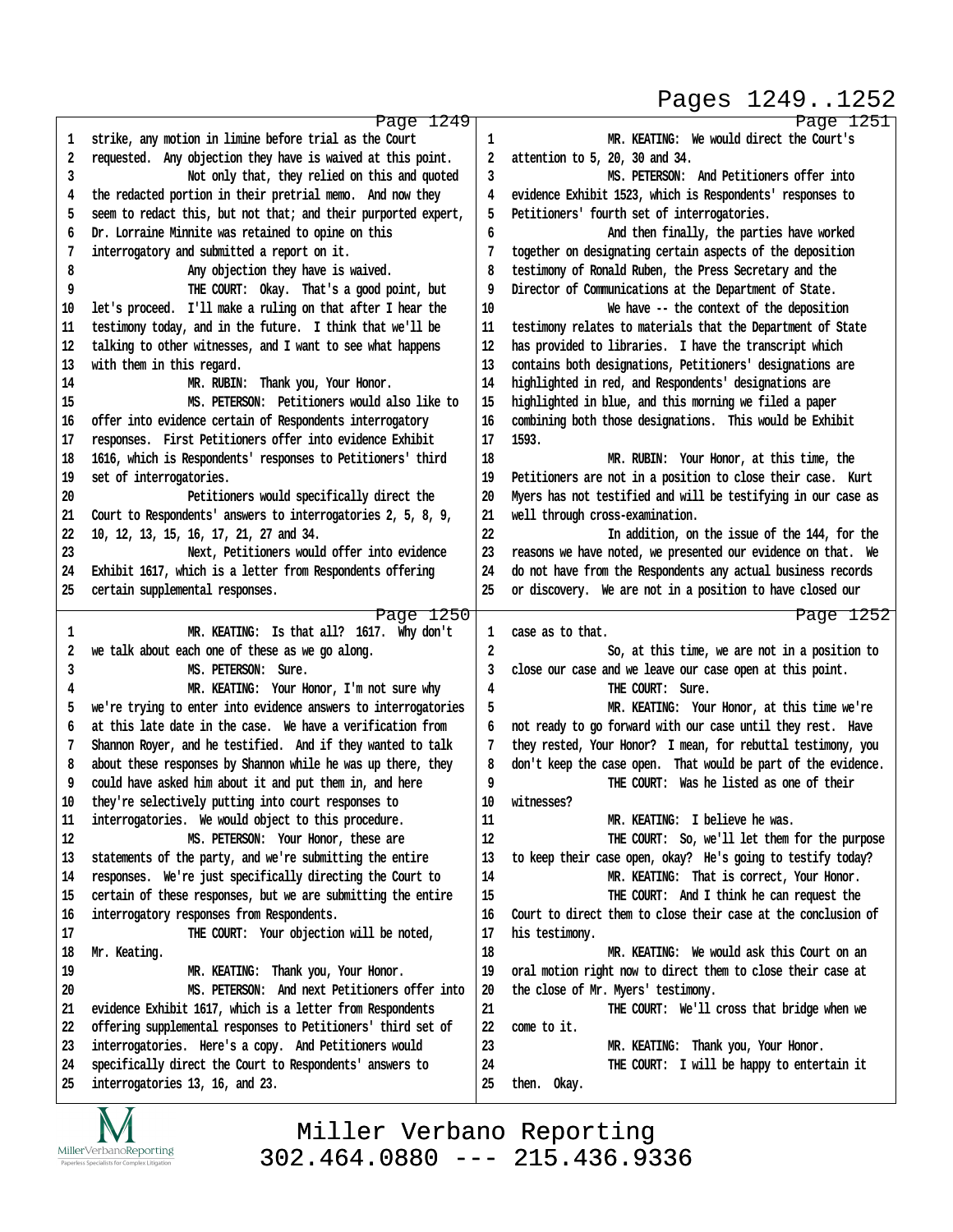Page 1249

1 strike, any motion in limine before trial as the Court
2 requested. Any objection they have is waived at this point.
3 Not only that, they relied on this and quoted
4 the redacted portion in their pretrial memo. And now they
5 seem to redact this, but not that; and their purported expert,
6 Dr. Lorraine Minnite was retained to opine on this
7 interrogatory and submitted a report on it.
8 Any objection they have is waived.
9 THE COURT: Okay. That's a good point, but
10 let's proceed. I'll make a ruling on that after I hear the
11 testimony today, and in the future. I think that we'll be
12 talking to other witnesses, and I want to see what happens
13 with them in this regard.
14 MR. RUBIN: Thank you, Your Honor.
15 MS. PETERSON: Petitioners would also like to
16 offer into evidence certain of Respondents interrogatory
17 responses. First Petitioners offer into evidence Exhibit
18 1616, which is Respondents' responses to Petitioners' third
19 set of interrogatories.
20 Petitioners would specifically direct the
21 Court to Respondents' answers to interrogatories 2, 5, 8, 9,
22 10, 12, 13, 15, 16, 17, 21, 27 and 34.
23 Next, Petitioners would offer into evidence
24 Exhibit 1617, which is a letter from Respondents offering
25 certain supplemental responses.

Page 1250

1 MR. KEATING: Is that all? 1617. Why don't
2 we talk about each one of these as we go along.
3 MS. PETERSON: Sure.
4 MR. KEATING: Your Honor, I'm not sure why
5 we're trying to enter into evidence answers to interrogatories
6 at this late date in the case. We have a verification from
7 Shannon Royer, and he testified. And if they wanted to talk
8 about these responses by Shannon while he was up there, they
9 could have asked him about it and put them in, and here
10 they're selectively putting into court responses to
11 interrogatories. We would object to this procedure.
12 MS. PETERSON: Your Honor, these are
13 statements of the party, and we're submitting the entire
14 responses. We're just specifically directing the Court to
15 certain of these responses, but we are submitting the entire
16 interrogatory responses from Respondents.
17 THE COURT: Your objection will be noted,
18 Mr. Keating.
19 MR. KEATING: Thank you, Your Honor.
20 MS. PETERSON: And next Petitioners offer into
21 evidence Exhibit 1617, which is a letter from Respondents
22 offering supplemental responses to Petitioners' third set of
23 interrogatories. Here's a copy. And Petitioners would
24 specifically direct the Court to Respondents' answers to
25 interrogatories 13, 16, and 23.

Page 1251

1 MR. KEATING: We would direct the Court's
2 attention to 5, 20, 30 and 34.
3 MS. PETERSON: And Petitioners offer into
4 evidence Exhibit 1523, which is Respondents' responses to
5 Petitioners' fourth set of interrogatories.
6 And then finally, the parties have worked
7 together on designating certain aspects of the deposition
8 testimony of Ronald Ruben, the Press Secretary and the
9 Director of Communications at the Department of State.
10 We have -- the context of the deposition
11 testimony relates to materials that the Department of State
12 has provided to libraries. I have the transcript which
13 contains both designations, Petitioners' designations are
14 highlighted in red, and Respondents' designations are
15 highlighted in blue, and this morning we filed a paper
16 combining both those designations. This would be Exhibit
17 1593.
18 MR. RUBIN: Your Honor, at this time, the
19 Petitioners are not in a position to close their case. Kurt
20 Myers has not testified and will be testifying in our case as
21 well through cross-examination.
22 In addition, on the issue of the 144, for the
23 reasons we have noted, we presented our evidence on that. We
24 do not have from the Respondents any actual business records
25 or discovery. We are not in a position to have closed our

Page 1252

1 case as to that.
2 So, at this time, we are not in a position to
3 close our case and we leave our case open at this point.
4 THE COURT: Sure.
5 MR. KEATING: Your Honor, at this time we're
6 not ready to go forward with our case until they rest. Have
7 they rested, Your Honor? I mean, for rebuttal testimony, you
8 don't keep the case open. That would be part of the evidence.
9 THE COURT: Was he listed as one of their
10 witnesses?
11 MR. KEATING: I believe he was.
12 THE COURT: So, we'll let them for the purpose
13 to keep their case open, okay? He's going to testify today?
14 MR. KEATING: That is correct, Your Honor.
15 THE COURT: And I think he can request the
16 Court to direct them to close their case at the conclusion of
17 his testimony.
18 MR. KEATING: We would ask this Court on an
19 oral motion right now to direct them to close their case at
20 the close of Mr. Myers' testimony.
21 THE COURT: We'll cross that bridge when we
22 come to it.
23 MR. KEATING: Thank you, Your Honor.
24 THE COURT: I will be happy to entertain it
25 then. Okay.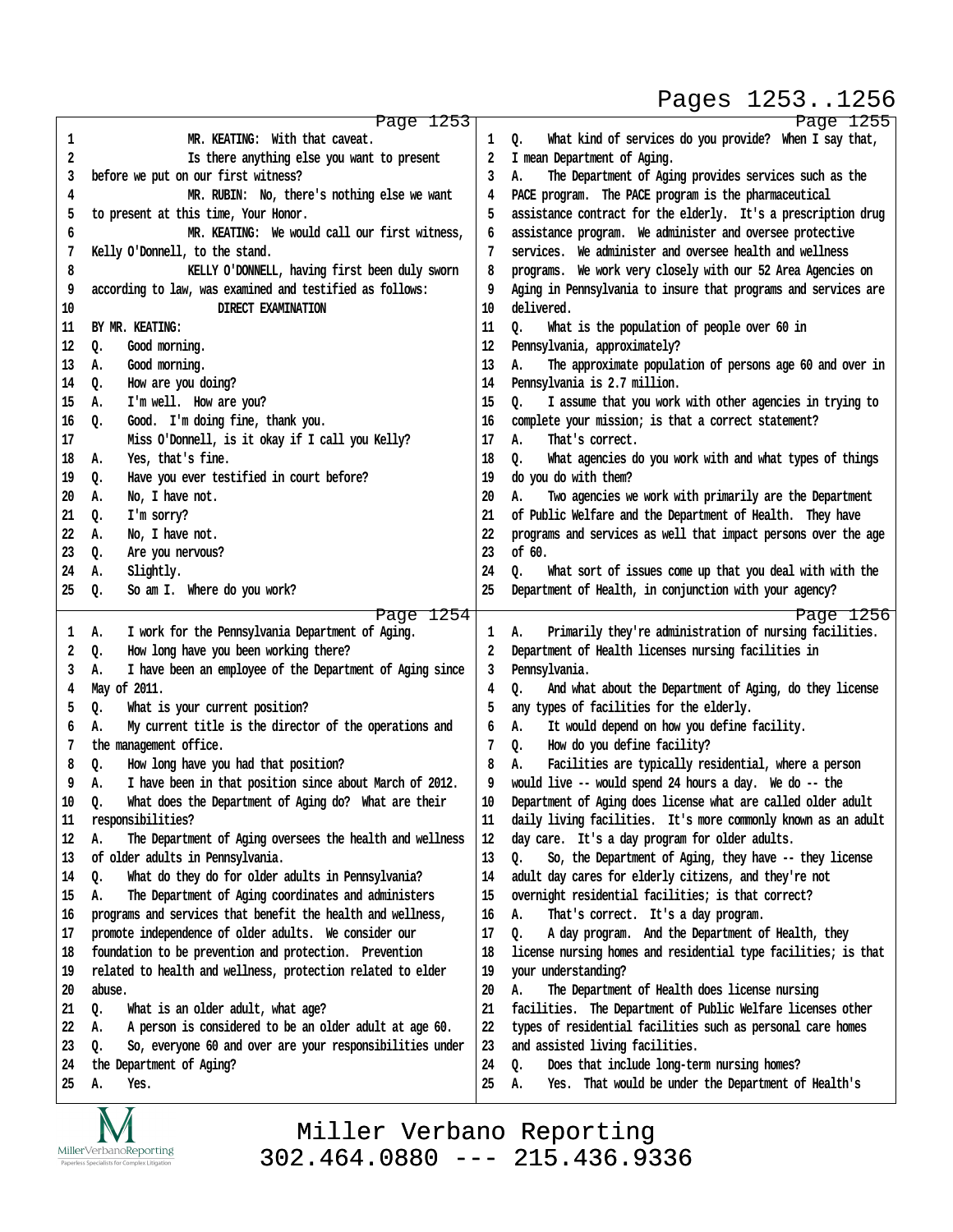**Page 1253**

1 MR. KEATING: With that caveat.
2 Is there anything else you want to present
3 before we put on our first witness?
4 MR. RUBIN: No, there's nothing else we want
5 to present at this time, Your Honor.
6 MR. KEATING: We would call our first witness,
7 Kelly O'Donnell, to the stand.
8 KELLY O'DONNELL, having first been duly sworn
9 according to law, was examined and testified as follows:
10 DIRECT EXAMINATION
11 BY MR. KEATING:
12 Q. Good morning.
13 A. Good morning.
14 Q. How are you doing?
15 A. I'm well. How are you?
16 Q. Good. I'm doing fine, thank you.
17 Miss O'Donnell, is it okay if I call you Kelly?
18 A. Yes, that's fine.
19 Q. Have you ever testified in court before?
20 A. No, I have not.
21 Q. I'm sorry?
22 A. No, I have not.
23 Q. Are you nervous?
24 A. Slightly.
25 Q. So am I. Where do you work?

**Page 1254**

1 A. I work for the Pennsylvania Department of Aging.
2 Q. How long have you been working there?
3 A. I have been an employee of the Department of Aging since
4 May of 2011.
5 Q. What is your current position?
6 A. My current title is the director of the operations and
7 the management office.
8 Q. How long have you had that position?
9 A. I have been in that position since about March of 2012.
10 Q. What does the Department of Aging do? What are their
11 responsibilities?
12 A. The Department of Aging oversees the health and wellness
13 of older adults in Pennsylvania.
14 Q. What do they do for older adults in Pennsylvania?
15 A. The Department of Aging coordinates and administers
16 programs and services that benefit the health and wellness,
17 promote independence of older adults. We consider our
18 foundation to be prevention and protection. Prevention
19 related to health and wellness, protection related to elder
20 abuse.
21 Q. What is an older adult, what age?
22 A. A person is considered to be an older adult at age 60.
23 Q. So, everyone 60 and over are your responsibilities under
24 the Department of Aging?
25 A. Yes.

**Page 1255**

1 Q. What kind of services do you provide? When I say that,
2 I mean Department of Aging.
3 A. The Department of Aging provides services such as the
4 PACE program. The PACE program is the pharmaceutical
5 assistance contract for the elderly. It's a prescription drug
6 assistance program. We administer and oversee protective
7 services. We administer and oversee health and wellness
8 programs. We work very closely with our 52 Area Agencies on
9 Aging in Pennsylvania to insure that programs and services are
10 delivered.
11 Q. What is the population of people over 60 in
12 Pennsylvania, approximately?
13 A. The approximate population of persons age 60 and over in
14 Pennsylvania is 2.7 million.
15 Q. I assume that you work with other agencies in trying to
16 complete your mission; is that a correct statement?
17 A. That's correct.
18 Q. What agencies do you work with and what types of things
19 do you do with them?
20 A. Two agencies we work with primarily are the Department
21 of Public Welfare and the Department of Health. They have
22 programs and services as well that impact persons over the age
23 of 60.
24 Q. What sort of issues come up that you deal with with the
25 Department of Health, in conjunction with your agency?

**Page 1256**

1 A. Primarily they're administration of nursing facilities.
2 Department of Health licenses nursing facilities in
3 Pennsylvania.
4 Q. And what about the Department of Aging, do they license
5 any types of facilities for the elderly.
6 A. It would depend on how you define facility.
7 Q. How do you define facility?
8 A. Facilities are typically residential, where a person
9 would live -- would spend 24 hours a day. We do -- the
10 Department of Aging does license what are called older adult
11 daily living facilities. It's more commonly known as an adult
12 day care. It's a day program for older adults.
13 Q. So, the Department of Aging, they have -- they license
14 adult day cares for elderly citizens, and they're not
15 overnight residential facilities; is that correct?
16 A. That's correct. It's a day program.
17 Q. A day program. And the Department of Health, they
18 license nursing homes and residential type facilities; is that
19 your understanding?
20 A. The Department of Health does license nursing
21 facilities. The Department of Public Welfare licenses other
22 types of residential facilities such as personal care homes
23 and assisted living facilities.
24 Q. Does that include long-term nursing homes?
25 A. Yes. That would be under the Department of Health's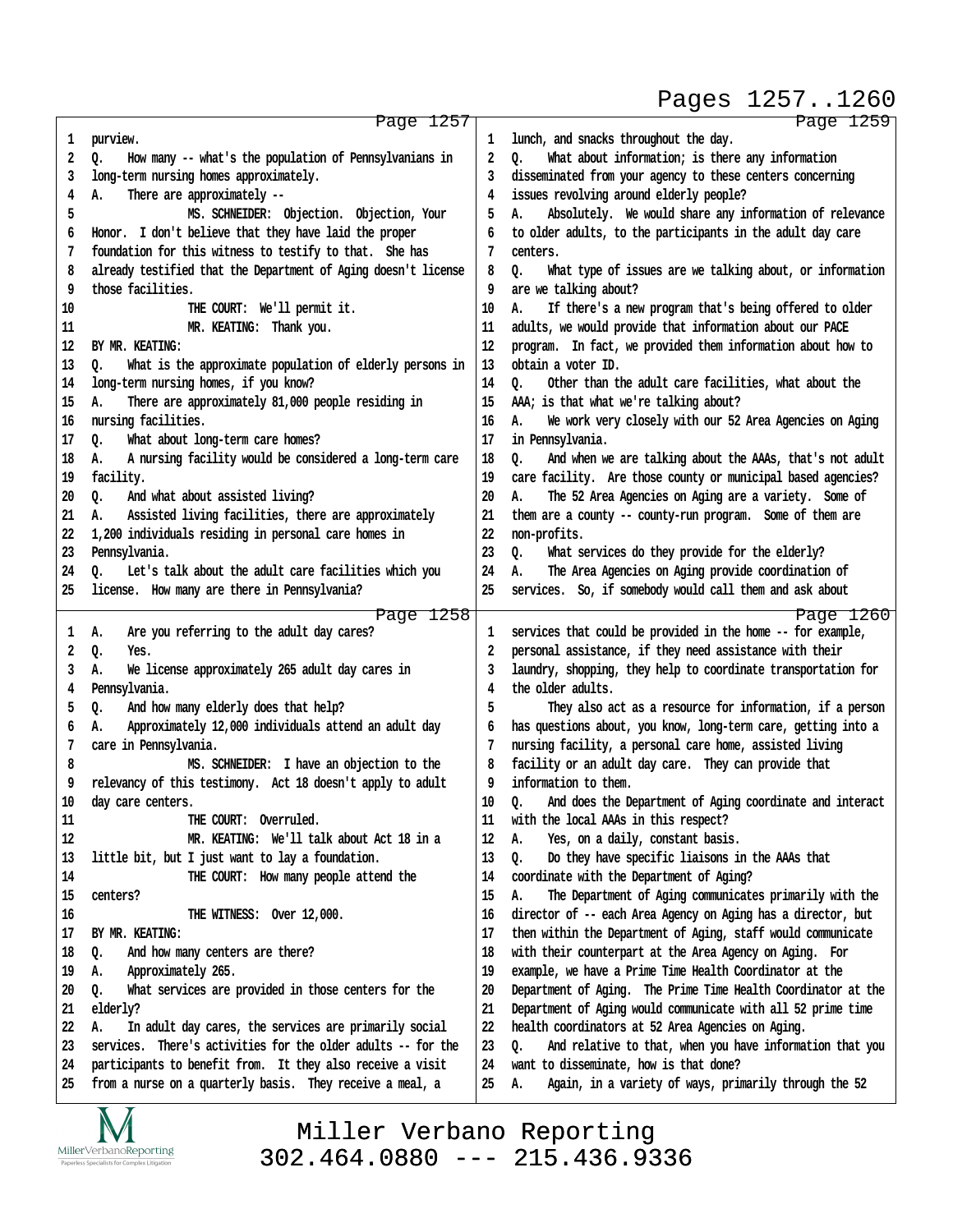Page 1257

1 purview.
2 Q. How many -- what's the population of Pennsylvanians in
3 long-term nursing homes approximately.
4 A. There are approximately --
5 MS. SCHNEIDER: Objection. Objection, Your
6 Honor. I don't believe that they have laid the proper
7 foundation for this witness to testify to that. She has
8 already testified that the Department of Aging doesn't license
9 those facilities.
10 THE COURT: We'll permit it.
11 MR. KEATING: Thank you.
12 BY MR. KEATING:
13 Q. What is the approximate population of elderly persons in
14 long-term nursing homes, if you know?
15 A. There are approximately 81,000 people residing in
16 nursing facilities.
17 Q. What about long-term care homes?
18 A. A nursing facility would be considered a long-term care
19 facility.
20 Q. And what about assisted living?
21 A. Assisted living facilities, there are approximately
22 1,200 individuals residing in personal care homes in
23 Pennsylvania.
24 Q. Let's talk about the adult care facilities which you
25 license. How many are there in Pennsylvania?

Page 1258

1 A. Are you referring to the adult day cares?
2 Q. Yes.
3 A. We license approximately 265 adult day cares in
4 Pennsylvania.
5 Q. And how many elderly does that help?
6 A. Approximately 12,000 individuals attend an adult day
7 care in Pennsylvania.
8 MS. SCHNEIDER: I have an objection to the
9 relevancy of this testimony. Act 18 doesn't apply to adult
10 day care centers.
11 THE COURT: Overruled.
12 MR. KEATING: We'll talk about Act 18 in a
13 little bit, but I just want to lay a foundation.
14 THE COURT: How many people attend the
15 centers?
16 THE WITNESS: Over 12,000.
17 BY MR. KEATING:
18 Q. And how many centers are there?
19 A. Approximately 265.
20 Q. What services are provided in those centers for the
21 elderly?
22 A. In adult day cares, the services are primarily social
23 services. There's activities for the older adults -- for the
24 participants to benefit from. It they also receive a visit
25 from a nurse on a quarterly basis. They receive a meal, a

Page 1259

1 lunch, and snacks throughout the day.
2 Q. What about information; is there any information
3 disseminated from your agency to these centers concerning
4 issues revolving around elderly people?
5 A. Absolutely. We would share any information of relevance
6 to older adults, to the participants in the adult day care
7 centers.
8 Q. What type of issues are we talking about, or information
9 are we talking about?
10 A. If there's a new program that's being offered to older
11 adults, we would provide that information about our PACE
12 program. In fact, we provided them information about how to
13 obtain a voter ID.
14 Q. Other than the adult care facilities, what about the
15 AAA; is that what we're talking about?
16 A. We work very closely with our 52 Area Agencies on Aging
17 in Pennsylvania.
18 Q. And when we are talking about the AAAs, that's not adult
19 care facility. Are those county or municipal based agencies?
20 A. The 52 Area Agencies on Aging are a variety. Some of
21 them are a county -- county-run program. Some of them are
22 non-profits.
23 Q. What services do they provide for the elderly?
24 A. The Area Agencies on Aging provide coordination of
25 services. So, if somebody would call them and ask about

Page 1260

1 services that could be provided in the home -- for example,
2 personal assistance, if they need assistance with their
3 laundry, shopping, they help to coordinate transportation for
4 the older adults.
5 They also act as a resource for information, if a person
6 has questions about, you know, long-term care, getting into a
7 nursing facility, a personal care home, assisted living
8 facility or an adult day care. They can provide that
9 information to them.
10 Q. And does the Department of Aging coordinate and interact
11 with the local AAAs in this respect?
12 A. Yes, on a daily, constant basis.
13 Q. Do they have specific liaisons in the AAAs that
14 coordinate with the Department of Aging?
15 A. The Department of Aging communicates primarily with the
16 director of -- each Area Agency on Aging has a director, but
17 then within the Department of Aging, staff would communicate
18 with their counterpart at the Area Agency on Aging. For
19 example, we have a Prime Time Health Coordinator at the
20 Department of Aging. The Prime Time Health Coordinator at the
21 Department of Aging would communicate with all 52 prime time
22 health coordinators at 52 Area Agencies on Aging.
23 Q. And relative to that, when you have information that you
24 want to disseminate, how is that done?
25 A. Again, in a variety of ways, primarily through the 52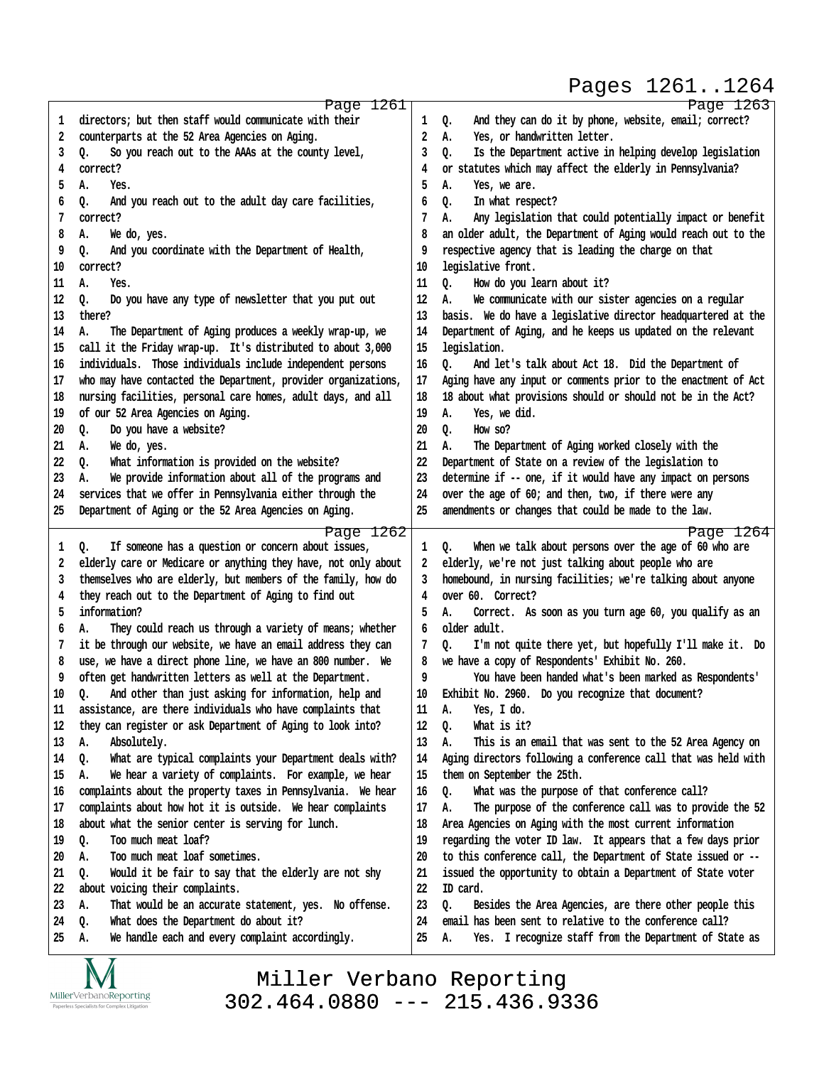Page 1261

1 directors; but then staff would communicate with their
2 counterparts at the 52 Area Agencies on Aging.
3 Q. So you reach out to the AAAs at the county level,
4 correct?
5 A. Yes.
6 Q. And you reach out to the adult day care facilities,
7 correct?
8 A. We do, yes.
9 Q. And you coordinate with the Department of Health,
10 correct?
11 A. Yes.
12 Q. Do you have any type of newsletter that you put out
13 there?
14 A. The Department of Aging produces a weekly wrap-up, we
15 call it the Friday wrap-up. It's distributed to about 3,000
16 individuals. Those individuals include independent persons
17 who may have contacted the Department, provider organizations,
18 nursing facilities, personal care homes, adult days, and all
19 of our 52 Area Agencies on Aging.
20 Q. Do you have a website?
21 A. We do, yes.
22 Q. What information is provided on the website?
23 A. We provide information about all of the programs and
24 services that we offer in Pennsylvania either through the
25 Department of Aging or the 52 Area Agencies on Aging.

Page 1262

1 Q. If someone has a question or concern about issues,
2 elderly care or Medicare or anything they have, not only about
3 themselves who are elderly, but members of the family, how do
4 they reach out to the Department of Aging to find out
5 information?
6 A. They could reach us through a variety of means; whether
7 it be through our website, we have an email address they can
8 use, we have a direct phone line, we have an 800 number. We
9 often get handwritten letters as well at the Department.
10 Q. And other than just asking for information, help and
11 assistance, are there individuals who have complaints that
12 they can register or ask Department of Aging to look into?
13 A. Absolutely.
14 Q. What are typical complaints your Department deals with?
15 A. We hear a variety of complaints. For example, we hear
16 complaints about the property taxes in Pennsylvania. We hear
17 complaints about how hot it is outside. We hear complaints
18 about what the senior center is serving for lunch.
19 Q. Too much meat loaf?
20 A. Too much meat loaf sometimes.
21 Q. Would it be fair to say that the elderly are not shy
22 about voicing their complaints.
23 A. That would be an accurate statement, yes. No offense.
24 Q. What does the Department do about it?
25 A. We handle each and every complaint accordingly.

Page 1263

1 Q. And they can do it by phone, website, email; correct?
2 A. Yes, or handwritten letter.
3 Q. Is the Department active in helping develop legislation
4 or statutes which may affect the elderly in Pennsylvania?
5 A. Yes, we are.
6 Q. In what respect?
7 A. Any legislation that could potentially impact or benefit
8 an older adult, the Department of Aging would reach out to the
9 respective agency that is leading the charge on that
10 legislative front.
11 Q. How do you learn about it?
12 A. We communicate with our sister agencies on a regular
13 basis. We do have a legislative director headquartered at the
14 Department of Aging, and he keeps us updated on the relevant
15 legislation.
16 Q. And let's talk about Act 18. Did the Department of
17 Aging have any input or comments prior to the enactment of Act
18 18 about what provisions should or should not be in the Act?
19 A. Yes, we did.
20 Q. How so?
21 A. The Department of Aging worked closely with the
22 Department of State on a review of the legislation to
23 determine if -- one, if it would have any impact on persons
24 over the age of 60; and then, two, if there were any
25 amendments or changes that could be made to the law.

Page 1264

1 Q. When we talk about persons over the age of 60 who are
2 elderly, we're not just talking about people who are
3 homebound, in nursing facilities; we're talking about anyone
4 over 60. Correct?
5 A. Correct. As soon as you turn age 60, you qualify as an
6 older adult.
7 Q. I'm not quite there yet, but hopefully I'll make it. Do
8 we have a copy of Respondents' Exhibit No. 260.
9 You have been handed what's been marked as Respondents'
10 Exhibit No. 2960. Do you recognize that document?
11 A. Yes, I do.
12 Q. What is it?
13 A. This is an email that was sent to the 52 Area Agency on
14 Aging directors following a conference call that was held with
15 them on September the 25th.
16 Q. What was the purpose of that conference call?
17 A. The purpose of the conference call was to provide the 52
18 Area Agencies on Aging with the most current information
19 regarding the voter ID law. It appears that a few days prior
20 to this conference call, the Department of State issued or --
21 issued the opportunity to obtain a Department of State voter
22 ID card.
23 Q. Besides the Area Agencies, are there other people this
24 email has been sent to relative to the conference call?
25 A. Yes. I recognize staff from the Department of State as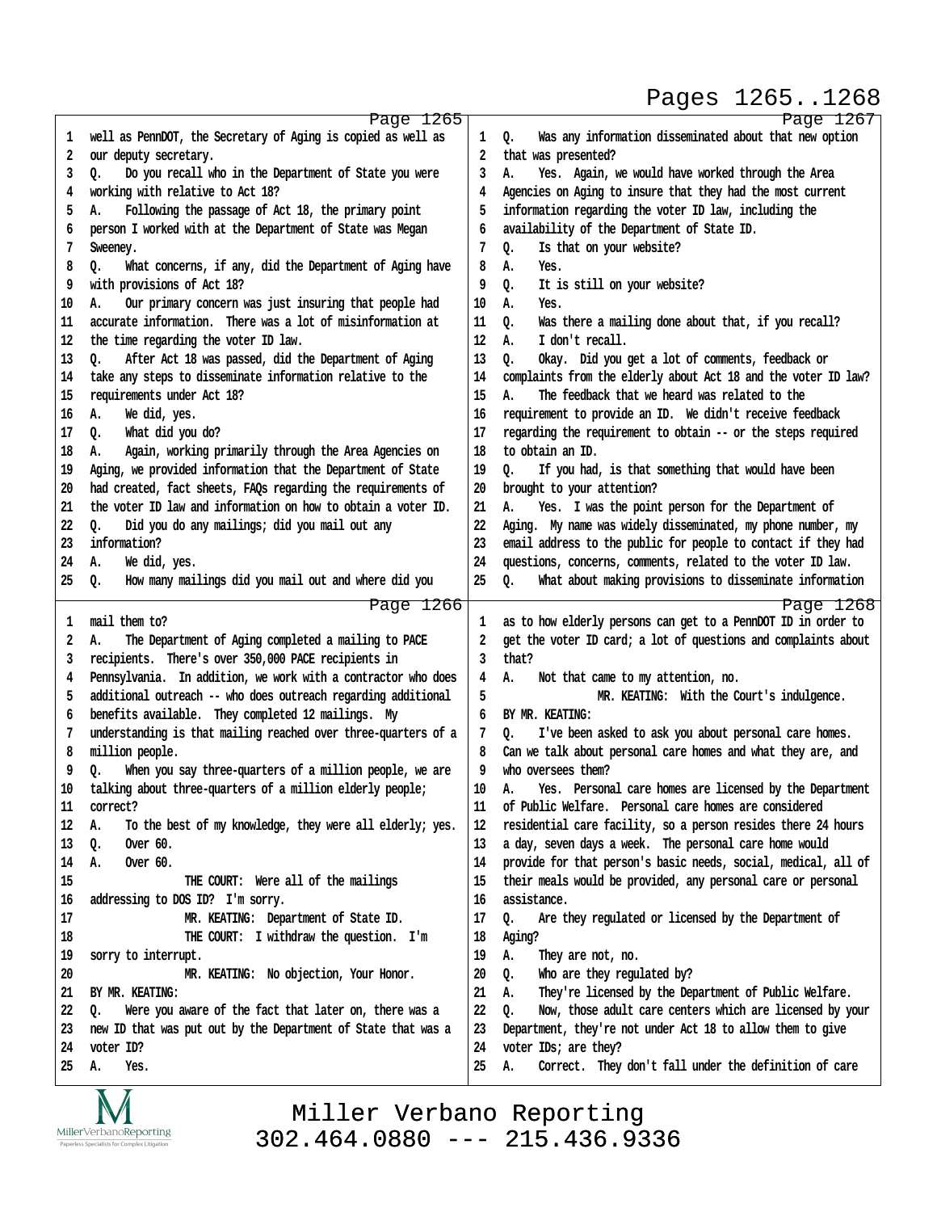## Page 1265

1 well as PennDOT, the Secretary of Aging is copied as well as
2 our deputy secretary.
3 Q. Do you recall who in the Department of State you were
4 working with relative to Act 18?
5 A. Following the passage of Act 18, the primary point
6 person I worked with at the Department of State was Megan
7 Sweeney.
8 Q. What concerns, if any, did the Department of Aging have
9 with provisions of Act 18?
10 A. Our primary concern was just insuring that people had
11 accurate information. There was a lot of misinformation at
12 the time regarding the voter ID law.
13 Q. After Act 18 was passed, did the Department of Aging
14 take any steps to disseminate information relative to the
15 requirements under Act 18?
16 A. We did, yes.
17 Q. What did you do?
18 A. Again, working primarily through the Area Agencies on
19 Aging, we provided information that the Department of State
20 had created, fact sheets, FAQs regarding the requirements of
21 the voter ID law and information on how to obtain a voter ID.
22 Q. Did you do any mailings; did you mail out any
23 information?
24 A. We did, yes.
25 Q. How many mailings did you mail out and where did you

## Page 1266

1 mail them to?
2 A. The Department of Aging completed a mailing to PACE
3 recipients. There's over 350,000 PACE recipients in
4 Pennsylvania. In addition, we work with a contractor who does
5 additional outreach -- who does outreach regarding additional
6 benefits available. They completed 12 mailings. My
7 understanding is that mailing reached over three-quarters of a
8 million people.
9 Q. When you say three-quarters of a million people, we are
10 talking about three-quarters of a million elderly people;
11 correct?
12 A. To the best of my knowledge, they were all elderly; yes.
13 Q. Over 60.
14 A. Over 60.
15 THE COURT: Were all of the mailings
16 addressing to DOS ID? I'm sorry.
17 MR. KEATING: Department of State ID.
18 THE COURT: I withdraw the question. I'm
19 sorry to interrupt.
20 MR. KEATING: No objection, Your Honor.
21 BY MR. KEATING:
22 Q. Were you aware of the fact that later on, there was a
23 new ID that was put out by the Department of State that was a
24 voter ID?
25 A. Yes.

## Page 1267

1 Q. Was any information disseminated about that new option
2 that was presented?
3 A. Yes. Again, we would have worked through the Area
4 Agencies on Aging to insure that they had the most current
5 information regarding the voter ID law, including the
6 availability of the Department of State ID.
7 Q. Is that on your website?
8 A. Yes.
9 Q. It is still on your website?
10 A. Yes.
11 Q. Was there a mailing done about that, if you recall?
12 A. I don't recall.
13 Q. Okay. Did you get a lot of comments, feedback or
14 complaints from the elderly about Act 18 and the voter ID law?
15 A. The feedback that we heard was related to the
16 requirement to provide an ID. We didn't receive feedback
17 regarding the requirement to obtain -- or the steps required
18 to obtain an ID.
19 Q. If you had, is that something that would have been
20 brought to your attention?
21 A. Yes. I was the point person for the Department of
22 Aging. My name was widely disseminated, my phone number, my
23 email address to the public for people to contact if they had
24 questions, concerns, comments, related to the voter ID law.
25 Q. What about making provisions to disseminate information

## Page 1268

1 as to how elderly persons can get to a PennDOT ID in order to
2 get the voter ID card; a lot of questions and complaints about
3 that?
4 A. Not that came to my attention, no.
5 MR. KEATING: With the Court's indulgence.
6 BY MR. KEATING:
7 Q. I've been asked to ask you about personal care homes.
8 Can we talk about personal care homes and what they are, and
9 who oversees them?
10 A. Yes. Personal care homes are licensed by the Department
11 of Public Welfare. Personal care homes are considered
12 residential care facility, so a person resides there 24 hours
13 a day, seven days a week. The personal care home would
14 provide for that person's basic needs, social, medical, all of
15 their meals would be provided, any personal care or personal
16 assistance.
17 Q. Are they regulated or licensed by the Department of
18 Aging?
19 A. They are not, no.
20 Q. Who are they regulated by?
21 A. They're licensed by the Department of Public Welfare.
22 Q. Now, those adult care centers which are licensed by your
23 Department, they're not under Act 18 to allow them to give
24 voter IDs; are they?
25 A. Correct. They don't fall under the definition of care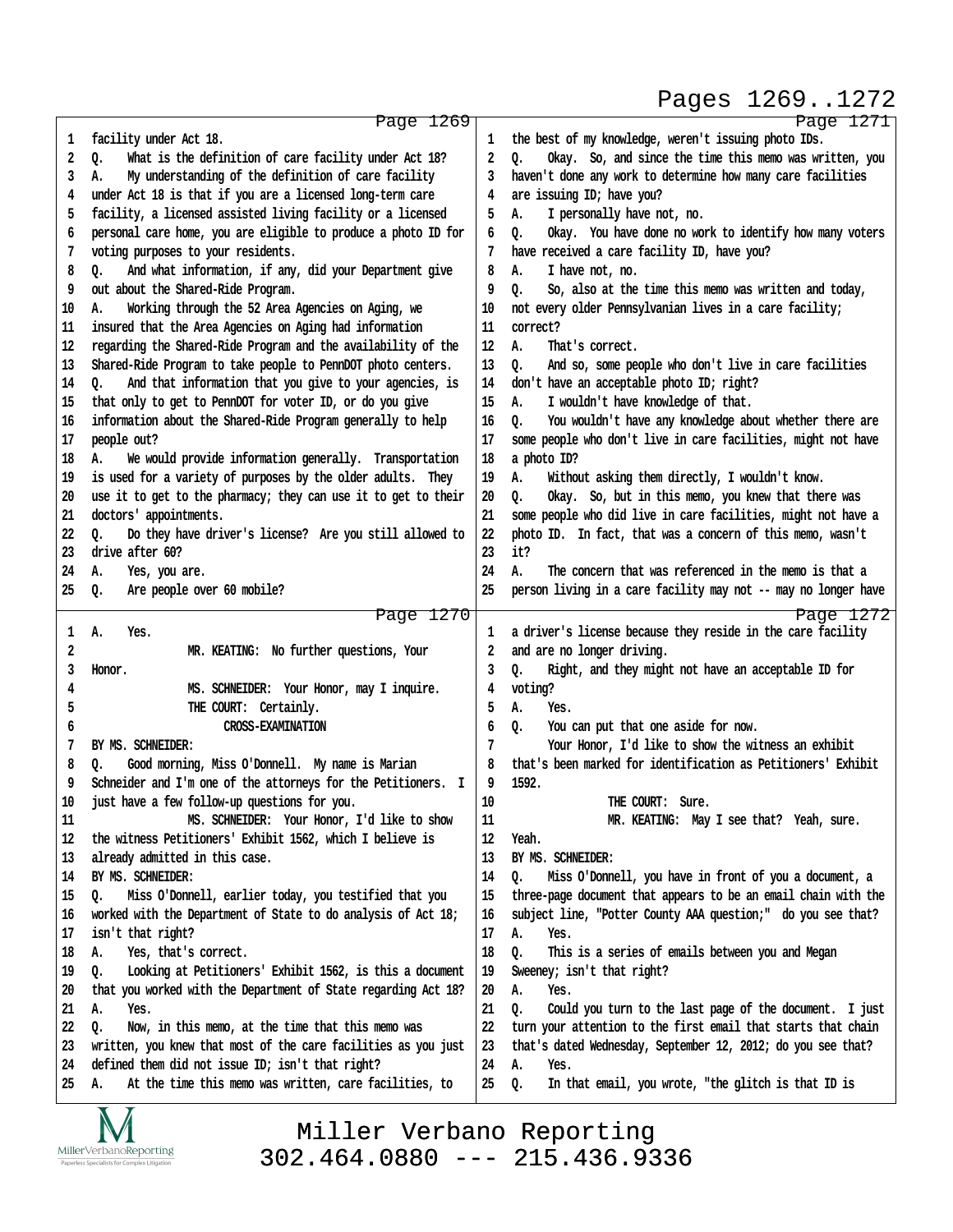Page 1269

1 facility under Act 18.
2 Q. What is the definition of care facility under Act 18?
3 A. My understanding of the definition of care facility
4 under Act 18 is that if you are a licensed long-term care
5 facility, a licensed assisted living facility or a licensed
6 personal care home, you are eligible to produce a photo ID for
7 voting purposes to your residents.
8 Q. And what information, if any, did your Department give
9 out about the Shared-Ride Program.
10 A. Working through the 52 Area Agencies on Aging, we
11 insured that the Area Agencies on Aging had information
12 regarding the Shared-Ride Program and the availability of the
13 Shared-Ride Program to take people to PennDOT photo centers.
14 Q. And that information that you give to your agencies, is
15 that only to get to PennDOT for voter ID, or do you give
16 information about the Shared-Ride Program generally to help
17 people out?
18 A. We would provide information generally. Transportation
19 is used for a variety of purposes by the older adults. They
20 use it to get to the pharmacy; they can use it to get to their
21 doctors' appointments.
22 Q. Do they have driver's license? Are you still allowed to
23 drive after 60?
24 A. Yes, you are.
25 Q. Are people over 60 mobile?

Page 1270

1 A. Yes.
2 MR. KEATING: No further questions, Your
3 Honor.
4 MS. SCHNEIDER: Your Honor, may I inquire.
5 THE COURT: Certainly.
6 CROSS-EXAMINATION
7 BY MS. SCHNEIDER:
8 Q. Good morning, Miss O'Donnell. My name is Marian
9 Schneider and I'm one of the attorneys for the Petitioners. I
10 just have a few follow-up questions for you.
11 MS. SCHNEIDER: Your Honor, I'd like to show
12 the witness Petitioners' Exhibit 1562, which I believe is
13 already admitted in this case.
14 BY MS. SCHNEIDER:
15 Q. Miss O'Donnell, earlier today, you testified that you
16 worked with the Department of State to do analysis of Act 18;
17 isn't that right?
18 A. Yes, that's correct.
19 Q. Looking at Petitioners' Exhibit 1562, is this a document
20 that you worked with the Department of State regarding Act 18?
21 A. Yes.
22 Q. Now, in this memo, at the time that this memo was
23 written, you knew that most of the care facilities as you just
24 defined them did not issue ID; isn't that right?
25 A. At the time this memo was written, care facilities, to

Page 1271

1 the best of my knowledge, weren't issuing photo IDs.
2 Q. Okay. So, and since the time this memo was written, you
3 haven't done any work to determine how many care facilities
4 are issuing ID; have you?
5 A. I personally have not, no.
6 Q. Okay. You have done no work to identify how many voters
7 have received a care facility ID, have you?
8 A. I have not, no.
9 Q. So, also at the time this memo was written and today,
10 not every older Pennsylvanian lives in a care facility;
11 correct?
12 A. That's correct.
13 Q. And so, some people who don't live in care facilities
14 don't have an acceptable photo ID; right?
15 A. I wouldn't have knowledge of that.
16 Q. You wouldn't have any knowledge about whether there are
17 some people who don't live in care facilities, might not have
18 a photo ID?
19 A. Without asking them directly, I wouldn't know.
20 Q. Okay. So, but in this memo, you knew that there was
21 some people who did live in care facilities, might not have a
22 photo ID. In fact, that was a concern of this memo, wasn't
23 it?
24 A. The concern that was referenced in the memo is that a
25 person living in a care facility may not -- may no longer have

Page 1272

1 a driver's license because they reside in the care facility
2 and are no longer driving.
3 Q. Right, and they might not have an acceptable ID for
4 voting?
5 A. Yes.
6 Q. You can put that one aside for now.
7 Your Honor, I'd like to show the witness an exhibit
8 that's been marked for identification as Petitioners' Exhibit
9 1592.
10 THE COURT: Sure.
11 MR. KEATING: May I see that? Yeah, sure.
12 Yeah.
13 BY MS. SCHNEIDER:
14 Q. Miss O'Donnell, you have in front of you a document, a
15 three-page document that appears to be an email chain with the
16 subject line, "Potter County AAA question;" do you see that?
17 A. Yes.
18 Q. This is a series of emails between you and Megan
19 Sweeney; isn't that right?
20 A. Yes.
21 Q. Could you turn to the last page of the document. I just
22 turn your attention to the first email that starts that chain
23 that's dated Wednesday, September 12, 2012; do you see that?
24 A. Yes.
25 Q. In that email, you wrote, "the glitch is that ID is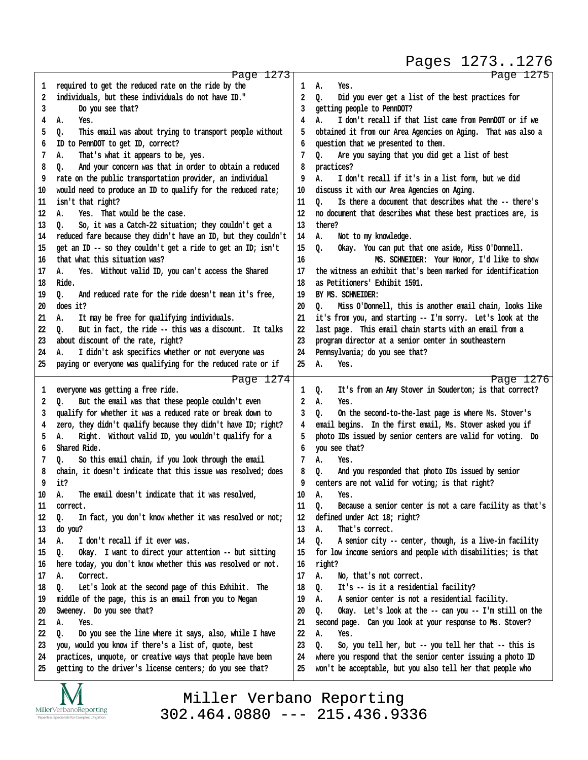Page 1273

1 required to get the reduced rate on the ride by the
2 individuals, but these individuals do not have ID."
3 Do you see that?
4 A. Yes.
5 Q. This email was about trying to transport people without
6 ID to PennDOT to get ID, correct?
7 A. That's what it appears to be, yes.
8 Q. And your concern was that in order to obtain a reduced
9 rate on the public transportation provider, an individual
10 would need to produce an ID to qualify for the reduced rate;
11 isn't that right?
12 A. Yes. That would be the case.
13 Q. So, it was a Catch-22 situation; they couldn't get a
14 reduced fare because they didn't have an ID, but they couldn't
15 get an ID -- so they couldn't get a ride to get an ID; isn't
16 that what this situation was?
17 A. Yes. Without valid ID, you can't access the Shared
18 Ride.
19 Q. And reduced rate for the ride doesn't mean it's free,
20 does it?
21 A. It may be free for qualifying individuals.
22 Q. But in fact, the ride -- this was a discount. It talks
23 about discount of the rate, right?
24 A. I didn't ask specifics whether or not everyone was
25 paying or everyone was qualifying for the reduced rate or if

Page 1274

1 everyone was getting a free ride.
2 Q. But the email was that these people couldn't even
3 qualify for whether it was a reduced rate or break down to
4 zero, they didn't qualify because they didn't have ID; right?
5 A. Right. Without valid ID, you wouldn't qualify for a
6 Shared Ride.
7 Q. So this email chain, if you look through the email
8 chain, it doesn't indicate that this issue was resolved; does
9 it?
10 A. The email doesn't indicate that it was resolved,
11 correct.
12 Q. In fact, you don't know whether it was resolved or not;
13 do you?
14 A. I don't recall if it ever was.
15 Q. Okay. I want to direct your attention -- but sitting
16 here today, you don't know whether this was resolved or not.
17 A. Correct.
18 Q. Let's look at the second page of this Exhibit. The
19 middle of the page, this is an email from you to Megan
20 Sweeney. Do you see that?
21 A. Yes.
22 Q. Do you see the line where it says, also, while I have
23 you, would you know if there's a list of, quote, best
24 practices, unquote, or creative ways that people have been
25 getting to the driver's license centers; do you see that?

Page 1275

1 A. Yes.
2 Q. Did you ever get a list of the best practices for
3 getting people to PennDOT?
4 A. I don't recall if that list came from PennDOT or if we
5 obtained it from our Area Agencies on Aging. That was also a
6 question that we presented to them.
7 Q. Are you saying that you did get a list of best
8 practices?
9 A. I don't recall if it's in a list form, but we did
10 discuss it with our Area Agencies on Aging.
11 Q. Is there a document that describes what the -- there's
12 no document that describes what these best practices are, is
13 there?
14 A. Not to my knowledge.
15 Q. Okay. You can put that one aside, Miss O'Donnell.
16 MS. SCHNEIDER: Your Honor, I'd like to show
17 the witness an exhibit that's been marked for identification
18 as Petitioners' Exhibit 1591.
19 BY MS. SCHNEIDER:
20 Q. Miss O'Donnell, this is another email chain, looks like
21 it's from you, and starting -- I'm sorry. Let's look at the
22 last page. This email chain starts with an email from a
23 program director at a senior center in southeastern
24 Pennsylvania; do you see that?
25 A. Yes.

Page 1276

1 Q. It's from an Amy Stover in Souderton; is that correct?
2 A. Yes.
3 Q. On the second-to-the-last page is where Ms. Stover's
4 email begins. In the first email, Ms. Stover asked you if
5 photo IDs issued by senior centers are valid for voting. Do
6 you see that?
7 A. Yes.
8 Q. And you responded that photo IDs issued by senior
9 centers are not valid for voting; is that right?
10 A. Yes.
11 Q. Because a senior center is not a care facility as that's
12 defined under Act 18; right?
13 A. That's correct.
14 Q. A senior city -- center, though, is a live-in facility
15 for low income seniors and people with disabilities; is that
16 right?
17 A. No, that's not correct.
18 Q. It's -- is it a residential facility?
19 A. A senior center is not a residential facility.
20 Q. Okay. Let's look at the -- can you -- I'm still on the
21 second page. Can you look at your response to Ms. Stover?
22 A. Yes.
23 Q. So, you tell her, but -- you tell her that -- this is
24 where you respond that the senior center issuing a photo ID
25 won't be acceptable, but you also tell her that people who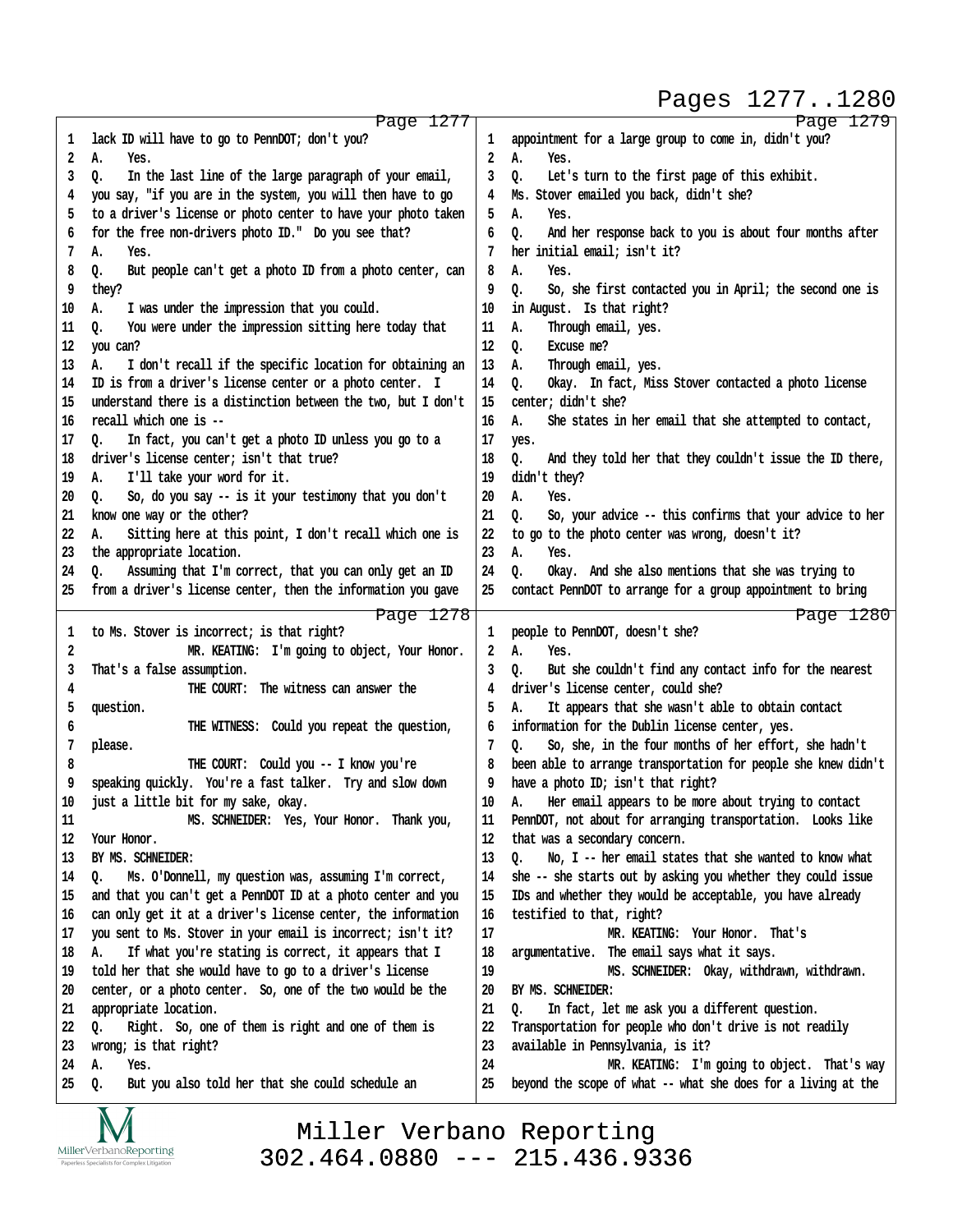Page 1277

1 lack ID will have to go to PennDOT; don't you?
2 A. Yes.
3 Q. In the last line of the large paragraph of your email,
4 you say, "if you are in the system, you will then have to go
5 to a driver's license or photo center to have your photo taken
6 for the free non-drivers photo ID." Do you see that?
7 A. Yes.
8 Q. But people can't get a photo ID from a photo center, can
9 they?
10 A. I was under the impression that you could.
11 Q. You were under the impression sitting here today that
12 you can?
13 A. I don't recall if the specific location for obtaining an
14 ID is from a driver's license center or a photo center. I
15 understand there is a distinction between the two, but I don't
16 recall which one is --
17 Q. In fact, you can't get a photo ID unless you go to a
18 driver's license center; isn't that true?
19 A. I'll take your word for it.
20 Q. So, do you say -- is it your testimony that you don't
21 know one way or the other?
22 A. Sitting here at this point, I don't recall which one is
23 the appropriate location.
24 Q. Assuming that I'm correct, that you can only get an ID
25 from a driver's license center, then the information you gave

Page 1278

1 to Ms. Stover is incorrect; is that right?
2 MR. KEATING: I'm going to object, Your Honor.
3 That's a false assumption.
4 THE COURT: The witness can answer the
5 question.
6 THE WITNESS: Could you repeat the question,
7 please.
8 THE COURT: Could you -- I know you're
9 speaking quickly. You're a fast talker. Try and slow down
10 just a little bit for my sake, okay.
11 MS. SCHNEIDER: Yes, Your Honor. Thank you,
12 Your Honor.
13 BY MS. SCHNEIDER:
14 Q. Ms. O'Donnell, my question was, assuming I'm correct,
15 and that you can't get a PennDOT ID at a photo center and you
16 can only get it at a driver's license center, the information
17 you sent to Ms. Stover in your email is incorrect; isn't it?
18 A. If what you're stating is correct, it appears that I
19 told her that she would have to go to a driver's license
20 center, or a photo center. So, one of the two would be the
21 appropriate location.
22 Q. Right. So, one of them is right and one of them is
23 wrong; is that right?
24 A. Yes.
25 Q. But you also told her that she could schedule an

Page 1279

1 appointment for a large group to come in, didn't you?
2 A. Yes.
3 Q. Let's turn to the first page of this exhibit.
4 Ms. Stover emailed you back, didn't she?
5 A. Yes.
6 Q. And her response back to you is about four months after
7 her initial email; isn't it?
8 A. Yes.
9 Q. So, she first contacted you in April; the second one is
10 in August. Is that right?
11 A. Through email, yes.
12 Q. Excuse me?
13 A. Through email, yes.
14 Q. Okay. In fact, Miss Stover contacted a photo license
15 center; didn't she?
16 A. She states in her email that she attempted to contact,
17 yes.
18 Q. And they told her that they couldn't issue the ID there,
19 didn't they?
20 A. Yes.
21 Q. So, your advice -- this confirms that your advice to her
22 to go to the photo center was wrong, doesn't it?
23 A. Yes.
24 Q. Okay. And she also mentions that she was trying to
25 contact PennDOT to arrange for a group appointment to bring

Page 1280

1 people to PennDOT, doesn't she?
2 A. Yes.
3 Q. But she couldn't find any contact info for the nearest
4 driver's license center, could she?
5 A. It appears that she wasn't able to obtain contact
6 information for the Dublin license center, yes.
7 Q. So, she, in the four months of her effort, she hadn't
8 been able to arrange transportation for people she knew didn't
9 have a photo ID; isn't that right?
10 A. Her email appears to be more about trying to contact
11 PennDOT, not about for arranging transportation. Looks like
12 that was a secondary concern.
13 Q. No, I -- her email states that she wanted to know what
14 she -- she starts out by asking you whether they could issue
15 IDs and whether they would be acceptable, you have already
16 testified to that, right?
17 MR. KEATING: Your Honor. That's
18 argumentative. The email says what it says.
19 MS. SCHNEIDER: Okay, withdrawn, withdrawn.
20 BY MS. SCHNEIDER:
21 Q. In fact, let me ask you a different question.
22 Transportation for people who don't drive is not readily
23 available in Pennsylvania, is it?
24 MR. KEATING: I'm going to object. That's way
25 beyond the scope of what -- what she does for a living at the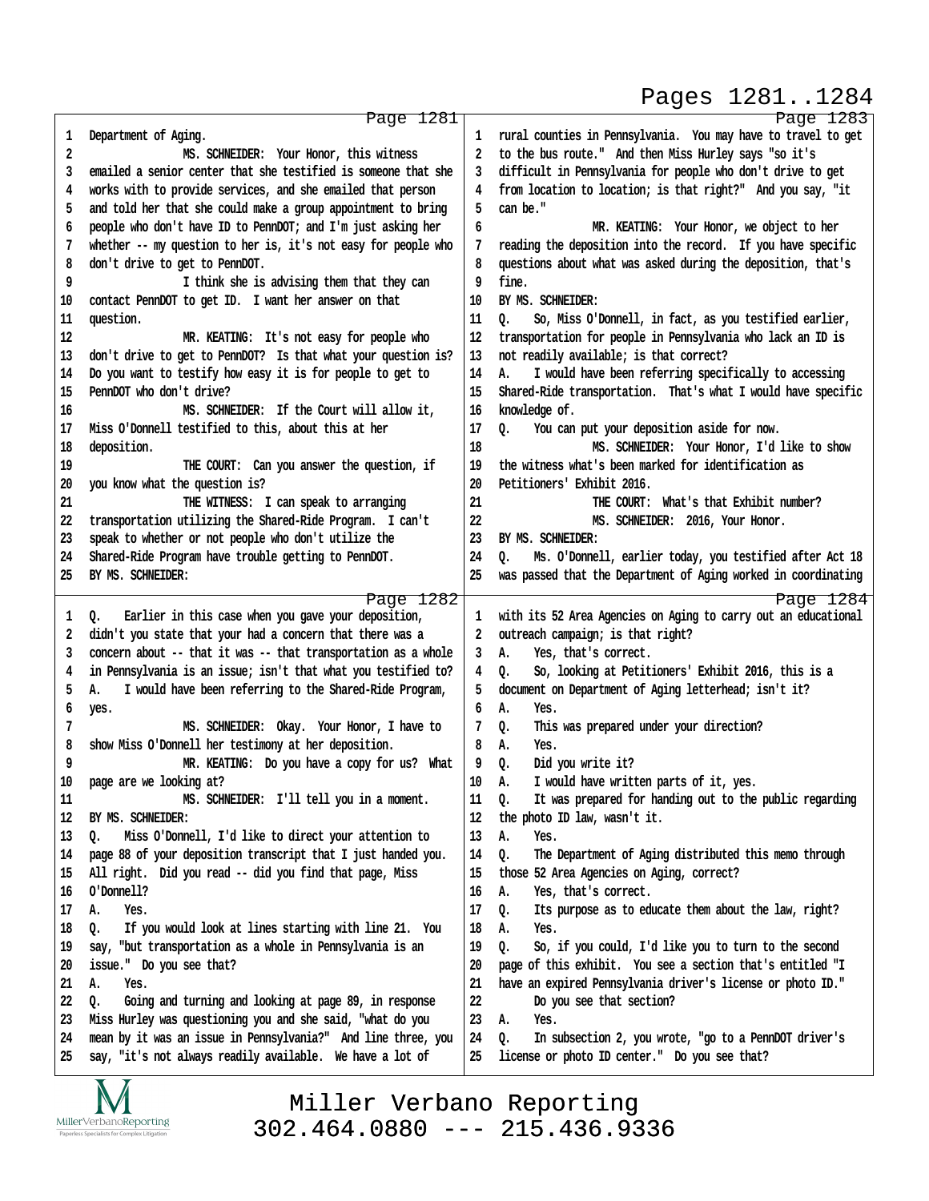Page 1281

1 Department of Aging.
2 MS. SCHNEIDER: Your Honor, this witness
3 emailed a senior center that she testified is someone that she
4 works with to provide services, and she emailed that person
5 and told her that she could make a group appointment to bring
6 people who don't have ID to PennDOT; and I'm just asking her
7 whether -- my question to her is, it's not easy for people who
8 don't drive to get to PennDOT.
9 I think she is advising them that they can
10 contact PennDOT to get ID. I want her answer on that
11 question.
12 MR. KEATING: It's not easy for people who
13 don't drive to get to PennDOT? Is that what your question is?
14 Do you want to testify how easy it is for people to get to
15 PennDOT who don't drive?
16 MS. SCHNEIDER: If the Court will allow it,
17 Miss O'Donnell testified to this, about this at her
18 deposition.
19 THE COURT: Can you answer the question, if
20 you know what the question is?
21 THE WITNESS: I can speak to arranging
22 transportation utilizing the Shared-Ride Program. I can't
23 speak to whether or not people who don't utilize the
24 Shared-Ride Program have trouble getting to PennDOT.
25 BY MS. SCHNEIDER:

Page 1282

1 Q. Earlier in this case when you gave your deposition,
2 didn't you state that your had a concern that there was a
3 concern about -- that it was -- that transportation as a whole
4 in Pennsylvania is an issue; isn't that what you testified to?
5 A. I would have been referring to the Shared-Ride Program,
6 yes.
7 MS. SCHNEIDER: Okay. Your Honor, I have to
8 show Miss O'Donnell her testimony at her deposition.
9 MR. KEATING: Do you have a copy for us? What
10 page are we looking at?
11 MS. SCHNEIDER: I'll tell you in a moment.
12 BY MS. SCHNEIDER:
13 Q. Miss O'Donnell, I'd like to direct your attention to
14 page 88 of your deposition transcript that I just handed you.
15 All right. Did you read -- did you find that page, Miss
16 O'Donnell?
17 A. Yes.
18 Q. If you would look at lines starting with line 21. You
19 say, "but transportation as a whole in Pennsylvania is an
20 issue." Do you see that?
21 A. Yes.
22 Q. Going and turning and looking at page 89, in response
23 Miss Hurley was questioning you and she said, "what do you
24 mean by it was an issue in Pennsylvania?" And line three, you
25 say, "it's not always readily available. We have a lot of

Page 1283

1 rural counties in Pennsylvania. You may have to travel to get
2 to the bus route." And then Miss Hurley says "so it's
3 difficult in Pennsylvania for people who don't drive to get
4 from location to location; is that right?" And you say, "it
5 can be."
6 MR. KEATING: Your Honor, we object to her
7 reading the deposition into the record. If you have specific
8 questions about what was asked during the deposition, that's
9 fine.
10 BY MS. SCHNEIDER:
11 Q. So, Miss O'Donnell, in fact, as you testified earlier,
12 transportation for people in Pennsylvania who lack an ID is
13 not readily available; is that correct?
14 A. I would have been referring specifically to accessing
15 Shared-Ride transportation. That's what I would have specific
16 knowledge of.
17 Q. You can put your deposition aside for now.
18 MS. SCHNEIDER: Your Honor, I'd like to show
19 the witness what's been marked for identification as
20 Petitioners' Exhibit 2016.
21 THE COURT: What's that Exhibit number?
22 MS. SCHNEIDER: 2016, Your Honor.
23 BY MS. SCHNEIDER:
24 Q. Ms. O'Donnell, earlier today, you testified after Act 18
25 was passed that the Department of Aging worked in coordinating

Page 1284

1 with its 52 Area Agencies on Aging to carry out an educational
2 outreach campaign; is that right?
3 A. Yes, that's correct.
4 Q. So, looking at Petitioners' Exhibit 2016, this is a
5 document on Department of Aging letterhead; isn't it?
6 A. Yes.
7 Q. This was prepared under your direction?
8 A. Yes.
9 Q. Did you write it?
10 A. I would have written parts of it, yes.
11 Q. It was prepared for handing out to the public regarding
12 the photo ID law, wasn't it.
13 A. Yes.
14 Q. The Department of Aging distributed this memo through
15 those 52 Area Agencies on Aging, correct?
16 A. Yes, that's correct.
17 Q. Its purpose as to educate them about the law, right?
18 A. Yes.
19 Q. So, if you could, I'd like you to turn to the second
20 page of this exhibit. You see a section that's entitled "I
21 have an expired Pennsylvania driver's license or photo ID."
22 Do you see that section?
23 A. Yes.
24 Q. In subsection 2, you wrote, "go to a PennDOT driver's
25 license or photo ID center." Do you see that?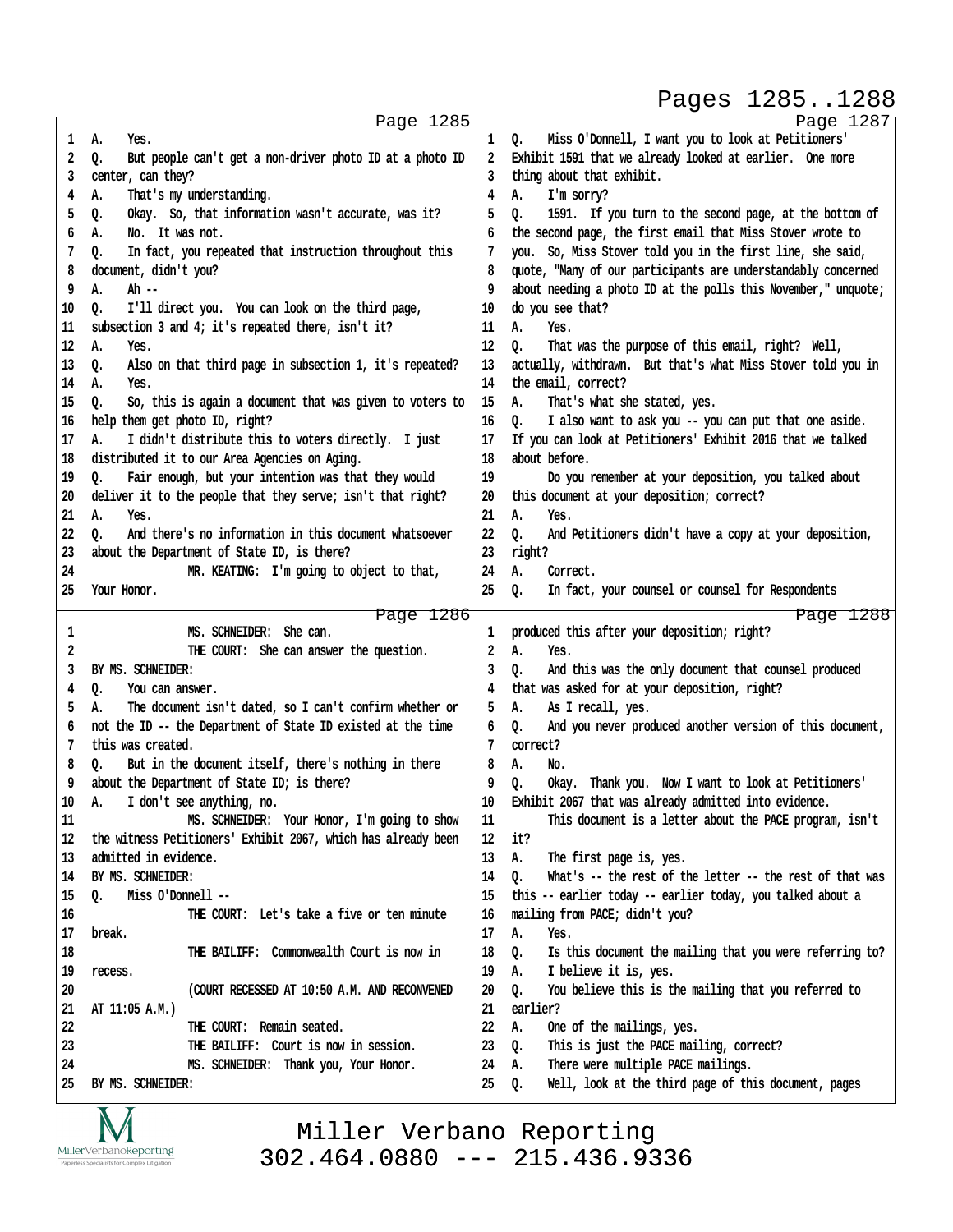**Page 1285**

1 A. Yes.
2 Q. But people can't get a non-driver photo ID at a photo ID
3 center, can they?
4 A. That's my understanding.
5 Q. Okay. So, that information wasn't accurate, was it?
6 A. No. It was not.
7 Q. In fact, you repeated that instruction throughout this
8 document, didn't you?
9 A. Ah --
10 Q. I'll direct you. You can look on the third page,
11 subsection 3 and 4; it's repeated there, isn't it?
12 A. Yes.
13 Q. Also on that third page in subsection 1, it's repeated?
14 A. Yes.
15 Q. So, this is again a document that was given to voters to
16 help them get photo ID, right?
17 A. I didn't distribute this to voters directly. I just
18 distributed it to our Area Agencies on Aging.
19 Q. Fair enough, but your intention was that they would
20 deliver it to the people that they serve; isn't that right?
21 A. Yes.
22 Q. And there's no information in this document whatsoever
23 about the Department of State ID, is there?
24 MR. KEATING: I'm going to object to that,
25 Your Honor.

**Page 1286**

1 MS. SCHNEIDER: She can.
2 THE COURT: She can answer the question.
3 BY MS. SCHNEIDER:
4 Q. You can answer.
5 A. The document isn't dated, so I can't confirm whether or
6 not the ID -- the Department of State ID existed at the time
7 this was created.
8 Q. But in the document itself, there's nothing in there
9 about the Department of State ID; is there?
10 A. I don't see anything, no.
11 MS. SCHNEIDER: Your Honor, I'm going to show
12 the witness Petitioners' Exhibit 2067, which has already been
13 admitted in evidence.
14 BY MS. SCHNEIDER:
15 Q. Miss O'Donnell --
16 THE COURT: Let's take a five or ten minute
17 break.
18 THE BAILIFF: Commonwealth Court is now in
19 recess.
20 (COURT RECESSED AT 10:50 A.M. AND RECONVENED
21 AT 11:05 A.M.)
22 THE COURT: Remain seated.
23 THE BAILIFF: Court is now in session.
24 MS. SCHNEIDER: Thank you, Your Honor.
25 BY MS. SCHNEIDER:

**Page 1287**

1 Q. Miss O'Donnell, I want you to look at Petitioners'
2 Exhibit 1591 that we already looked at earlier. One more
3 thing about that exhibit.
4 A. I'm sorry?
5 Q. 1591. If you turn to the second page, at the bottom of
6 the second page, the first email that Miss Stover wrote to
7 you. So, Miss Stover told you in the first line, she said,
8 quote, "Many of our participants are understandably concerned
9 about needing a photo ID at the polls this November," unquote;
10 do you see that?
11 A. Yes.
12 Q. That was the purpose of this email, right? Well,
13 actually, withdrawn. But that's what Miss Stover told you in
14 the email, correct?
15 A. That's what she stated, yes.
16 Q. I also want to ask you -- you can put that one aside.
17 If you can look at Petitioners' Exhibit 2016 that we talked
18 about before.
19 Do you remember at your deposition, you talked about
20 this document at your deposition; correct?
21 A. Yes.
22 Q. And Petitioners didn't have a copy at your deposition,
23 right?
24 A. Correct.
25 Q. In fact, your counsel or counsel for Respondents

**Page 1288**

1 produced this after your deposition; right?
2 A. Yes.
3 Q. And this was the only document that counsel produced
4 that was asked for at your deposition, right?
5 A. As I recall, yes.
6 Q. And you never produced another version of this document,
7 correct?
8 A. No.
9 Q. Okay. Thank you. Now I want to look at Petitioners'
10 Exhibit 2067 that was already admitted into evidence.
11 This document is a letter about the PACE program, isn't
12 it?
13 A. The first page is, yes.
14 Q. What's -- the rest of the letter -- the rest of that was
15 this -- earlier today -- earlier today, you talked about a
16 mailing from PACE; didn't you?
17 A. Yes.
18 Q. Is this document the mailing that you were referring to?
19 A. I believe it is, yes.
20 Q. You believe this is the mailing that you referred to
21 earlier?
22 A. One of the mailings, yes.
23 Q. This is just the PACE mailing, correct?
24 A. There were multiple PACE mailings.
25 Q. Well, look at the third page of this document, pages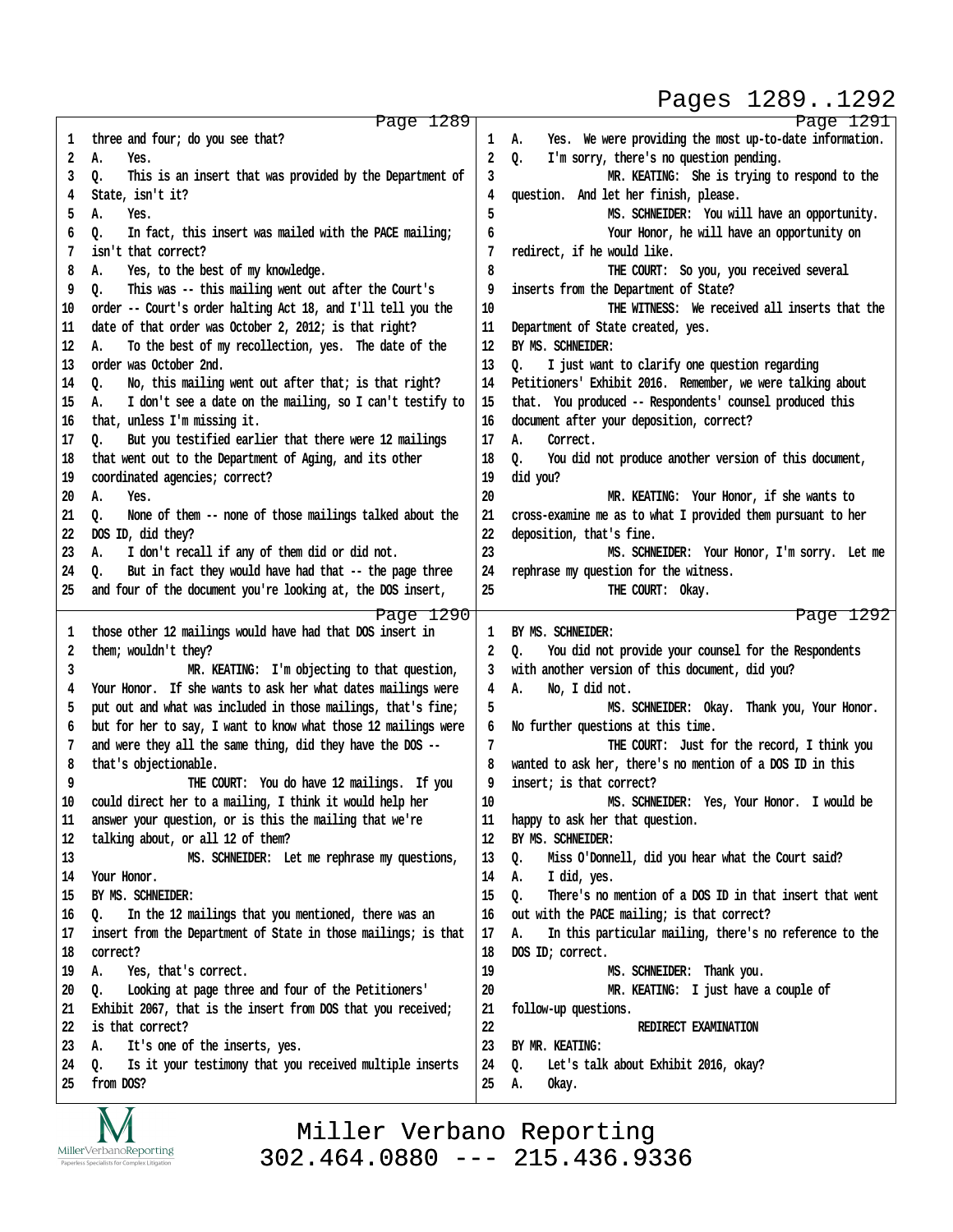Page 1289

1 three and four; do you see that?
2 A. Yes.
3 Q. This is an insert that was provided by the Department of
4 State, isn't it?
5 A. Yes.
6 Q. In fact, this insert was mailed with the PACE mailing;
7 isn't that correct?
8 A. Yes, to the best of my knowledge.
9 Q. This was -- this mailing went out after the Court's
10 order -- Court's order halting Act 18, and I'll tell you the
11 date of that order was October 2, 2012; is that right?
12 A. To the best of my recollection, yes. The date of the
13 order was October 2nd.
14 Q. No, this mailing went out after that; is that right?
15 A. I don't see a date on the mailing, so I can't testify to
16 that, unless I'm missing it.
17 Q. But you testified earlier that there were 12 mailings
18 that went out to the Department of Aging, and its other
19 coordinated agencies; correct?
20 A. Yes.
21 Q. None of them -- none of those mailings talked about the
22 DOS ID, did they?
23 A. I don't recall if any of them did or did not.
24 Q. But in fact they would have had that -- the page three
25 and four of the document you're looking at, the DOS insert,

Page 1290

1 those other 12 mailings would have had that DOS insert in
2 them; wouldn't they?
3 MR. KEATING: I'm objecting to that question,
4 Your Honor. If she wants to ask her what dates mailings were
5 put out and what was included in those mailings, that's fine;
6 but for her to say, I want to know what those 12 mailings were
7 and were they all the same thing, did they have the DOS --
8 that's objectionable.
9 THE COURT: You do have 12 mailings. If you
10 could direct her to a mailing, I think it would help her
11 answer your question, or is this the mailing that we're
12 talking about, or all 12 of them?
13 MS. SCHNEIDER: Let me rephrase my questions,
14 Your Honor.
15 BY MS. SCHNEIDER:
16 Q. In the 12 mailings that you mentioned, there was an
17 insert from the Department of State in those mailings; is that
18 correct?
19 A. Yes, that's correct.
20 Q. Looking at page three and four of the Petitioners'
21 Exhibit 2067, that is the insert from DOS that you received;
22 is that correct?
23 A. It's one of the inserts, yes.
24 Q. Is it your testimony that you received multiple inserts
25 from DOS?

Page 1291

1 A. Yes. We were providing the most up-to-date information.
2 Q. I'm sorry, there's no question pending.
3 MR. KEATING: She is trying to respond to the
4 question. And let her finish, please.
5 MS. SCHNEIDER: You will have an opportunity.
6 Your Honor, he will have an opportunity on
7 redirect, if he would like.
8 THE COURT: So you, you received several
9 inserts from the Department of State?
10 THE WITNESS: We received all inserts that the
11 Department of State created, yes.
12 BY MS. SCHNEIDER:
13 Q. I just want to clarify one question regarding
14 Petitioners' Exhibit 2016. Remember, we were talking about
15 that. You produced -- Respondents' counsel produced this
16 document after your deposition, correct?
17 A. Correct.
18 Q. You did not produce another version of this document,
19 did you?
20 MR. KEATING: Your Honor, if she wants to
21 cross-examine me as to what I provided them pursuant to her
22 deposition, that's fine.
23 MS. SCHNEIDER: Your Honor, I'm sorry. Let me
24 rephrase my question for the witness.
25 THE COURT: Okay.

Page 1292

1 BY MS. SCHNEIDER:
2 Q. You did not provide your counsel for the Respondents
3 with another version of this document, did you?
4 A. No, I did not.
5 MS. SCHNEIDER: Okay. Thank you, Your Honor.
6 No further questions at this time.
7 THE COURT: Just for the record, I think you
8 wanted to ask her, there's no mention of a DOS ID in this
9 insert; is that correct?
10 MS. SCHNEIDER: Yes, Your Honor. I would be
11 happy to ask her that question.
12 BY MS. SCHNEIDER:
13 Q. Miss O'Donnell, did you hear what the Court said?
14 A. I did, yes.
15 Q. There's no mention of a DOS ID in that insert that went
16 out with the PACE mailing; is that correct?
17 A. In this particular mailing, there's no reference to the
18 DOS ID; correct.
19 MS. SCHNEIDER: Thank you.
20 MR. KEATING: I just have a couple of
21 follow-up questions.
22 REDIRECT EXAMINATION
23 BY MR. KEATING:
24 Q. Let's talk about Exhibit 2016, okay?
25 A. Okay.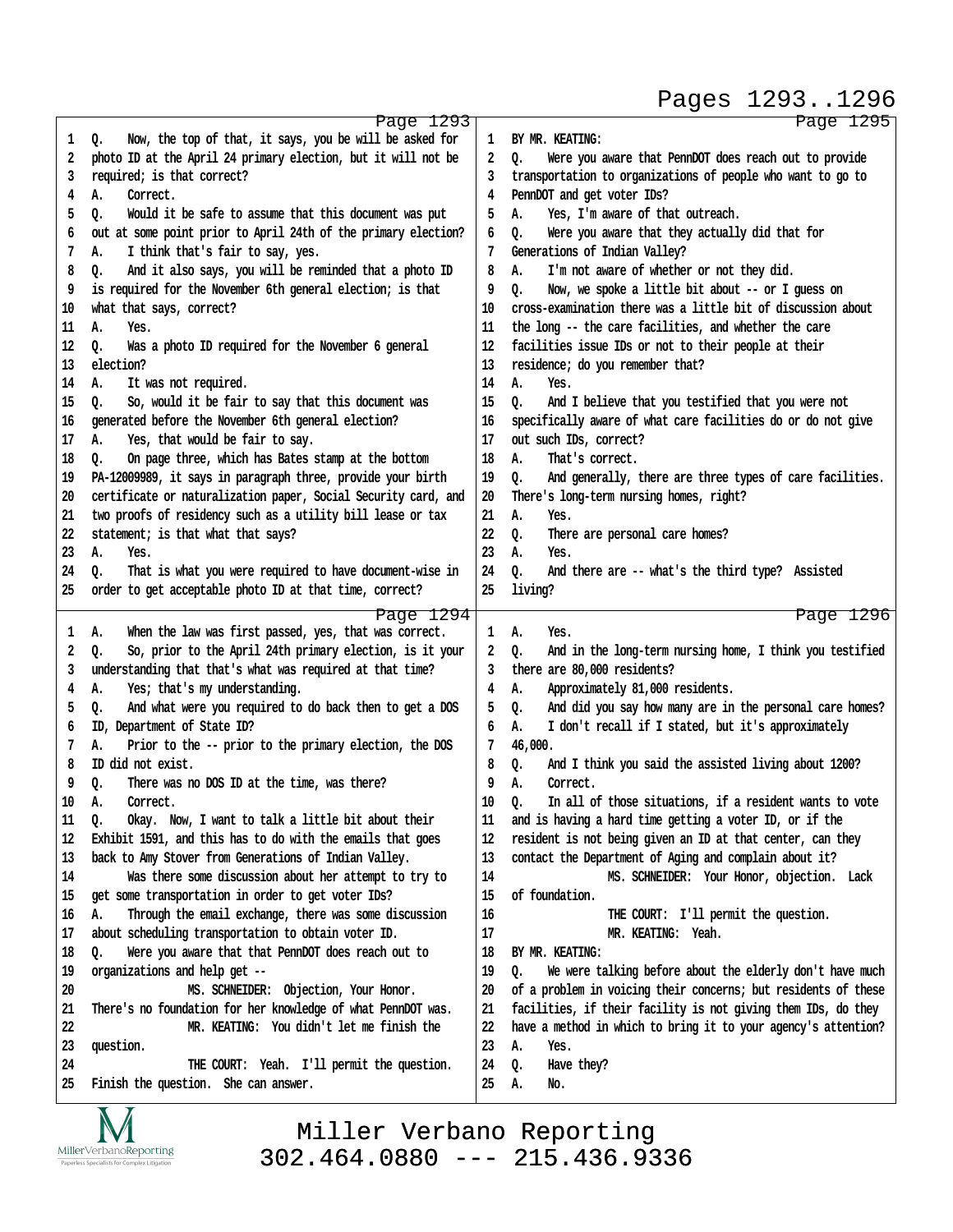Page 1293

1 Q. Now, the top of that, it says, you be will be asked for
2 photo ID at the April 24 primary election, but it will not be
3 required; is that correct?
4 A. Correct.
5 Q. Would it be safe to assume that this document was put
6 out at some point prior to April 24th of the primary election?
7 A. I think that's fair to say, yes.
8 Q. And it also says, you will be reminded that a photo ID
9 is required for the November 6th general election; is that
10 what that says, correct?
11 A. Yes.
12 Q. Was a photo ID required for the November 6 general
13 election?
14 A. It was not required.
15 Q. So, would it be fair to say that this document was
16 generated before the November 6th general election?
17 A. Yes, that would be fair to say.
18 Q. On page three, which has Bates stamp at the bottom
19 PA-12009989, it says in paragraph three, provide your birth
20 certificate or naturalization paper, Social Security card, and
21 two proofs of residency such as a utility bill lease or tax
22 statement; is that what that says?
23 A. Yes.
24 Q. That is what you were required to have document-wise in
25 order to get acceptable photo ID at that time, correct?

Page 1294

1 A. When the law was first passed, yes, that was correct.
2 Q. So, prior to the April 24th primary election, is it your
3 understanding that that's what was required at that time?
4 A. Yes; that's my understanding.
5 Q. And what were you required to do back then to get a DOS
6 ID, Department of State ID?
7 A. Prior to the -- prior to the primary election, the DOS
8 ID did not exist.
9 Q. There was no DOS ID at the time, was there?
10 A. Correct.
11 Q. Okay. Now, I want to talk a little bit about their
12 Exhibit 1591, and this has to do with the emails that goes
13 back to Amy Stover from Generations of Indian Valley.
14 Was there some discussion about her attempt to try to
15 get some transportation in order to get voter IDs?
16 A. Through the email exchange, there was some discussion
17 about scheduling transportation to obtain voter ID.
18 Q. Were you aware that that PennDOT does reach out to
19 organizations and help get --
20 MS. SCHNEIDER: Objection, Your Honor.
21 There's no foundation for her knowledge of what PennDOT was.
22 MR. KEATING: You didn't let me finish the
23 question.
24 THE COURT: Yeah. I'll permit the question.
25 Finish the question. She can answer.

Page 1295

1 BY MR. KEATING:
2 Q. Were you aware that PennDOT does reach out to provide
3 transportation to organizations of people who want to go to
4 PennDOT and get voter IDs?
5 A. Yes, I'm aware of that outreach.
6 Q. Were you aware that they actually did that for
7 Generations of Indian Valley?
8 A. I'm not aware of whether or not they did.
9 Q. Now, we spoke a little bit about -- or I guess on
10 cross-examination there was a little bit of discussion about
11 the long -- the care facilities, and whether the care
12 facilities issue IDs or not to their people at their
13 residence; do you remember that?
14 A. Yes.
15 Q. And I believe that you testified that you were not
16 specifically aware of what care facilities do or do not give
17 out such IDs, correct?
18 A. That's correct.
19 Q. And generally, there are three types of care facilities.
20 There's long-term nursing homes, right?
21 A. Yes.
22 Q. There are personal care homes?
23 A. Yes.
24 Q. And there are -- what's the third type? Assisted
25 living?

Page 1296

1 A. Yes.
2 Q. And in the long-term nursing home, I think you testified
3 there are 80,000 residents?
4 A. Approximately 81,000 residents.
5 Q. And did you say how many are in the personal care homes?
6 A. I don't recall if I stated, but it's approximately
7 46,000.
8 Q. And I think you said the assisted living about 1200?
9 A. Correct.
10 Q. In all of those situations, if a resident wants to vote
11 and is having a hard time getting a voter ID, or if the
12 resident is not being given an ID at that center, can they
13 contact the Department of Aging and complain about it?
14 MS. SCHNEIDER: Your Honor, objection. Lack
15 of foundation.
16 THE COURT: I'll permit the question.
17 MR. KEATING: Yeah.
18 BY MR. KEATING:
19 Q. We were talking before about the elderly don't have much
20 of a problem in voicing their concerns; but residents of these
21 facilities, if their facility is not giving them IDs, do they
22 have a method in which to bring it to your agency's attention?
23 A. Yes.
24 Q. Have they?
25 A. No.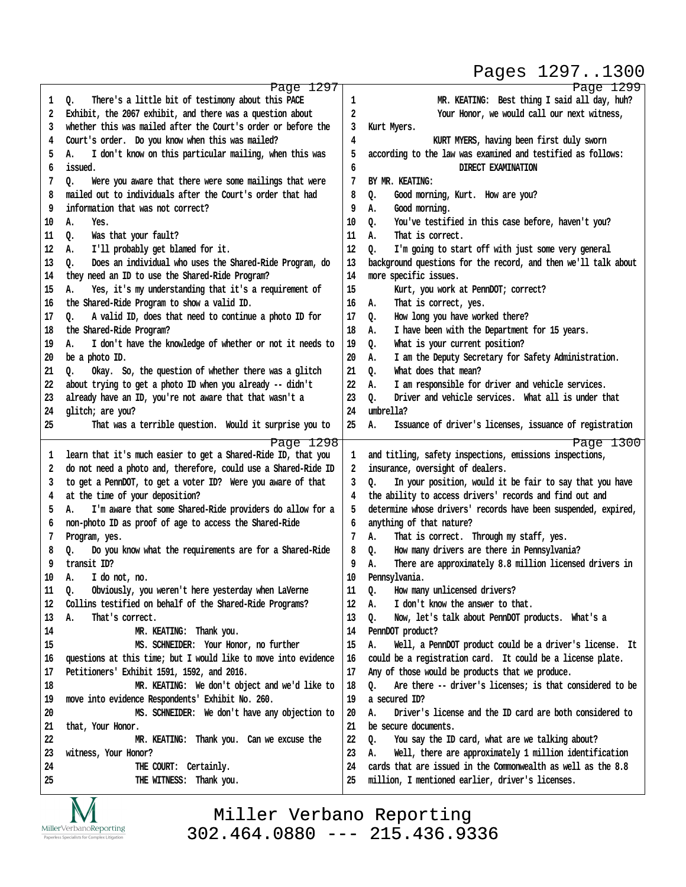Page 1297

1 Q. There's a little bit of testimony about this PACE
2 Exhibit, the 2067 exhibit, and there was a question about
3 whether this was mailed after the Court's order or before the
4 Court's order. Do you know when this was mailed?
5 A. I don't know on this particular mailing, when this was
6 issued.
7 Q. Were you aware that there were some mailings that were
8 mailed out to individuals after the Court's order that had
9 information that was not correct?
10 A. Yes.
11 Q. Was that your fault?
12 A. I'll probably get blamed for it.
13 Q. Does an individual who uses the Shared-Ride Program, do
14 they need an ID to use the Shared-Ride Program?
15 A. Yes, it's my understanding that it's a requirement of
16 the Shared-Ride Program to show a valid ID.
17 Q. A valid ID, does that need to continue a photo ID for
18 the Shared-Ride Program?
19 A. I don't have the knowledge of whether or not it needs to
20 be a photo ID.
21 Q. Okay. So, the question of whether there was a glitch
22 about trying to get a photo ID when you already -- didn't
23 already have an ID, you're not aware that that wasn't a
24 glitch; are you?
25 That was a terrible question. Would it surprise you to

Page 1298

1 learn that it's much easier to get a Shared-Ride ID, that you
2 do not need a photo and, therefore, could use a Shared-Ride ID
3 to get a PennDOT, to get a voter ID? Were you aware of that
4 at the time of your deposition?
5 A. I'm aware that some Shared-Ride providers do allow for a
6 non-photo ID as proof of age to access the Shared-Ride
7 Program, yes.
8 Q. Do you know what the requirements are for a Shared-Ride
9 transit ID?
10 A. I do not, no.
11 Q. Obviously, you weren't here yesterday when LaVerne
12 Collins testified on behalf of the Shared-Ride Programs?
13 A. That's correct.
14 MR. KEATING: Thank you.
15 MS. SCHNEIDER: Your Honor, no further
16 questions at this time; but I would like to move into evidence
17 Petitioners' Exhibit 1591, 1592, and 2016.
18 MR. KEATING: We don't object and we'd like to
19 move into evidence Respondents' Exhibit No. 260.
20 MS. SCHNEIDER: We don't have any objection to
21 that, Your Honor.
22 MR. KEATING: Thank you. Can we excuse the
23 witness, Your Honor?
24 THE COURT: Certainly.
25 THE WITNESS: Thank you.

Page 1299

1 MR. KEATING: Best thing I said all day, huh?
2 Your Honor, we would call our next witness,
3 Kurt Myers.
4 KURT MYERS, having been first duly sworn
5 according to the law was examined and testified as follows:
6 DIRECT EXAMINATION
7 BY MR. KEATING:
8 Q. Good morning, Kurt. How are you?
9 A. Good morning.
10 Q. You've testified in this case before, haven't you?
11 A. That is correct.
12 Q. I'm going to start off with just some very general
13 background questions for the record, and then we'll talk about
14 more specific issues.
15 Kurt, you work at PennDOT; correct?
16 A. That is correct, yes.
17 Q. How long you have worked there?
18 A. I have been with the Department for 15 years.
19 Q. What is your current position?
20 A. I am the Deputy Secretary for Safety Administration.
21 Q. What does that mean?
22 A. I am responsible for driver and vehicle services.
23 Q. Driver and vehicle services. What all is under that
24 umbrella?
25 A. Issuance of driver's licenses, issuance of registration

Page 1300

1 and titling, safety inspections, emissions inspections,
2 insurance, oversight of dealers.
3 Q. In your position, would it be fair to say that you have
4 the ability to access drivers' records and find out and
5 determine whose drivers' records have been suspended, expired,
6 anything of that nature?
7 A. That is correct. Through my staff, yes.
8 Q. How many drivers are there in Pennsylvania?
9 A. There are approximately 8.8 million licensed drivers in
10 Pennsylvania.
11 Q. How many unlicensed drivers?
12 A. I don't know the answer to that.
13 Q. Now, let's talk about PennDOT products. What's a
14 PennDOT product?
15 A. Well, a PennDOT product could be a driver's license. It
16 could be a registration card. It could be a license plate.
17 Any of those would be products that we produce.
18 Q. Are there -- driver's licenses; is that considered to be
19 a secured ID?
20 A. Driver's license and the ID card are both considered to
21 be secure documents.
22 Q. You say the ID card, what are we talking about?
23 A. Well, there are approximately 1 million identification
24 cards that are issued in the Commonwealth as well as the 8.8
25 million, I mentioned earlier, driver's licenses.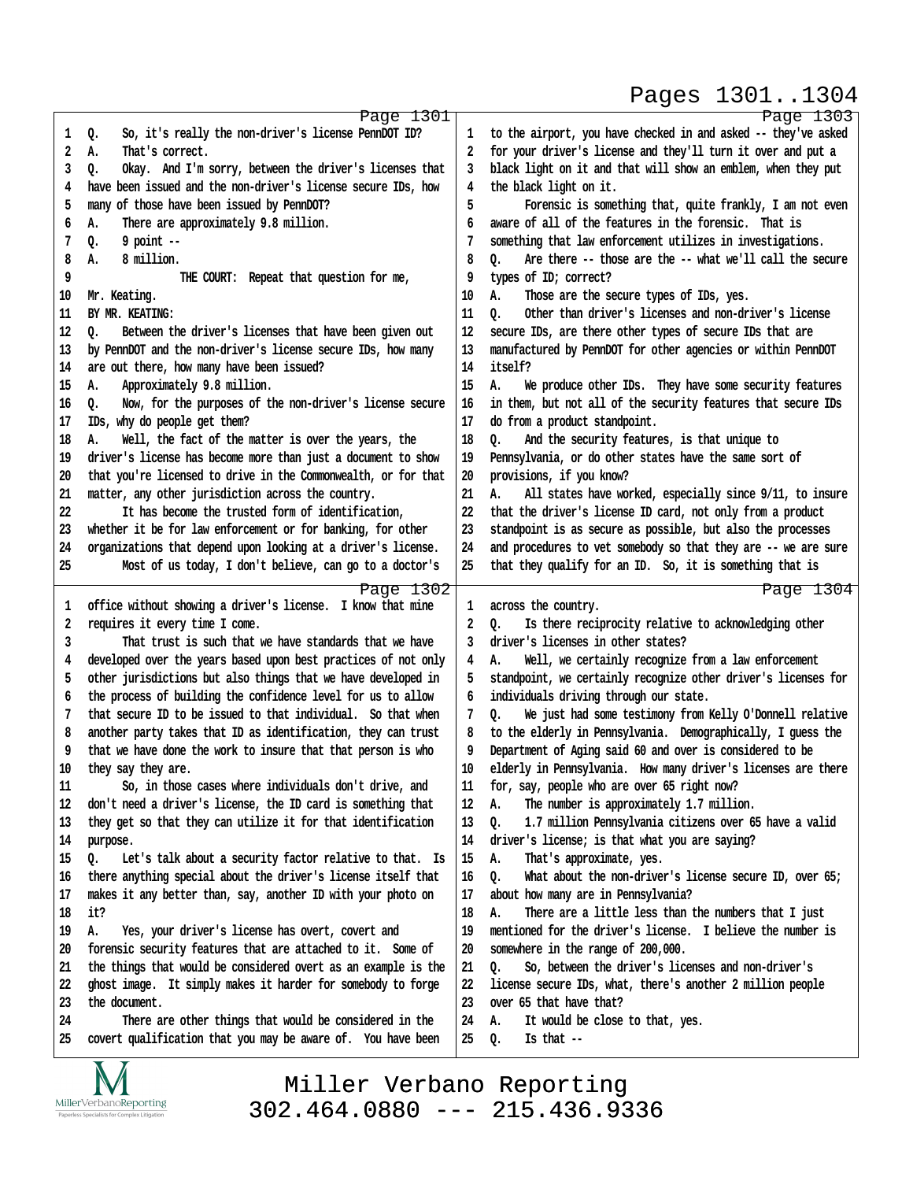Page 1301

1 Q. So, it's really the non-driver's license PennDOT ID?
2 A. That's correct.
3 Q. Okay. And I'm sorry, between the driver's licenses that
4 have been issued and the non-driver's license secure IDs, how
5 many of those have been issued by PennDOT?
6 A. There are approximately 9.8 million.
7 Q. 9 point --
8 A. 8 million.
9 THE COURT: Repeat that question for me,
10 Mr. Keating.
11 BY MR. KEATING:
12 Q. Between the driver's licenses that have been given out
13 by PennDOT and the non-driver's license secure IDs, how many
14 are out there, how many have been issued?
15 A. Approximately 9.8 million.
16 Q. Now, for the purposes of the non-driver's license secure
17 IDs, why do people get them?
18 A. Well, the fact of the matter is over the years, the
19 driver's license has become more than just a document to show
20 that you're licensed to drive in the Commonwealth, or for that
21 matter, any other jurisdiction across the country.
22 It has become the trusted form of identification,
23 whether it be for law enforcement or for banking, for other
24 organizations that depend upon looking at a driver's license.
25 Most of us today, I don't believe, can go to a doctor's

Page 1302

1 office without showing a driver's license. I know that mine
2 requires it every time I come.
3 That trust is such that we have standards that we have
4 developed over the years based upon best practices of not only
5 other jurisdictions but also things that we have developed in
6 the process of building the confidence level for us to allow
7 that secure ID to be issued to that individual. So that when
8 another party takes that ID as identification, they can trust
9 that we have done the work to insure that that person is who
10 they say they are.
11 So, in those cases where individuals don't drive, and
12 don't need a driver's license, the ID card is something that
13 they get so that they can utilize it for that identification
14 purpose.
15 Q. Let's talk about a security factor relative to that. Is
16 there anything special about the driver's license itself that
17 makes it any better than, say, another ID with your photo on
18 it?
19 A. Yes, your driver's license has overt, covert and
20 forensic security features that are attached to it. Some of
21 the things that would be considered overt as an example is the
22 ghost image. It simply makes it harder for somebody to forge
23 the document.
24 There are other things that would be considered in the
25 covert qualification that you may be aware of. You have been

Page 1303

1 to the airport, you have checked in and asked -- they've asked
2 for your driver's license and they'll turn it over and put a
3 black light on it and that will show an emblem, when they put
4 the black light on it.
5 Forensic is something that, quite frankly, I am not even
6 aware of all of the features in the forensic. That is
7 something that law enforcement utilizes in investigations.
8 Q. Are there -- those are the -- what we'll call the secure
9 types of ID; correct?
10 A. Those are the secure types of IDs, yes.
11 Q. Other than driver's licenses and non-driver's license
12 secure IDs, are there other types of secure IDs that are
13 manufactured by PennDOT for other agencies or within PennDOT
14 itself?
15 A. We produce other IDs. They have some security features
16 in them, but not all of the security features that secure IDs
17 do from a product standpoint.
18 Q. And the security features, is that unique to
19 Pennsylvania, or do other states have the same sort of
20 provisions, if you know?
21 A. All states have worked, especially since 9/11, to insure
22 that the driver's license ID card, not only from a product
23 standpoint is as secure as possible, but also the processes
24 and procedures to vet somebody so that they are -- we are sure
25 that they qualify for an ID. So, it is something that is

Page 1304

1 across the country.
2 Q. Is there reciprocity relative to acknowledging other
3 driver's licenses in other states?
4 A. Well, we certainly recognize from a law enforcement
5 standpoint, we certainly recognize other driver's licenses for
6 individuals driving through our state.
7 Q. We just had some testimony from Kelly O'Donnell relative
8 to the elderly in Pennsylvania. Demographically, I guess the
9 Department of Aging said 60 and over is considered to be
10 elderly in Pennsylvania. How many driver's licenses are there
11 for, say, people who are over 65 right now?
12 A. The number is approximately 1.7 million.
13 Q. 1.7 million Pennsylvania citizens over 65 have a valid
14 driver's license; is that what you are saying?
15 A. That's approximate, yes.
16 Q. What about the non-driver's license secure ID, over 65;
17 about how many are in Pennsylvania?
18 A. There are a little less than the numbers that I just
19 mentioned for the driver's license. I believe the number is
20 somewhere in the range of 200,000.
21 Q. So, between the driver's licenses and non-driver's
22 license secure IDs, what, there's another 2 million people
23 over 65 that have that?
24 A. It would be close to that, yes.
25 Q. Is that --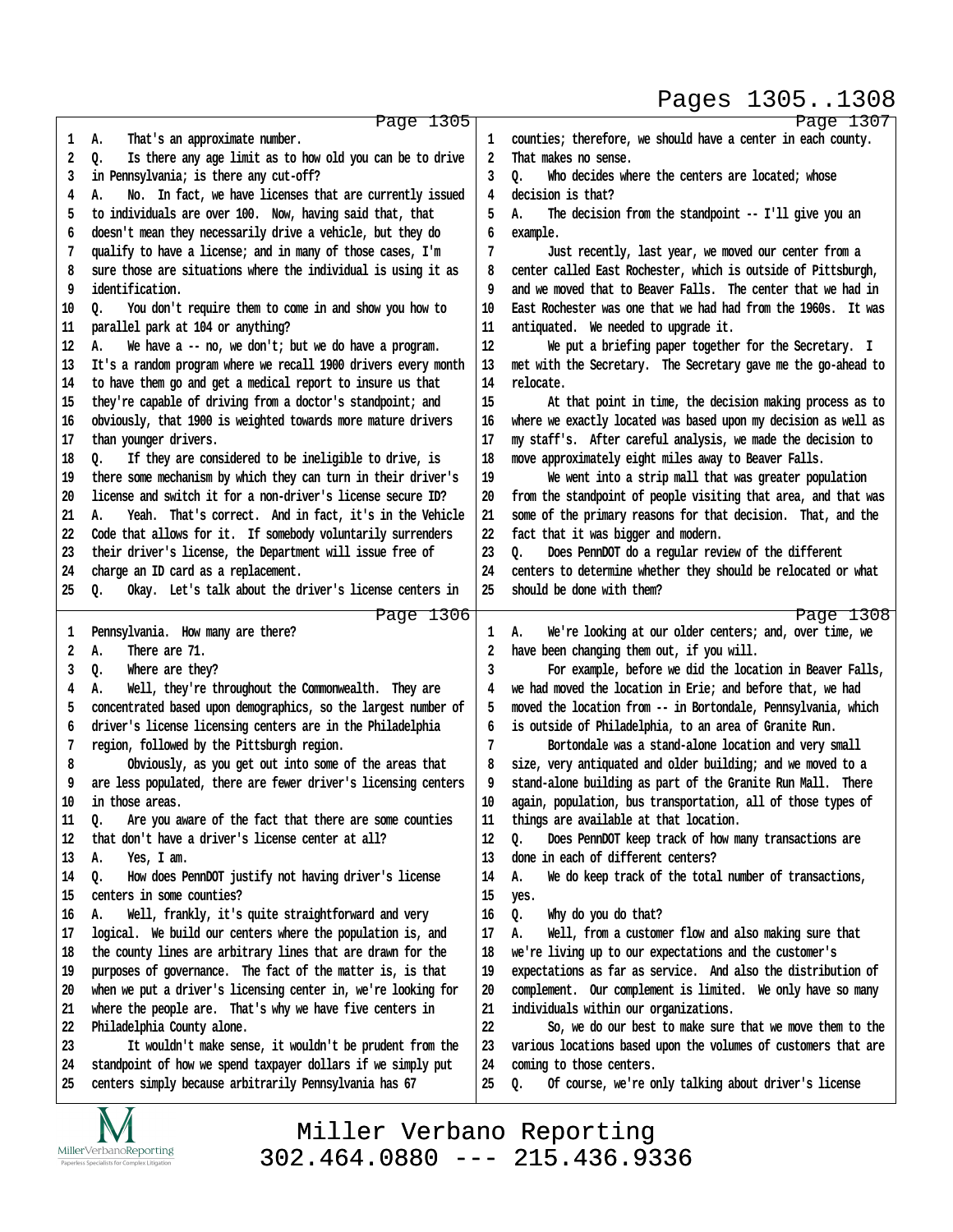Page 1305

1 A. That's an approximate number.
2 Q. Is there any age limit as to how old you can be to drive
3 in Pennsylvania; is there any cut-off?
4 A. No. In fact, we have licenses that are currently issued
5 to individuals are over 100. Now, having said that, that
6 doesn't mean they necessarily drive a vehicle, but they do
7 qualify to have a license; and in many of those cases, I'm
8 sure those are situations where the individual is using it as
9 identification.
10 Q. You don't require them to come in and show you how to
11 parallel park at 104 or anything?
12 A. We have a -- no, we don't; but we do have a program.
13 It's a random program where we recall 1900 drivers every month
14 to have them go and get a medical report to insure us that
15 they're capable of driving from a doctor's standpoint; and
16 obviously, that 1900 is weighted towards more mature drivers
17 than younger drivers.
18 Q. If they are considered to be ineligible to drive, is
19 there some mechanism by which they can turn in their driver's
20 license and switch it for a non-driver's license secure ID?
21 A. Yeah. That's correct. And in fact, it's in the Vehicle
22 Code that allows for it. If somebody voluntarily surrenders
23 their driver's license, the Department will issue free of
24 charge an ID card as a replacement.
25 Q. Okay. Let's talk about the driver's license centers in

Page 1306

1 Pennsylvania. How many are there?
2 A. There are 71.
3 Q. Where are they?
4 A. Well, they're throughout the Commonwealth. They are
5 concentrated based upon demographics, so the largest number of
6 driver's license licensing centers are in the Philadelphia
7 region, followed by the Pittsburgh region.
8 Obviously, as you get out into some of the areas that
9 are less populated, there are fewer driver's licensing centers
10 in those areas.
11 Q. Are you aware of the fact that there are some counties
12 that don't have a driver's license center at all?
13 A. Yes, I am.
14 Q. How does PennDOT justify not having driver's license
15 centers in some counties?
16 A. Well, frankly, it's quite straightforward and very
17 logical. We build our centers where the population is, and
18 the county lines are arbitrary lines that are drawn for the
19 purposes of governance. The fact of the matter is, is that
20 when we put a driver's licensing center in, we're looking for
21 where the people are. That's why we have five centers in
22 Philadelphia County alone.
23 It wouldn't make sense, it wouldn't be prudent from the
24 standpoint of how we spend taxpayer dollars if we simply put
25 centers simply because arbitrarily Pennsylvania has 67

Page 1307

1 counties; therefore, we should have a center in each county.
2 That makes no sense.
3 Q. Who decides where the centers are located; whose
4 decision is that?
5 A. The decision from the standpoint -- I'll give you an
6 example.
7 Just recently, last year, we moved our center from a
8 center called East Rochester, which is outside of Pittsburgh,
9 and we moved that to Beaver Falls. The center that we had in
10 East Rochester was one that we had had from the 1960s. It was
11 antiquated. We needed to upgrade it.
12 We put a briefing paper together for the Secretary. I
13 met with the Secretary. The Secretary gave me the go-ahead to
14 relocate.
15 At that point in time, the decision making process as to
16 where we exactly located was based upon my decision as well as
17 my staff's. After careful analysis, we made the decision to
18 move approximately eight miles away to Beaver Falls.
19 We went into a strip mall that was greater population
20 from the standpoint of people visiting that area, and that was
21 some of the primary reasons for that decision. That, and the
22 fact that it was bigger and modern.
23 Q. Does PennDOT do a regular review of the different
24 centers to determine whether they should be relocated or what
25 should be done with them?

Page 1308

1 A. We're looking at our older centers; and, over time, we
2 have been changing them out, if you will.
3 For example, before we did the location in Beaver Falls,
4 we had moved the location in Erie; and before that, we had
5 moved the location from -- in Bortondale, Pennsylvania, which
6 is outside of Philadelphia, to an area of Granite Run.
7 Bortondale was a stand-alone location and very small
8 size, very antiquated and older building; and we moved to a
9 stand-alone building as part of the Granite Run Mall. There
10 again, population, bus transportation, all of those types of
11 things are available at that location.
12 Q. Does PennDOT keep track of how many transactions are
13 done in each of different centers?
14 A. We do keep track of the total number of transactions,
15 yes.
16 Q. Why do you do that?
17 A. Well, from a customer flow and also making sure that
18 we're living up to our expectations and the customer's
19 expectations as far as service. And also the distribution of
20 complement. Our complement is limited. We only have so many
21 individuals within our organizations.
22 So, we do our best to make sure that we move them to the
23 various locations based upon the volumes of customers that are
24 coming to those centers.
25 Q. Of course, we're only talking about driver's license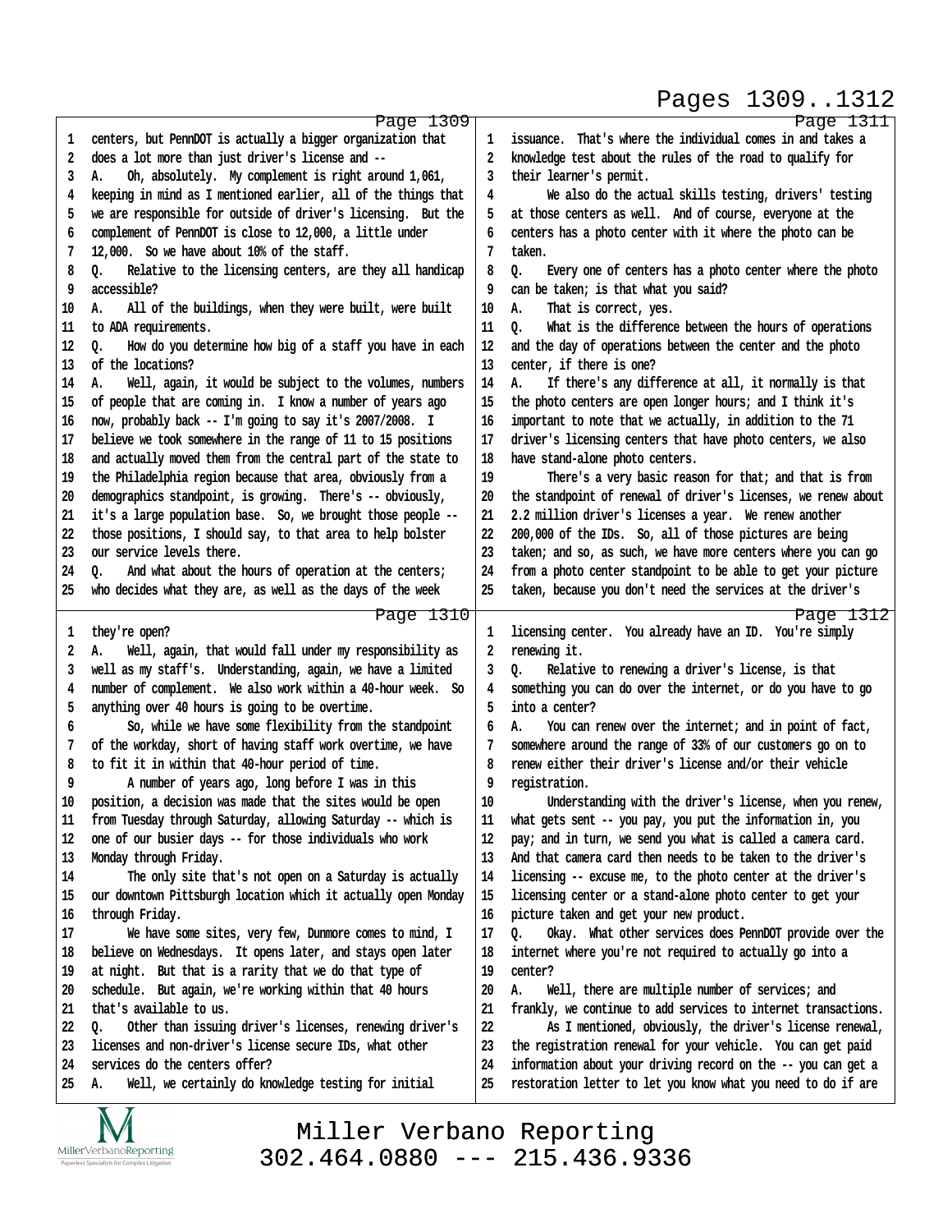Page 1309

centers, but PennDOT is actually a bigger organization that does a lot more than just driver's license and --

A. Oh, absolutely. My complement is right around 1,061, keeping in mind as I mentioned earlier, all of the things that we are responsible for outside of driver's licensing. But the complement of PennDOT is close to 12,000, a little under 12,000. So we have about 10% of the staff.

Q. Relative to the licensing centers, are they all handicap accessible?

A. All of the buildings, when they were built, were built to ADA requirements.

Q. How do you determine how big of a staff you have in each of the locations?

A. Well, again, it would be subject to the volumes, numbers of people that are coming in. I know a number of years ago now, probably back -- I'm going to say it's 2007/2008. I believe we took somewhere in the range of 11 to 15 positions and actually moved them from the central part of the state to the Philadelphia region because that area, obviously from a demographics standpoint, is growing. There's -- obviously, it's a large population base. So, we brought those people -- those positions, I should say, to that area to help bolster our service levels there.

Q. And what about the hours of operation at the centers; who decides what they are, as well as the days of the week

Page 1310

they're open?

A. Well, again, that would fall under my responsibility as well as my staff's. Understanding, again, we have a limited number of complement. We also work within a 40-hour week. So anything over 40 hours is going to be overtime.

So, while we have some flexibility from the standpoint of the workday, short of having staff work overtime, we have to fit it in within that 40-hour period of time.

A number of years ago, long before I was in this position, a decision was made that the sites would be open from Tuesday through Saturday, allowing Saturday -- which is one of our busier days -- for those individuals who work Monday through Friday.

The only site that's not open on a Saturday is actually our downtown Pittsburgh location which it actually open Monday through Friday.

We have some sites, very few, Dunmore comes to mind, I believe on Wednesdays. It opens later, and stays open later at night. But that is a rarity that we do that type of schedule. But again, we're working within that 40 hours that's available to us.

Q. Other than issuing driver's licenses, renewing driver's licenses and non-driver's license secure IDs, what other services do the centers offer?

A. Well, we certainly do knowledge testing for initial

Page 1311

issuance. That's where the individual comes in and takes a knowledge test about the rules of the road to qualify for their learner's permit.

We also do the actual skills testing, drivers' testing at those centers as well. And of course, everyone at the centers has a photo center with it where the photo can be taken.

Q. Every one of centers has a photo center where the photo can be taken; is that what you said?

A. That is correct, yes.

Q. What is the difference between the hours of operations and the day of operations between the center and the photo center, if there is one?

A. If there's any difference at all, it normally is that the photo centers are open longer hours; and I think it's important to note that we actually, in addition to the 71 driver's licensing centers that have photo centers, we also have stand-alone photo centers.

There's a very basic reason for that; and that is from the standpoint of renewal of driver's licenses, we renew about 2.2 million driver's licenses a year. We renew another 200,000 of the IDs. So, all of those pictures are being taken; and so, as such, we have more centers where you can go from a photo center standpoint to be able to get your picture taken, because you don't need the services at the driver's

Page 1312

licensing center. You already have an ID. You're simply renewing it.

Q. Relative to renewing a driver's license, is that something you can do over the internet, or do you have to go into a center?

A. You can renew over the internet; and in point of fact, somewhere around the range of 33% of our customers go on to renew either their driver's license and/or their vehicle registration.

Understanding with the driver's license, when you renew, what gets sent -- you pay, you put the information in, you pay; and in turn, we send you what is called a camera card. And that camera card then needs to be taken to the driver's licensing -- excuse me, to the photo center at the driver's licensing center or a stand-alone photo center to get your picture taken and get your new product.

Q. Okay. What other services does PennDOT provide over the internet where you're not required to actually go into a center?

A. Well, there are multiple number of services; and frankly, we continue to add services to internet transactions.

As I mentioned, obviously, the driver's license renewal, the registration renewal for your vehicle. You can get paid information about your driving record on the -- you can get a restoration letter to let you know what you need to do if are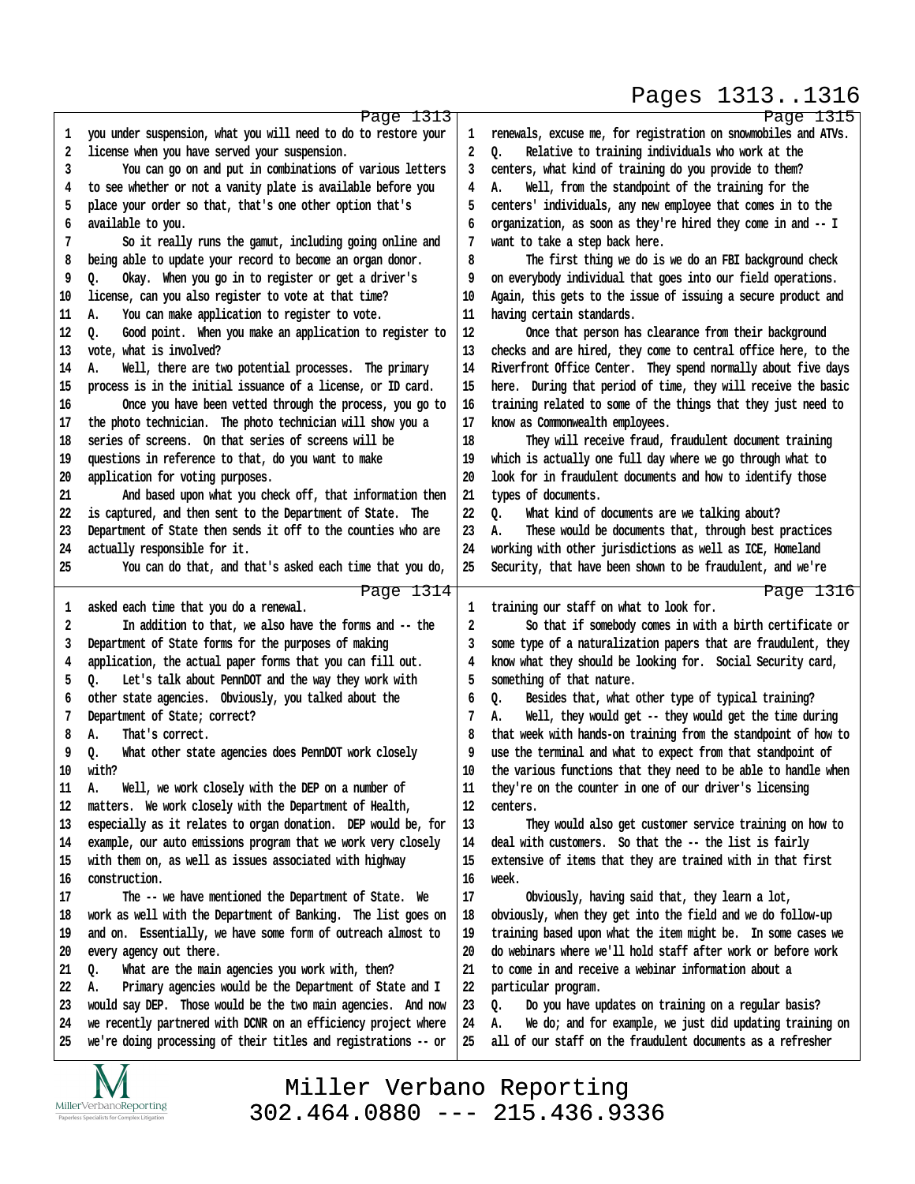Page 1313

1 you under suspension, what you will need to do to restore your
2 license when you have served your suspension.
3 You can go on and put in combinations of various letters
4 to see whether or not a vanity plate is available before you
5 place your order so that, that's one other option that's
6 available to you.
7 So it really runs the gamut, including going online and
8 being able to update your record to become an organ donor.
9 Q. Okay. When you go in to register or get a driver's
10 license, can you also register to vote at that time?
11 A. You can make application to register to vote.
12 Q. Good point. When you make an application to register to
13 vote, what is involved?
14 A. Well, there are two potential processes. The primary
15 process is in the initial issuance of a license, or ID card.
16 Once you have been vetted through the process, you go to
17 the photo technician. The photo technician will show you a
18 series of screens. On that series of screens will be
19 questions in reference to that, do you want to make
20 application for voting purposes.
21 And based upon what you check off, that information then
22 is captured, and then sent to the Department of State. The
23 Department of State then sends it off to the counties who are
24 actually responsible for it.
25 You can do that, and that's asked each time that you do,

Page 1314

1 asked each time that you do a renewal.
2 In addition to that, we also have the forms and -- the
3 Department of State forms for the purposes of making
4 application, the actual paper forms that you can fill out.
5 Q. Let's talk about PennDOT and the way they work with
6 other state agencies. Obviously, you talked about the
7 Department of State; correct?
8 A. That's correct.
9 Q. What other state agencies does PennDOT work closely
10 with?
11 A. Well, we work closely with the DEP on a number of
12 matters. We work closely with the Department of Health,
13 especially as it relates to organ donation. DEP would be, for
14 example, our auto emissions program that we work very closely
15 with them on, as well as issues associated with highway
16 construction.
17 The -- we have mentioned the Department of State. We
18 work as well with the Department of Banking. The list goes on
19 and on. Essentially, we have some form of outreach almost to
20 every agency out there.
21 Q. What are the main agencies you work with, then?
22 A. Primary agencies would be the Department of State and I
23 would say DEP. Those would be the two main agencies. And now
24 we recently partnered with DCNR on an efficiency project where
25 we're doing processing of their titles and registrations -- or

Page 1315

1 renewals, excuse me, for registration on snowmobiles and ATVs.
2 Q. Relative to training individuals who work at the
3 centers, what kind of training do you provide to them?
4 A. Well, from the standpoint of the training for the
5 centers' individuals, any new employee that comes in to the
6 organization, as soon as they're hired they come in and -- I
7 want to take a step back here.
8 The first thing we do is we do an FBI background check
9 on everybody individual that goes into our field operations.
10 Again, this gets to the issue of issuing a secure product and
11 having certain standards.
12 Once that person has clearance from their background
13 checks and are hired, they come to central office here, to the
14 Riverfront Office Center. They spend normally about five days
15 here. During that period of time, they will receive the basic
16 training related to some of the things that they just need to
17 know as Commonwealth employees.
18 They will receive fraud, fraudulent document training
19 which is actually one full day where we go through what to
20 look for in fraudulent documents and how to identify those
21 types of documents.
22 Q. What kind of documents are we talking about?
23 A. These would be documents that, through best practices
24 working with other jurisdictions as well as ICE, Homeland
25 Security, that have been shown to be fraudulent, and we're

Page 1316

1 training our staff on what to look for.
2 So that if somebody comes in with a birth certificate or
3 some type of a naturalization papers that are fraudulent, they
4 know what they should be looking for. Social Security card,
5 something of that nature.
6 Q. Besides that, what other type of typical training?
7 A. Well, they would get -- they would get the time during
8 that week with hands-on training from the standpoint of how to
9 use the terminal and what to expect from that standpoint of
10 the various functions that they need to be able to handle when
11 they're on the counter in one of our driver's licensing
12 centers.
13 They would also get customer service training on how to
14 deal with customers. So that the -- the list is fairly
15 extensive of items that they are trained with in that first
16 week.
17 Obviously, having said that, they learn a lot,
18 obviously, when they get into the field and we do follow-up
19 training based upon what the item might be. In some cases we
20 do webinars where we'll hold staff after work or before work
21 to come in and receive a webinar information about a
22 particular program.
23 Q. Do you have updates on training on a regular basis?
24 A. We do; and for example, we just did updating training on
25 all of our staff on the fraudulent documents as a refresher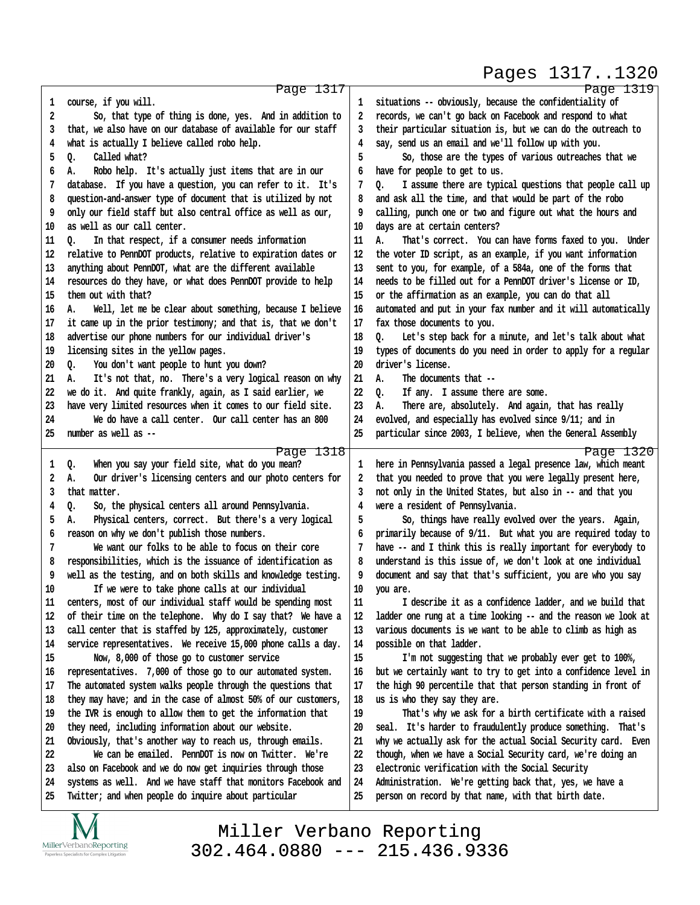Page 1317

1 course, if you will.
2 So, that type of thing is done, yes. And in addition to
3 that, we also have on our database of available for our staff
4 what is actually I believe called robo help.
5 Q. Called what?
6 A. Robo help. It's actually just items that are in our
7 database. If you have a question, you can refer to it. It's
8 question-and-answer type of document that is utilized by not
9 only our field staff but also central office as well as our,
10 as well as our call center.
11 Q. In that respect, if a consumer needs information
12 relative to PennDOT products, relative to expiration dates or
13 anything about PennDOT, what are the different available
14 resources do they have, or what does PennDOT provide to help
15 them out with that?
16 A. Well, let me be clear about something, because I believe
17 it came up in the prior testimony; and that is, that we don't
18 advertise our phone numbers for our individual driver's
19 licensing sites in the yellow pages.
20 Q. You don't want people to hunt you down?
21 A. It's not that, no. There's a very logical reason on why
22 we do it. And quite frankly, again, as I said earlier, we
23 have very limited resources when it comes to our field site.
24 We do have a call center. Our call center has an 800
25 number as well as --

Page 1318

1 Q. When you say your field site, what do you mean?
2 A. Our driver's licensing centers and our photo centers for
3 that matter.
4 Q. So, the physical centers all around Pennsylvania.
5 A. Physical centers, correct. But there's a very logical
6 reason on why we don't publish those numbers.
7 We want our folks to be able to focus on their core
8 responsibilities, which is the issuance of identification as
9 well as the testing, and on both skills and knowledge testing.
10 If we were to take phone calls at our individual
11 centers, most of our individual staff would be spending most
12 of their time on the telephone. Why do I say that? We have a
13 call center that is staffed by 125, approximately, customer
14 service representatives. We receive 15,000 phone calls a day.
15 Now, 8,000 of those go to customer service
16 representatives. 7,000 of those go to our automated system.
17 The automated system walks people through the questions that
18 they may have; and in the case of almost 50% of our customers,
19 the IVR is enough to allow them to get the information that
20 they need, including information about our website.
21 Obviously, that's another way to reach us, through emails.
22 We can be emailed. PennDOT is now on Twitter. We're
23 also on Facebook and we do now get inquiries through those
24 systems as well. And we have staff that monitors Facebook and
25 Twitter; and when people do inquire about particular

Page 1319

1 situations -- obviously, because the confidentiality of
2 records, we can't go back on Facebook and respond to what
3 their particular situation is, but we can do the outreach to
4 say, send us an email and we'll follow up with you.
5 So, those are the types of various outreaches that we
6 have for people to get to us.
7 Q. I assume there are typical questions that people call up
8 and ask all the time, and that would be part of the robo
9 calling, punch one or two and figure out what the hours and
10 days are at certain centers?
11 A. That's correct. You can have forms faxed to you. Under
12 the voter ID script, as an example, if you want information
13 sent to you, for example, of a 584a, one of the forms that
14 needs to be filled out for a PennDOT driver's license or ID,
15 or the affirmation as an example, you can do that all
16 automated and put in your fax number and it will automatically
17 fax those documents to you.
18 Q. Let's step back for a minute, and let's talk about what
19 types of documents do you need in order to apply for a regular
20 driver's license.
21 A. The documents that --
22 Q. If any. I assume there are some.
23 A. There are, absolutely. And again, that has really
24 evolved, and especially has evolved since 9/11; and in
25 particular since 2003, I believe, when the General Assembly

Page 1320

1 here in Pennsylvania passed a legal presence law, which meant
2 that you needed to prove that you were legally present here,
3 not only in the United States, but also in -- and that you
4 were a resident of Pennsylvania.
5 So, things have really evolved over the years. Again,
6 primarily because of 9/11. But what you are required today to
7 have -- and I think this is really important for everybody to
8 understand is this issue of, we don't look at one individual
9 document and say that that's sufficient, you are who you say
10 you are.
11 I describe it as a confidence ladder, and we build that
12 ladder one rung at a time looking -- and the reason we look at
13 various documents is we want to be able to climb as high as
14 possible on that ladder.
15 I'm not suggesting that we probably ever get to 100%,
16 but we certainly want to try to get into a confidence level in
17 the high 90 percentile that that person standing in front of
18 us is who they say they are.
19 That's why we ask for a birth certificate with a raised
20 seal. It's harder to fraudulently produce something. That's
21 why we actually ask for the actual Social Security card. Even
22 though, when we have a Social Security card, we're doing an
23 electronic verification with the Social Security
24 Administration. We're getting back that, yes, we have a
25 person on record by that name, with that birth date.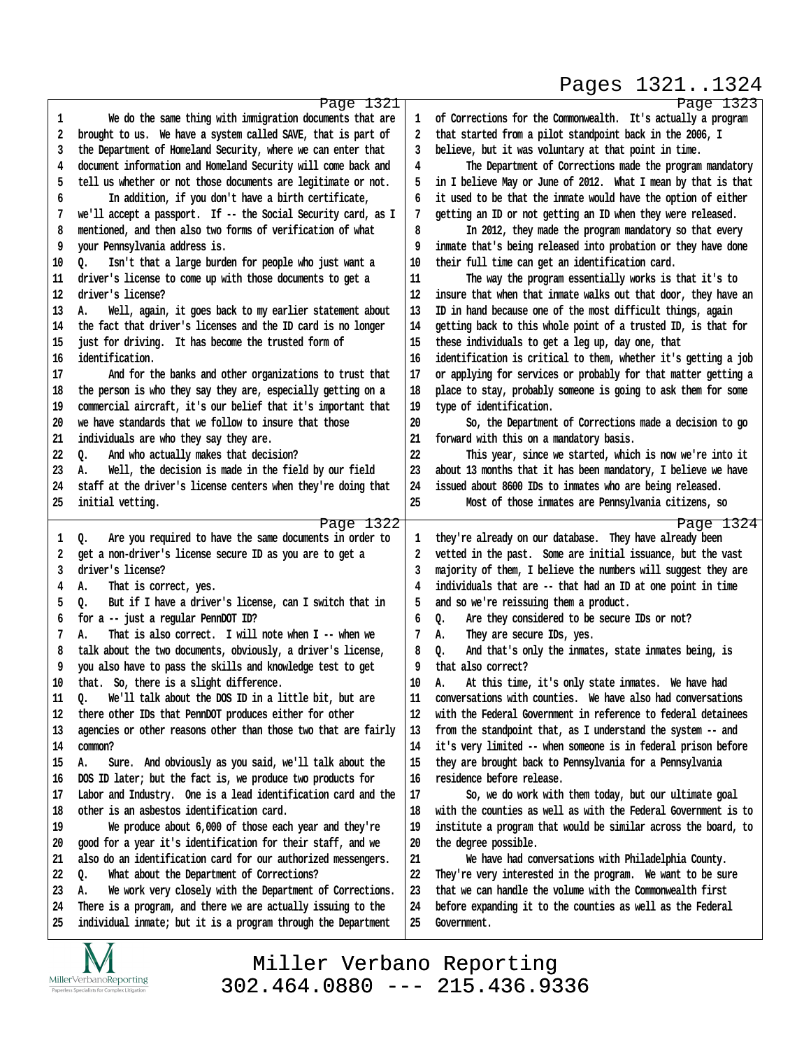Page 1321

1 We do the same thing with immigration documents that are
2 brought to us. We have a system called SAVE, that is part of
3 the Department of Homeland Security, where we can enter that
4 document information and Homeland Security will come back and
5 tell us whether or not those documents are legitimate or not.
6 In addition, if you don't have a birth certificate,
7 we'll accept a passport. If -- the Social Security card, as I
8 mentioned, and then also two forms of verification of what
9 your Pennsylvania address is.
10 Q. Isn't that a large burden for people who just want a
11 driver's license to come up with those documents to get a
12 driver's license?
13 A. Well, again, it goes back to my earlier statement about
14 the fact that driver's licenses and the ID card is no longer
15 just for driving. It has become the trusted form of
16 identification.
17 And for the banks and other organizations to trust that
18 the person is who they say they are, especially getting on a
19 commercial aircraft, it's our belief that it's important that
20 we have standards that we follow to insure that those
21 individuals are who they say they are.
22 Q. And who actually makes that decision?
23 A. Well, the decision is made in the field by our field
24 staff at the driver's license centers when they're doing that
25 initial vetting.

Page 1322

1 Q. Are you required to have the same documents in order to
2 get a non-driver's license secure ID as you are to get a
3 driver's license?
4 A. That is correct, yes.
5 Q. But if I have a driver's license, can I switch that in
6 for a -- just a regular PennDOT ID?
7 A. That is also correct. I will note when I -- when we
8 talk about the two documents, obviously, a driver's license,
9 you also have to pass the skills and knowledge test to get
10 that. So, there is a slight difference.
11 Q. We'll talk about the DOS ID in a little bit, but are
12 there other IDs that PennDOT produces either for other
13 agencies or other reasons other than those two that are fairly
14 common?
15 A. Sure. And obviously as you said, we'll talk about the
16 DOS ID later; but the fact is, we produce two products for
17 Labor and Industry. One is a lead identification card and the
18 other is an asbestos identification card.
19 We produce about 6,000 of those each year and they're
20 good for a year it's identification for their staff, and we
21 also do an identification card for our authorized messengers.
22 Q. What about the Department of Corrections?
23 A. We work very closely with the Department of Corrections.
24 There is a program, and there we are actually issuing to the
25 individual inmate; but it is a program through the Department

Page 1323

1 of Corrections for the Commonwealth. It's actually a program
2 that started from a pilot standpoint back in the 2006, I
3 believe, but it was voluntary at that point in time.
4 The Department of Corrections made the program mandatory
5 in I believe May or June of 2012. What I mean by that is that
6 it used to be that the inmate would have the option of either
7 getting an ID or not getting an ID when they were released.
8 In 2012, they made the program mandatory so that every
9 inmate that's being released into probation or they have done
10 their full time can get an identification card.
11 The way the program essentially works is that it's to
12 insure that when that inmate walks out that door, they have an
13 ID in hand because one of the most difficult things, again
14 getting back to this whole point of a trusted ID, is that for
15 these individuals to get a leg up, day one, that
16 identification is critical to them, whether it's getting a job
17 or applying for services or probably for that matter getting a
18 place to stay, probably someone is going to ask them for some
19 type of identification.
20 So, the Department of Corrections made a decision to go
21 forward with this on a mandatory basis.
22 This year, since we started, which is now we're into it
23 about 13 months that it has been mandatory, I believe we have
24 issued about 8600 IDs to inmates who are being released.
25 Most of those inmates are Pennsylvania citizens, so

Page 1324

1 they're already on our database. They have already been
2 vetted in the past. Some are initial issuance, but the vast
3 majority of them, I believe the numbers will suggest they are
4 individuals that are -- that had an ID at one point in time
5 and so we're reissuing them a product.
6 Q. Are they considered to be secure IDs or not?
7 A. They are secure IDs, yes.
8 Q. And that's only the inmates, state inmates being, is
9 that also correct?
10 A. At this time, it's only state inmates. We have had
11 conversations with counties. We have also had conversations
12 with the Federal Government in reference to federal detainees
13 from the standpoint that, as I understand the system -- and
14 it's very limited -- when someone is in federal prison before
15 they are brought back to Pennsylvania for a Pennsylvania
16 residence before release.
17 So, we do work with them today, but our ultimate goal
18 with the counties as well as with the Federal Government is to
19 institute a program that would be similar across the board, to
20 the degree possible.
21 We have had conversations with Philadelphia County.
22 They're very interested in the program. We want to be sure
23 that we can handle the volume with the Commonwealth first
24 before expanding it to the counties as well as the Federal
25 Government.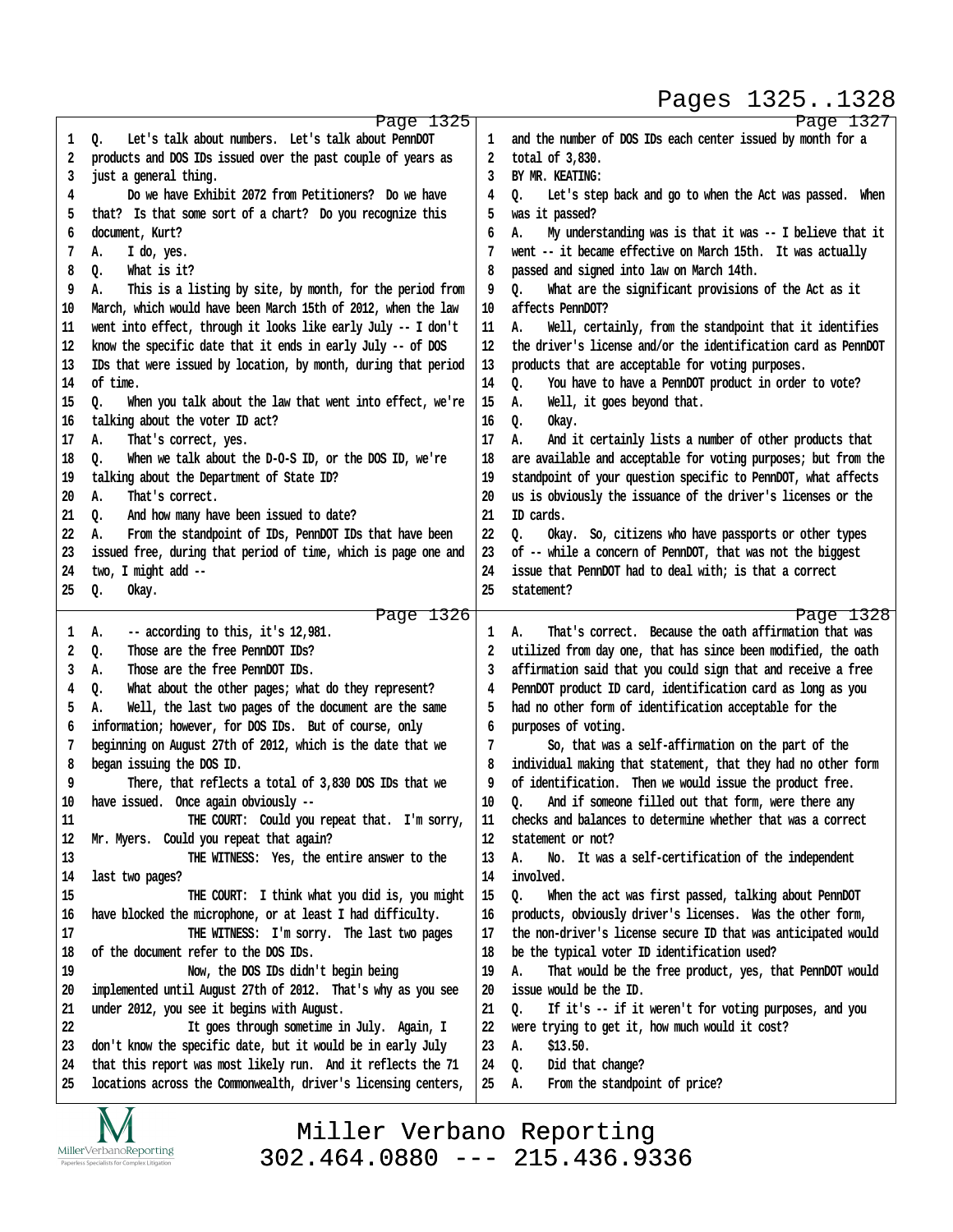## Page 1325

1 Q. Let's talk about numbers. Let's talk about PennDOT
2 products and DOS IDs issued over the past couple of years as
3 just a general thing.
4 Do we have Exhibit 2072 from Petitioners? Do we have
5 that? Is that some sort of a chart? Do you recognize this
6 document, Kurt?
7 A. I do, yes.
8 Q. What is it?
9 A. This is a listing by site, by month, for the period from
10 March, which would have been March 15th of 2012, when the law
11 went into effect, through it looks like early July -- I don't
12 know the specific date that it ends in early July -- of DOS
13 IDs that were issued by location, by month, during that period
14 of time.
15 Q. When you talk about the law that went into effect, we're
16 talking about the voter ID act?
17 A. That's correct, yes.
18 Q. When we talk about the D-O-S ID, or the DOS ID, we're
19 talking about the Department of State ID?
20 A. That's correct.
21 Q. And how many have been issued to date?
22 A. From the standpoint of IDs, PennDOT IDs that have been
23 issued free, during that period of time, which is page one and
24 two, I might add --
25 Q. Okay.

## Page 1326

1 A. -- according to this, it's 12,981.
2 Q. Those are the free PennDOT IDs?
3 A. Those are the free PennDOT IDs.
4 Q. What about the other pages; what do they represent?
5 A. Well, the last two pages of the document are the same
6 information; however, for DOS IDs. But of course, only
7 beginning on August 27th of 2012, which is the date that we
8 began issuing the DOS ID.
9 There, that reflects a total of 3,830 DOS IDs that we
10 have issued. Once again obviously --
11 THE COURT: Could you repeat that. I'm sorry,
12 Mr. Myers. Could you repeat that again?
13 THE WITNESS: Yes, the entire answer to the
14 last two pages?
15 THE COURT: I think what you did is, you might
16 have blocked the microphone, or at least I had difficulty.
17 THE WITNESS: I'm sorry. The last two pages
18 of the document refer to the DOS IDs.
19 Now, the DOS IDs didn't begin being
20 implemented until August 27th of 2012. That's why as you see
21 under 2012, you see it begins with August.
22 It goes through sometime in July. Again, I
23 don't know the specific date, but it would be in early July
24 that this report was most likely run. And it reflects the 71
25 locations across the Commonwealth, driver's licensing centers,

## Page 1327

1 and the number of DOS IDs each center issued by month for a
2 total of 3,830.
3 BY MR. KEATING:
4 Q. Let's step back and go to when the Act was passed. When
5 was it passed?
6 A. My understanding was is that it was -- I believe that it
7 went -- it became effective on March 15th. It was actually
8 passed and signed into law on March 14th.
9 Q. What are the significant provisions of the Act as it
10 affects PennDOT?
11 A. Well, certainly, from the standpoint that it identifies
12 the driver's license and/or the identification card as PennDOT
13 products that are acceptable for voting purposes.
14 Q. You have to have a PennDOT product in order to vote?
15 A. Well, it goes beyond that.
16 Q. Okay.
17 A. And it certainly lists a number of other products that
18 are available and acceptable for voting purposes; but from the
19 standpoint of your question specific to PennDOT, what affects
20 us is obviously the issuance of the driver's licenses or the
21 ID cards.
22 Q. Okay. So, citizens who have passports or other types
23 of -- while a concern of PennDOT, that was not the biggest
24 issue that PennDOT had to deal with; is that a correct
25 statement?

## Page 1328

1 A. That's correct. Because the oath affirmation that was
2 utilized from day one, that has since been modified, the oath
3 affirmation said that you could sign that and receive a free
4 PennDOT product ID card, identification card as long as you
5 had no other form of identification acceptable for the
6 purposes of voting.
7 So, that was a self-affirmation on the part of the
8 individual making that statement, that they had no other form
9 of identification. Then we would issue the product free.
10 Q. And if someone filled out that form, were there any
11 checks and balances to determine whether that was a correct
12 statement or not?
13 A. No. It was a self-certification of the independent
14 involved.
15 Q. When the act was first passed, talking about PennDOT
16 products, obviously driver's licenses. Was the other form,
17 the non-driver's license secure ID that was anticipated would
18 be the typical voter ID identification used?
19 A. That would be the free product, yes, that PennDOT would
20 issue would be the ID.
21 Q. If it's -- if it weren't for voting purposes, and you
22 were trying to get it, how much would it cost?
23 A. $13.50.
24 Q. Did that change?
25 A. From the standpoint of price?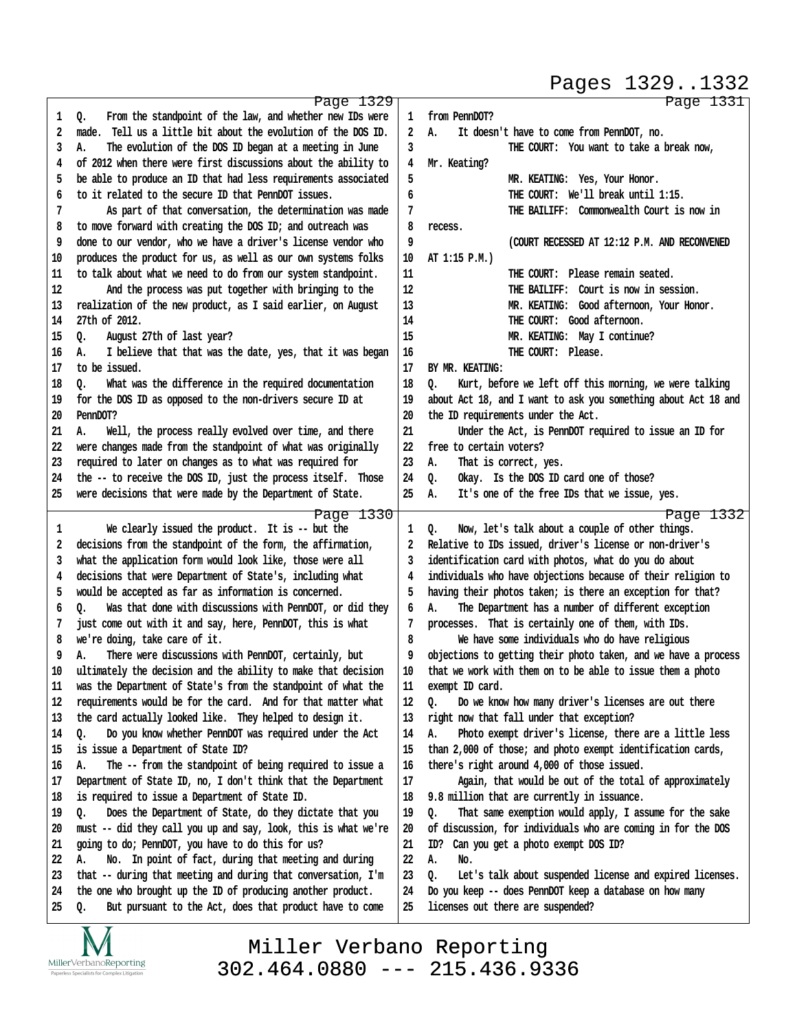Page 1329

1 Q. From the standpoint of the law, and whether new IDs were
2 made. Tell us a little bit about the evolution of the DOS ID.
3 A. The evolution of the DOS ID began at a meeting in June
4 of 2012 when there were first discussions about the ability to
5 be able to produce an ID that had less requirements associated
6 to it related to the secure ID that PennDOT issues.
7 As part of that conversation, the determination was made
8 to move forward with creating the DOS ID; and outreach was
9 done to our vendor, who we have a driver's license vendor who
10 produces the product for us, as well as our own systems folks
11 to talk about what we need to do from our system standpoint.
12 And the process was put together with bringing to the
13 realization of the new product, as I said earlier, on August
14 27th of 2012.
15 Q. August 27th of last year?
16 A. I believe that that was the date, yes, that it was began
17 to be issued.
18 Q. What was the difference in the required documentation
19 for the DOS ID as opposed to the non-drivers secure ID at
20 PennDOT?
21 A. Well, the process really evolved over time, and there
22 were changes made from the standpoint of what was originally
23 required to later on changes as to what was required for
24 the -- to receive the DOS ID, just the process itself. Those
25 were decisions that were made by the Department of State.

Page 1330

1 We clearly issued the product. It is -- but the
2 decisions from the standpoint of the form, the affirmation,
3 what the application form would look like, those were all
4 decisions that were Department of State's, including what
5 would be accepted as far as information is concerned.
6 Q. Was that done with discussions with PennDOT, or did they
7 just come out with it and say, here, PennDOT, this is what
8 we're doing, take care of it.
9 A. There were discussions with PennDOT, certainly, but
10 ultimately the decision and the ability to make that decision
11 was the Department of State's from the standpoint of what the
12 requirements would be for the card. And for that matter what
13 the card actually looked like. They helped to design it.
14 Q. Do you know whether PennDOT was required under the Act
15 is issue a Department of State ID?
16 A. The -- from the standpoint of being required to issue a
17 Department of State ID, no, I don't think that the Department
18 is required to issue a Department of State ID.
19 Q. Does the Department of State, do they dictate that you
20 must -- did they call you up and say, look, this is what we're
21 going to do; PennDOT, you have to do this for us?
22 A. No. In point of fact, during that meeting and during
23 that -- during that meeting and during that conversation, I'm
24 the one who brought up the ID of producing another product.
25 Q. But pursuant to the Act, does that product have to come

Page 1331

1 from PennDOT?
2 A. It doesn't have to come from PennDOT, no.
3 THE COURT: You want to take a break now,
4 Mr. Keating?
5 MR. KEATING: Yes, Your Honor.
6 THE COURT: We'll break until 1:15.
7 THE BAILIFF: Commonwealth Court is now in
8 recess.
9 (COURT RECESSED AT 12:12 P.M. AND RECONVENED
10 AT 1:15 P.M.)
11 THE COURT: Please remain seated.
12 THE BAILIFF: Court is now in session.
13 MR. KEATING: Good afternoon, Your Honor.
14 THE COURT: Good afternoon.
15 MR. KEATING: May I continue?
16 THE COURT: Please.
17 BY MR. KEATING:
18 Q. Kurt, before we left off this morning, we were talking
19 about Act 18, and I want to ask you something about Act 18 and
20 the ID requirements under the Act.
21 Under the Act, is PennDOT required to issue an ID for
22 free to certain voters?
23 A. That is correct, yes.
24 Q. Okay. Is the DOS ID card one of those?
25 A. It's one of the free IDs that we issue, yes.

Page 1332

1 Q. Now, let's talk about a couple of other things.
2 Relative to IDs issued, driver's license or non-driver's
3 identification card with photos, what do you do about
4 individuals who have objections because of their religion to
5 having their photos taken; is there an exception for that?
6 A. The Department has a number of different exception
7 processes. That is certainly one of them, with IDs.
8 We have some individuals who do have religious
9 objections to getting their photo taken, and we have a process
10 that we work with them on to be able to issue them a photo
11 exempt ID card.
12 Q. Do we know how many driver's licenses are out there
13 right now that fall under that exception?
14 A. Photo exempt driver's license, there are a little less
15 than 2,000 of those; and photo exempt identification cards,
16 there's right around 4,000 of those issued.
17 Again, that would be out of the total of approximately
18 9.8 million that are currently in issuance.
19 Q. That same exemption would apply, I assume for the sake
20 of discussion, for individuals who are coming in for the DOS
21 ID? Can you get a photo exempt DOS ID?
22 A. No.
23 Q. Let's talk about suspended license and expired licenses.
24 Do you keep -- does PennDOT keep a database on how many
25 licenses out there are suspended?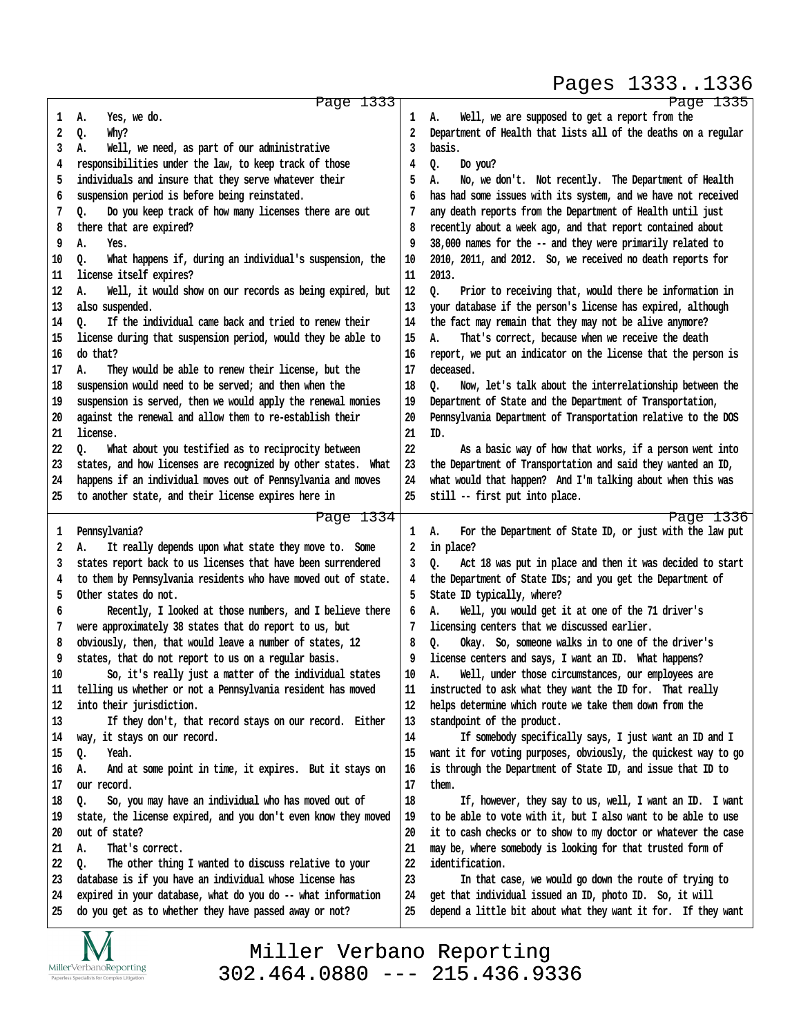Page 1333

1 A. Yes, we do.
2 Q. Why?
3 A. Well, we need, as part of our administrative
4 responsibilities under the law, to keep track of those
5 individuals and insure that they serve whatever their
6 suspension period is before being reinstated.
7 Q. Do you keep track of how many licenses there are out
8 there that are expired?
9 A. Yes.
10 Q. What happens if, during an individual's suspension, the
11 license itself expires?
12 A. Well, it would show on our records as being expired, but
13 also suspended.
14 Q. If the individual came back and tried to renew their
15 license during that suspension period, would they be able to
16 do that?
17 A. They would be able to renew their license, but the
18 suspension would need to be served; and then when the
19 suspension is served, then we would apply the renewal monies
20 against the renewal and allow them to re-establish their
21 license.
22 Q. What about you testified as to reciprocity between
23 states, and how licenses are recognized by other states. What
24 happens if an individual moves out of Pennsylvania and moves
25 to another state, and their license expires here in

Page 1334

1 Pennsylvania?
2 A. It really depends upon what state they move to. Some
3 states report back to us licenses that have been surrendered
4 to them by Pennsylvania residents who have moved out of state.
5 Other states do not.
6 Recently, I looked at those numbers, and I believe there
7 were approximately 38 states that do report to us, but
8 obviously, then, that would leave a number of states, 12
9 states, that do not report to us on a regular basis.
10 So, it's really just a matter of the individual states
11 telling us whether or not a Pennsylvania resident has moved
12 into their jurisdiction.
13 If they don't, that record stays on our record. Either
14 way, it stays on our record.
15 Q. Yeah.
16 A. And at some point in time, it expires. But it stays on
17 our record.
18 Q. So, you may have an individual who has moved out of
19 state, the license expired, and you don't even know they moved
20 out of state?
21 A. That's correct.
22 Q. The other thing I wanted to discuss relative to your
23 database is if you have an individual whose license has
24 expired in your database, what do you do -- what information
25 do you get as to whether they have passed away or not?

Page 1335

1 A. Well, we are supposed to get a report from the
2 Department of Health that lists all of the deaths on a regular
3 basis.
4 Q. Do you?
5 A. No, we don't. Not recently. The Department of Health
6 has had some issues with its system, and we have not received
7 any death reports from the Department of Health until just
8 recently about a week ago, and that report contained about
9 38,000 names for the -- and they were primarily related to
10 2010, 2011, and 2012. So, we received no death reports for
11 2013.
12 Q. Prior to receiving that, would there be information in
13 your database if the person's license has expired, although
14 the fact may remain that they may not be alive anymore?
15 A. That's correct, because when we receive the death
16 report, we put an indicator on the license that the person is
17 deceased.
18 Q. Now, let's talk about the interrelationship between the
19 Department of State and the Department of Transportation,
20 Pennsylvania Department of Transportation relative to the DOS
21 ID.
22 As a basic way of how that works, if a person went into
23 the Department of Transportation and said they wanted an ID,
24 what would that happen? And I'm talking about when this was
25 still -- first put into place.

Page 1336

1 A. For the Department of State ID, or just with the law put
2 in place?
3 Q. Act 18 was put in place and then it was decided to start
4 the Department of State IDs; and you get the Department of
5 State ID typically, where?
6 A. Well, you would get it at one of the 71 driver's
7 licensing centers that we discussed earlier.
8 Q. Okay. So, someone walks in to one of the driver's
9 license centers and says, I want an ID. What happens?
10 A. Well, under those circumstances, our employees are
11 instructed to ask what they want the ID for. That really
12 helps determine which route we take them down from the
13 standpoint of the product.
14 If somebody specifically says, I just want an ID and I
15 want it for voting purposes, obviously, the quickest way to go
16 is through the Department of State ID, and issue that ID to
17 them.
18 If, however, they say to us, well, I want an ID. I want
19 to be able to vote with it, but I also want to be able to use
20 it to cash checks or to show to my doctor or whatever the case
21 may be, where somebody is looking for that trusted form of
22 identification.
23 In that case, we would go down the route of trying to
24 get that individual issued an ID, photo ID. So, it will
25 depend a little bit about what they want it for. If they want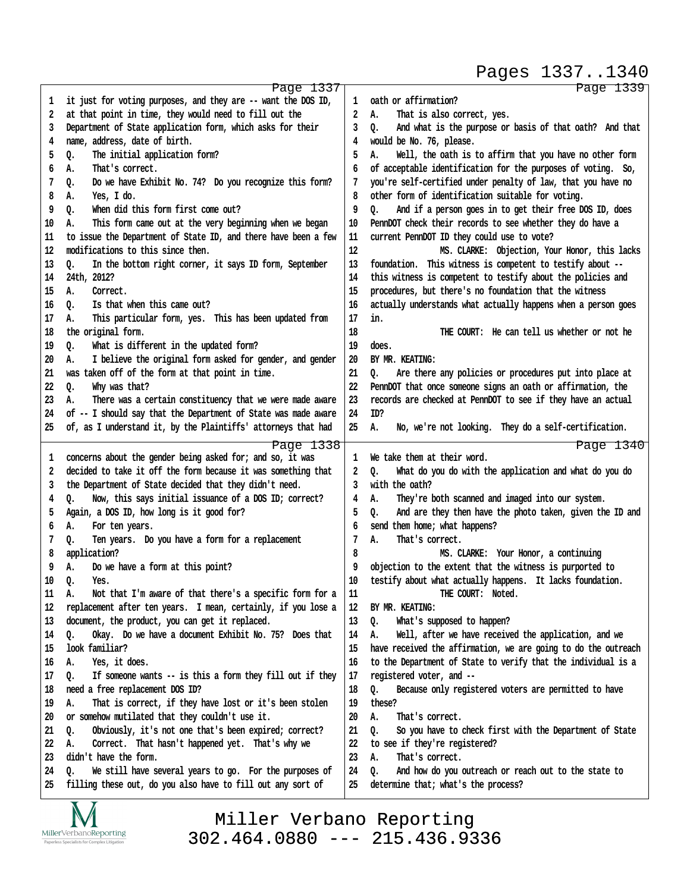Page 1337

1 it just for voting purposes, and they are -- want the DOS ID,
2 at that point in time, they would need to fill out the
3 Department of State application form, which asks for their
4 name, address, date of birth.
5 Q. The initial application form?
6 A. That's correct.
7 Q. Do we have Exhibit No. 74? Do you recognize this form?
8 A. Yes, I do.
9 Q. When did this form first come out?
10 A. This form came out at the very beginning when we began
11 to issue the Department of State ID, and there have been a few
12 modifications to this since then.
13 Q. In the bottom right corner, it says ID form, September
14 24th, 2012?
15 A. Correct.
16 Q. Is that when this came out?
17 A. This particular form, yes. This has been updated from
18 the original form.
19 Q. What is different in the updated form?
20 A. I believe the original form asked for gender, and gender
21 was taken off of the form at that point in time.
22 Q. Why was that?
23 A. There was a certain constituency that we were made aware
24 of -- I should say that the Department of State was made aware
25 of, as I understand it, by the Plaintiffs' attorneys that had

Page 1338

1 concerns about the gender being asked for; and so, it was
2 decided to take it off the form because it was something that
3 the Department of State decided that they didn't need.
4 Q. Now, this says initial issuance of a DOS ID; correct?
5 Again, a DOS ID, how long is it good for?
6 A. For ten years.
7 Q. Ten years. Do you have a form for a replacement
8 application?
9 A. Do we have a form at this point?
10 Q. Yes.
11 A. Not that I'm aware of that there's a specific form for a
12 replacement after ten years. I mean, certainly, if you lose a
13 document, the product, you can get it replaced.
14 Q. Okay. Do we have a document Exhibit No. 75? Does that
15 look familiar?
16 A. Yes, it does.
17 Q. If someone wants -- is this a form they fill out if they
18 need a free replacement DOS ID?
19 A. That is correct, if they have lost or it's been stolen
20 or somehow mutilated that they couldn't use it.
21 Q. Obviously, it's not one that's been expired; correct?
22 A. Correct. That hasn't happened yet. That's why we
23 didn't have the form.
24 Q. We still have several years to go. For the purposes of
25 filling these out, do you also have to fill out any sort of

Page 1339

1 oath or affirmation?
2 A. That is also correct, yes.
3 Q. And what is the purpose or basis of that oath? And that
4 would be No. 76, please.
5 A. Well, the oath is to affirm that you have no other form
6 of acceptable identification for the purposes of voting. So,
7 you're self-certified under penalty of law, that you have no
8 other form of identification suitable for voting.
9 Q. And if a person goes in to get their free DOS ID, does
10 PennDOT check their records to see whether they do have a
11 current PennDOT ID they could use to vote?
12 MS. CLARKE: Objection, Your Honor, this lacks
13 foundation. This witness is competent to testify about --
14 this witness is competent to testify about the policies and
15 procedures, but there's no foundation that the witness
16 actually understands what actually happens when a person goes
17 in.
18 THE COURT: He can tell us whether or not he
19 does.
20 BY MR. KEATING:
21 Q. Are there any policies or procedures put into place at
22 PennDOT that once someone signs an oath or affirmation, the
23 records are checked at PennDOT to see if they have an actual
24 ID?
25 A. No, we're not looking. They do a self-certification.

Page 1340

1 We take them at their word.
2 Q. What do you do with the application and what do you do
3 with the oath?
4 A. They're both scanned and imaged into our system.
5 Q. And are they then have the photo taken, given the ID and
6 send them home; what happens?
7 A. That's correct.
8 MS. CLARKE: Your Honor, a continuing
9 objection to the extent that the witness is purported to
10 testify about what actually happens. It lacks foundation.
11 THE COURT: Noted.
12 BY MR. KEATING:
13 Q. What's supposed to happen?
14 A. Well, after we have received the application, and we
15 have received the affirmation, we are going to do the outreach
16 to the Department of State to verify that the individual is a
17 registered voter, and --
18 Q. Because only registered voters are permitted to have
19 these?
20 A. That's correct.
21 Q. So you have to check first with the Department of State
22 to see if they're registered?
23 A. That's correct.
24 Q. And how do you outreach or reach out to the state to
25 determine that; what's the process?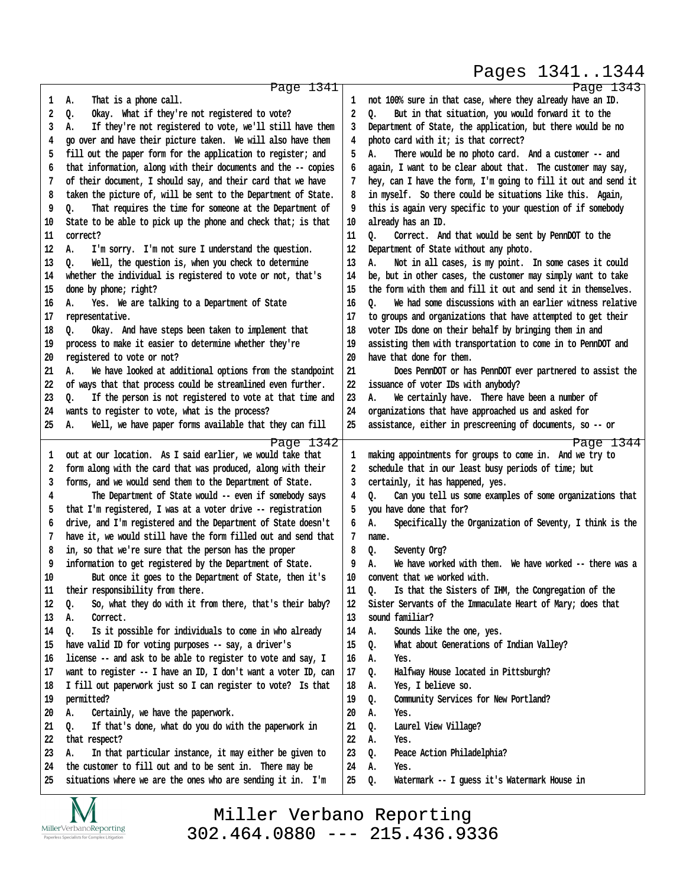Page 1341

1 A. That is a phone call.
2 Q. Okay. What if they're not registered to vote?
3 A. If they're not registered to vote, we'll still have them
4 go over and have their picture taken. We will also have them
5 fill out the paper form for the application to register; and
6 that information, along with their documents and the -- copies
7 of their document, I should say, and their card that we have
8 taken the picture of, will be sent to the Department of State.
9 Q. That requires the time for someone at the Department of
10 State to be able to pick up the phone and check that; is that
11 correct?
12 A. I'm sorry. I'm not sure I understand the question.
13 Q. Well, the question is, when you check to determine
14 whether the individual is registered to vote or not, that's
15 done by phone; right?
16 A. Yes. We are talking to a Department of State
17 representative.
18 Q. Okay. And have steps been taken to implement that
19 process to make it easier to determine whether they're
20 registered to vote or not?
21 A. We have looked at additional options from the standpoint
22 of ways that that process could be streamlined even further.
23 Q. If the person is not registered to vote at that time and
24 wants to register to vote, what is the process?
25 A. Well, we have paper forms available that they can fill

Page 1342

1 out at our location. As I said earlier, we would take that
2 form along with the card that was produced, along with their
3 forms, and we would send them to the Department of State.
4 The Department of State would -- even if somebody says
5 that I'm registered, I was at a voter drive -- registration
6 drive, and I'm registered and the Department of State doesn't
7 have it, we would still have the form filled out and send that
8 in, so that we're sure that the person has the proper
9 information to get registered by the Department of State.
10 But once it goes to the Department of State, then it's
11 their responsibility from there.
12 Q. So, what they do with it from there, that's their baby?
13 A. Correct.
14 Q. Is it possible for individuals to come in who already
15 have valid ID for voting purposes -- say, a driver's
16 license -- and ask to be able to register to vote and say, I
17 want to register -- I have an ID, I don't want a voter ID, can
18 I fill out paperwork just so I can register to vote? Is that
19 permitted?
20 A. Certainly, we have the paperwork.
21 Q. If that's done, what do you do with the paperwork in
22 that respect?
23 A. In that particular instance, it may either be given to
24 the customer to fill out and to be sent in. There may be
25 situations where we are the ones who are sending it in. I'm

Page 1343

1 not 100% sure in that case, where they already have an ID.
2 Q. But in that situation, you would forward it to the
3 Department of State, the application, but there would be no
4 photo card with it; is that correct?
5 A. There would be no photo card. And a customer -- and
6 again, I want to be clear about that. The customer may say,
7 hey, can I have the form, I'm going to fill it out and send it
8 in myself. So there could be situations like this. Again,
9 this is again very specific to your question of if somebody
10 already has an ID.
11 Q. Correct. And that would be sent by PennDOT to the
12 Department of State without any photo.
13 A. Not in all cases, is my point. In some cases it could
14 be, but in other cases, the customer may simply want to take
15 the form with them and fill it out and send it in themselves.
16 Q. We had some discussions with an earlier witness relative
17 to groups and organizations that have attempted to get their
18 voter IDs done on their behalf by bringing them in and
19 assisting them with transportation to come in to PennDOT and
20 have that done for them.
21 Does PennDOT or has PennDOT ever partnered to assist the
22 issuance of voter IDs with anybody?
23 A. We certainly have. There have been a number of
24 organizations that have approached us and asked for
25 assistance, either in prescreening of documents, so -- or

Page 1344

1 making appointments for groups to come in. And we try to
2 schedule that in our least busy periods of time; but
3 certainly, it has happened, yes.
4 Q. Can you tell us some examples of some organizations that
5 you have done that for?
6 A. Specifically the Organization of Seventy, I think is the
7 name.
8 Q. Seventy Org?
9 A. We have worked with them. We have worked -- there was a
10 convent that we worked with.
11 Q. Is that the Sisters of IHM, the Congregation of the
12 Sister Servants of the Immaculate Heart of Mary; does that
13 sound familiar?
14 A. Sounds like the one, yes.
15 Q. What about Generations of Indian Valley?
16 A. Yes.
17 Q. Halfway House located in Pittsburgh?
18 A. Yes, I believe so.
19 Q. Community Services for New Portland?
20 A. Yes.
21 Q. Laurel View Village?
22 A. Yes.
23 Q. Peace Action Philadelphia?
24 A. Yes.
25 Q. Watermark -- I guess it's Watermark House in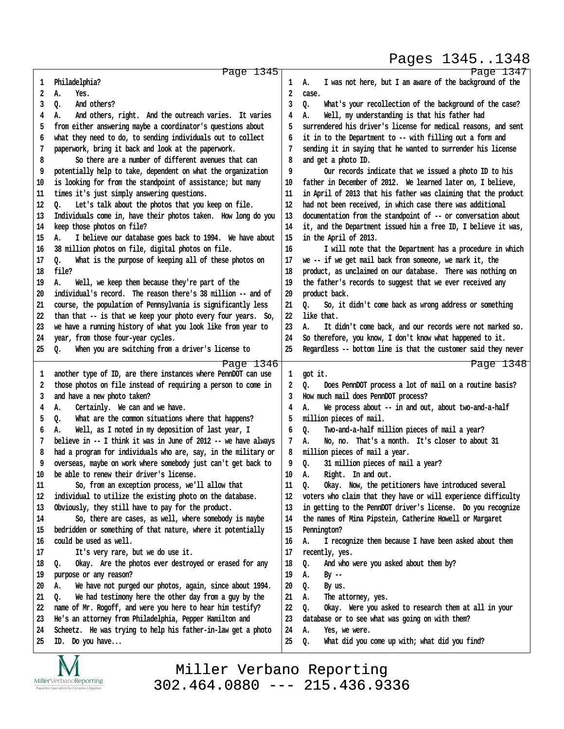Pages 1345..1348

Page 1345

1 Philadelphia?
2 A. Yes.
3 Q. And others?
4 A. And others, right. And the outreach varies. It varies
5 from either answering maybe a coordinator's questions about
6 what they need to do, to sending individuals out to collect
7 paperwork, bring it back and look at the paperwork.
8 So there are a number of different avenues that can
9 potentially help to take, dependent on what the organization
10 is looking for from the standpoint of assistance; but many
11 times it's just simply answering questions.
12 Q. Let's talk about the photos that you keep on file.
13 Individuals come in, have their photos taken. How long do you
14 keep those photos on file?
15 A. I believe our database goes back to 1994. We have about
16 38 million photos on file, digital photos on file.
17 Q. What is the purpose of keeping all of these photos on
18 file?
19 A. Well, we keep them because they're part of the
20 individual's record. The reason there's 38 million -- and of
21 course, the population of Pennsylvania is significantly less
22 than that -- is that we keep your photo every four years. So,
23 we have a running history of what you look like from year to
24 year, from those four-year cycles.
25 Q. When you are switching from a driver's license to

Page 1346

1 another type of ID, are there instances where PennDOT can use
2 those photos on file instead of requiring a person to come in
3 and have a new photo taken?
4 A. Certainly. We can and we have.
5 Q. What are the common situations where that happens?
6 A. Well, as I noted in my deposition of last year, I
7 believe in -- I think it was in June of 2012 -- we have always
8 had a program for individuals who are, say, in the military or
9 overseas, maybe on work where somebody just can't get back to
10 be able to renew their driver's license.
11 So, from an exception process, we'll allow that
12 individual to utilize the existing photo on the database.
13 Obviously, they still have to pay for the product.
14 So, there are cases, as well, where somebody is maybe
15 bedridden or something of that nature, where it potentially
16 could be used as well.
17 It's very rare, but we do use it.
18 Q. Okay. Are the photos ever destroyed or erased for any
19 purpose or any reason?
20 A. We have not purged our photos, again, since about 1994.
21 Q. We had testimony here the other day from a guy by the
22 name of Mr. Rogoff, and were you here to hear him testify?
23 He's an attorney from Philadelphia, Pepper Hamilton and
24 Scheetz. He was trying to help his father-in-law get a photo
25 ID. Do you have...

Page 1347

1 A. I was not here, but I am aware of the background of the
2 case.
3 Q. What's your recollection of the background of the case?
4 A. Well, my understanding is that his father had
5 surrendered his driver's license for medical reasons, and sent
6 it in to the Department to -- with filling out a form and
7 sending it in saying that he wanted to surrender his license
8 and get a photo ID.
9 Our records indicate that we issued a photo ID to his
10 father in December of 2012. We learned later on, I believe,
11 in April of 2013 that his father was claiming that the product
12 had not been received, in which case there was additional
13 documentation from the standpoint of -- or conversation about
14 it, and the Department issued him a free ID, I believe it was,
15 in the April of 2013.
16 I will note that the Department has a procedure in which
17 we -- if we get mail back from someone, we mark it, the
18 product, as unclaimed on our database. There was nothing on
19 the father's records to suggest that we ever received any
20 product back.
21 Q. So, it didn't come back as wrong address or something
22 like that.
23 A. It didn't come back, and our records were not marked so.
24 So therefore, you know, I don't know what happened to it.
25 Regardless -- bottom line is that the customer said they never

Page 1348

1 got it.
2 Q. Does PennDOT process a lot of mail on a routine basis?
3 How much mail does PennDOT process?
4 A. We process about -- in and out, about two-and-a-half
5 million pieces of mail.
6 Q. Two-and-a-half million pieces of mail a year?
7 A. No, no. That's a month. It's closer to about 31
8 million pieces of mail a year.
9 Q. 31 million pieces of mail a year?
10 A. Right. In and out.
11 Q. Okay. Now, the petitioners have introduced several
12 voters who claim that they have or will experience difficulty
13 in getting to the PennDOT driver's license. Do you recognize
14 the names of Mina Pipstein, Catherine Howell or Margaret
15 Pennington?
16 A. I recognize them because I have been asked about them
17 recently, yes.
18 Q. And who were you asked about them by?
19 A. By --
20 Q. By us.
21 A. The attorney, yes.
22 Q. Okay. Were you asked to research them at all in your
23 database or to see what was going on with them?
24 A. Yes, we were.
25 Q. What did you come up with; what did you find?

Miller Verbano Reporting
302.464.0880 --- 215.436.9336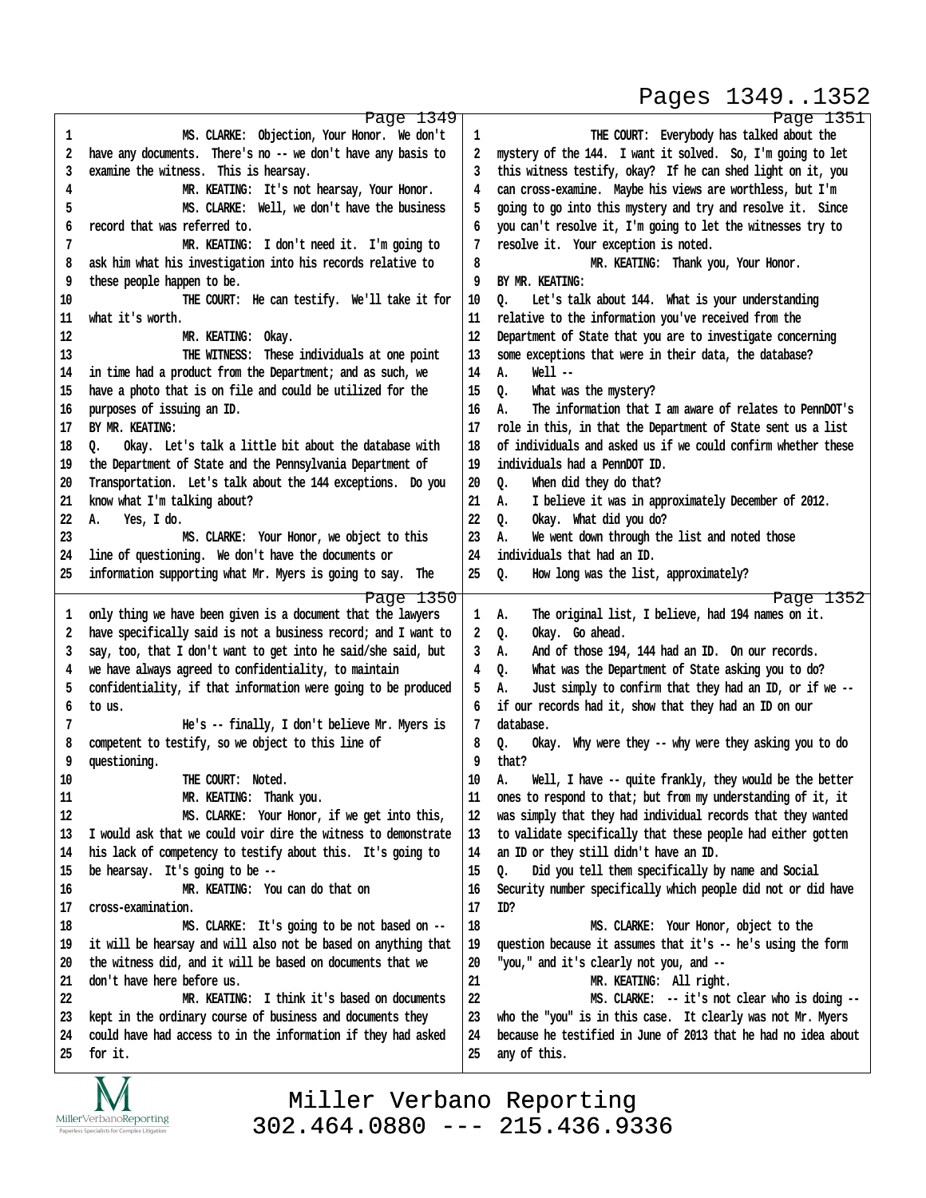Page 1349

1 MS. CLARKE: Objection, Your Honor. We don't
2 have any documents. There's no -- we don't have any basis to
3 examine the witness. This is hearsay.
4 MR. KEATING: It's not hearsay, Your Honor.
5 MS. CLARKE: Well, we don't have the business
6 record that was referred to.
7 MR. KEATING: I don't need it. I'm going to
8 ask him what his investigation into his records relative to
9 these people happen to be.
10 THE COURT: He can testify. We'll take it for
11 what it's worth.
12 MR. KEATING: Okay.
13 THE WITNESS: These individuals at one point
14 in time had a product from the Department; and as such, we
15 have a photo that is on file and could be utilized for the
16 purposes of issuing an ID.
17 BY MR. KEATING:
18 Q. Okay. Let's talk a little bit about the database with
19 the Department of State and the Pennsylvania Department of
20 Transportation. Let's talk about the 144 exceptions. Do you
21 know what I'm talking about?
22 A. Yes, I do.
23 MS. CLARKE: Your Honor, we object to this
24 line of questioning. We don't have the documents or
25 information supporting what Mr. Myers is going to say. The

Page 1350

1 only thing we have been given is a document that the lawyers
2 have specifically said is not a business record; and I want to
3 say, too, that I don't want to get into he said/she said, but
4 we have always agreed to confidentiality, to maintain
5 confidentiality, if that information were going to be produced
6 to us.
7 He's -- finally, I don't believe Mr. Myers is
8 competent to testify, so we object to this line of
9 questioning.
10 THE COURT: Noted.
11 MR. KEATING: Thank you.
12 MS. CLARKE: Your Honor, if we get into this,
13 I would ask that we could voir dire the witness to demonstrate
14 his lack of competency to testify about this. It's going to
15 be hearsay. It's going to be --
16 MR. KEATING: You can do that on
17 cross-examination.
18 MS. CLARKE: It's going to be not based on --
19 it will be hearsay and will also not be based on anything that
20 the witness did, and it will be based on documents that we
21 don't have here before us.
22 MR. KEATING: I think it's based on documents
23 kept in the ordinary course of business and documents they
24 could have had access to in the information if they had asked
25 for it.

Page 1351

1 THE COURT: Everybody has talked about the
2 mystery of the 144. I want it solved. So, I'm going to let
3 this witness testify, okay? If he can shed light on it, you
4 can cross-examine. Maybe his views are worthless, but I'm
5 going to go into this mystery and try and resolve it. Since
6 you can't resolve it, I'm going to let the witnesses try to
7 resolve it. Your exception is noted.
8 MR. KEATING: Thank you, Your Honor.
9 BY MR. KEATING:
10 Q. Let's talk about 144. What is your understanding
11 relative to the information you've received from the
12 Department of State that you are to investigate concerning
13 some exceptions that were in their data, the database?
14 A. Well --
15 Q. What was the mystery?
16 A. The information that I am aware of relates to PennDOT's
17 role in this, in that the Department of State sent us a list
18 of individuals and asked us if we could confirm whether these
19 individuals had a PennDOT ID.
20 Q. When did they do that?
21 A. I believe it was in approximately December of 2012.
22 Q. Okay. What did you do?
23 A. We went down through the list and noted those
24 individuals that had an ID.
25 Q. How long was the list, approximately?

Page 1352

1 A. The original list, I believe, had 194 names on it.
2 Q. Okay. Go ahead.
3 A. And of those 194, 144 had an ID. On our records.
4 Q. What was the Department of State asking you to do?
5 A. Just simply to confirm that they had an ID, or if we --
6 if our records had it, show that they had an ID on our
7 database.
8 Q. Okay. Why were they -- why were they asking you to do
9 that?
10 A. Well, I have -- quite frankly, they would be the better
11 ones to respond to that; but from my understanding of it, it
12 was simply that they had individual records that they wanted
13 to validate specifically that these people had either gotten
14 an ID or they still didn't have an ID.
15 Q. Did you tell them specifically by name and Social
16 Security number specifically which people did not or did have
17 ID?
18 MS. CLARKE: Your Honor, object to the
19 question because it assumes that it's -- he's using the form
20 "you," and it's clearly not you, and --
21 MR. KEATING: All right.
22 MS. CLARKE: -- it's not clear who is doing --
23 who the "you" is in this case. It clearly was not Mr. Myers
24 because he testified in June of 2013 that he had no idea about
25 any of this.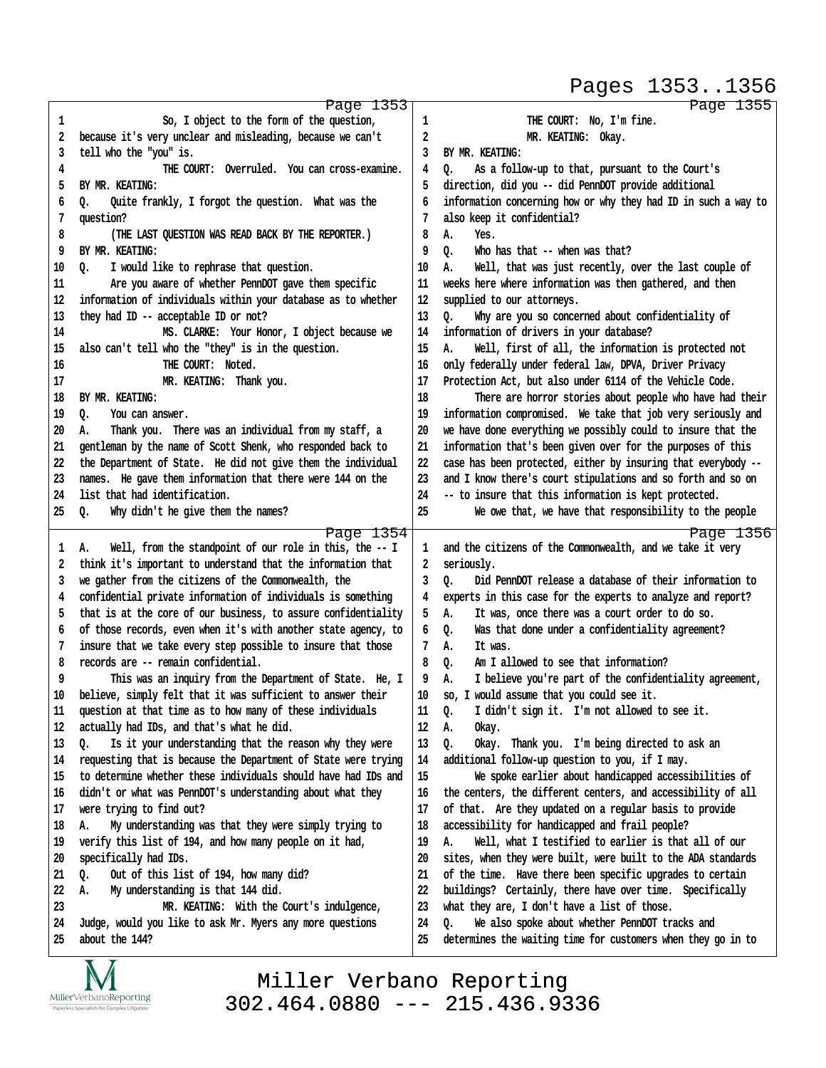Page 1353

1 So, I object to the form of the question,
2 because it's very unclear and misleading, because we can't
3 tell who the "you" is.
4 THE COURT: Overruled. You can cross-examine.
5 BY MR. KEATING:
6 Q. Quite frankly, I forgot the question. What was the
7 question?
8 (THE LAST QUESTION WAS READ BACK BY THE REPORTER.)
9 BY MR. KEATING:
10 Q. I would like to rephrase that question.
11 Are you aware of whether PennDOT gave them specific
12 information of individuals within your database as to whether
13 they had ID -- acceptable ID or not?
14 MS. CLARKE: Your Honor, I object because we
15 also can't tell who the "they" is in the question.
16 THE COURT: Noted.
17 MR. KEATING: Thank you.
18 BY MR. KEATING:
19 Q. You can answer.
20 A. Thank you. There was an individual from my staff, a
21 gentleman by the name of Scott Shenk, who responded back to
22 the Department of State. He did not give them the individual
23 names. He gave them information that there were 144 on the
24 list that had identification.
25 Q. Why didn't he give them the names?

Page 1354

1 A. Well, from the standpoint of our role in this, the -- I
2 think it's important to understand that the information that
3 we gather from the citizens of the Commonwealth, the
4 confidential private information of individuals is something
5 that is at the core of our business, to assure confidentiality
6 of those records, even when it's with another state agency, to
7 insure that we take every step possible to insure that those
8 records are -- remain confidential.
9 This was an inquiry from the Department of State. He, I
10 believe, simply felt that it was sufficient to answer their
11 question at that time as to how many of these individuals
12 actually had IDs, and that's what he did.
13 Q. Is it your understanding that the reason why they were
14 requesting that is because the Department of State were trying
15 to determine whether these individuals should have had IDs and
16 didn't or what was PennDOT's understanding about what they
17 were trying to find out?
18 A. My understanding was that they were simply trying to
19 verify this list of 194, and how many people on it had,
20 specifically had IDs.
21 Q. Out of this list of 194, how many did?
22 A. My understanding is that 144 did.
23 MR. KEATING: With the Court's indulgence,
24 Judge, would you like to ask Mr. Myers any more questions
25 about the 144?

Page 1355

1 THE COURT: No, I'm fine.
2 MR. KEATING: Okay.
3 BY MR. KEATING:
4 Q. As a follow-up to that, pursuant to the Court's
5 direction, did you -- did PennDOT provide additional
6 information concerning how or why they had ID in such a way to
7 also keep it confidential?
8 A. Yes.
9 Q. Who has that -- when was that?
10 A. Well, that was just recently, over the last couple of
11 weeks here where information was then gathered, and then
12 supplied to our attorneys.
13 Q. Why are you so concerned about confidentiality of
14 information of drivers in your database?
15 A. Well, first of all, the information is protected not
16 only federally under federal law, DPVA, Driver Privacy
17 Protection Act, but also under 6114 of the Vehicle Code.
18 There are horror stories about people who have had their
19 information compromised. We take that job very seriously and
20 we have done everything we possibly could to insure that the
21 information that's been given over for the purposes of this
22 case has been protected, either by insuring that everybody --
23 and I know there's court stipulations and so forth and so on
24 -- to insure that this information is kept protected.
25 We owe that, we have that responsibility to the people

Page 1356

1 and the citizens of the Commonwealth, and we take it very
2 seriously.
3 Q. Did PennDOT release a database of their information to
4 experts in this case for the experts to analyze and report?
5 A. It was, once there was a court order to do so.
6 Q. Was that done under a confidentiality agreement?
7 A. It was.
8 Q. Am I allowed to see that information?
9 A. I believe you're part of the confidentiality agreement,
10 so, I would assume that you could see it.
11 Q. I didn't sign it. I'm not allowed to see it.
12 A. Okay.
13 Q. Okay. Thank you. I'm being directed to ask an
14 additional follow-up question to you, if I may.
15 We spoke earlier about handicapped accessibilities of
16 the centers, the different centers, and accessibility of all
17 of that. Are they updated on a regular basis to provide
18 accessibility for handicapped and frail people?
19 A. Well, what I testified to earlier is that all of our
20 sites, when they were built, were built to the ADA standards
21 of the time. Have there been specific upgrades to certain
22 buildings? Certainly, there have over time. Specifically
23 what they are, I don't have a list of those.
24 Q. We also spoke about whether PennDOT tracks and
25 determines the waiting time for customers when they go in to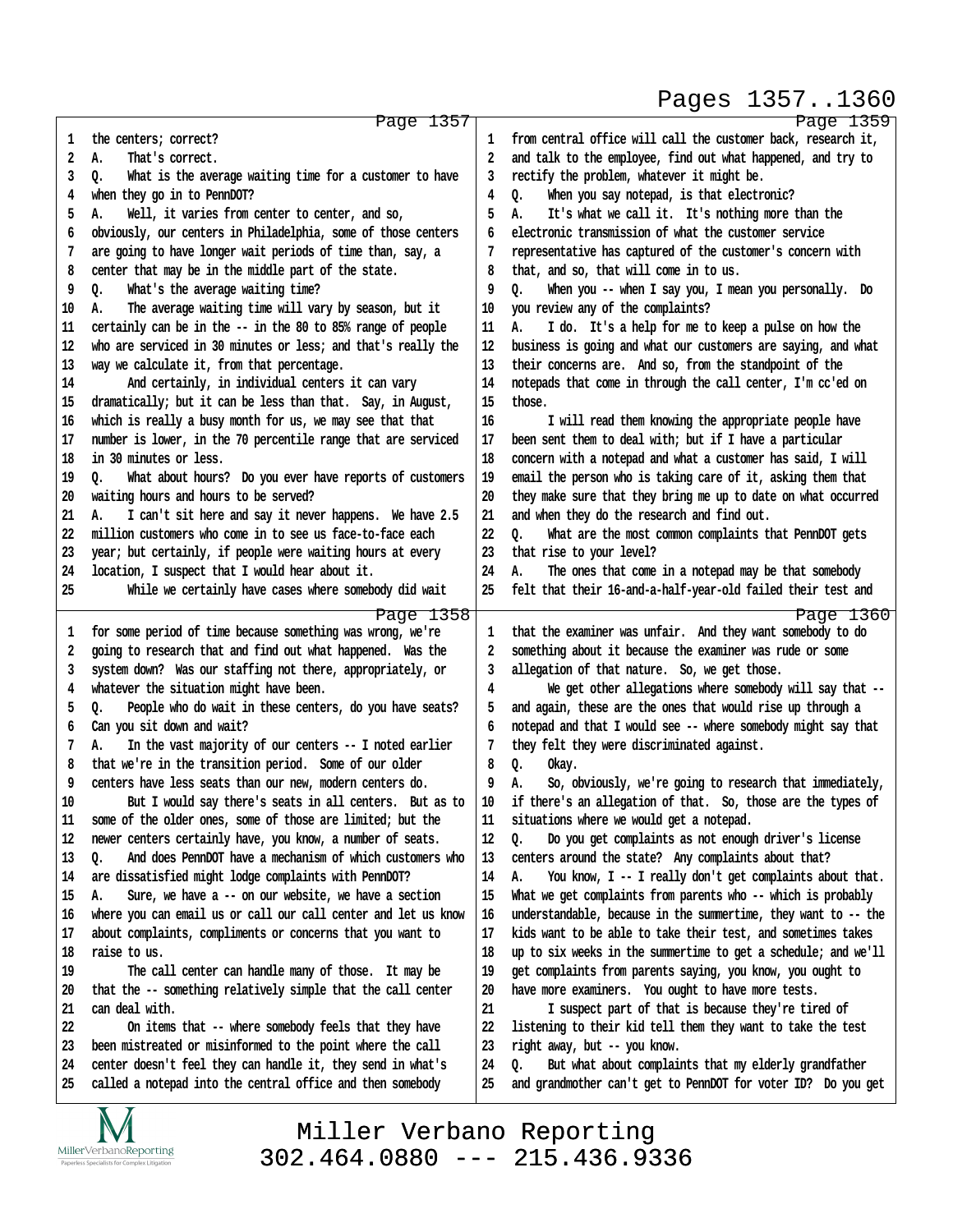Pages 1357..1360

Page 1357

1 the centers; correct?
2 A. That's correct.
3 Q. What is the average waiting time for a customer to have
4 when they go in to PennDOT?
5 A. Well, it varies from center to center, and so,
6 obviously, our centers in Philadelphia, some of those centers
7 are going to have longer wait periods of time than, say, a
8 center that may be in the middle part of the state.
9 Q. What's the average waiting time?
10 A. The average waiting time will vary by season, but it
11 certainly can be in the -- in the 80 to 85% range of people
12 who are serviced in 30 minutes or less; and that's really the
13 way we calculate it, from that percentage.
14 And certainly, in individual centers it can vary
15 dramatically; but it can be less than that. Say, in August,
16 which is really a busy month for us, we may see that that
17 number is lower, in the 70 percentile range that are serviced
18 in 30 minutes or less.
19 Q. What about hours? Do you ever have reports of customers
20 waiting hours and hours to be served?
21 A. I can't sit here and say it never happens. We have 2.5
22 million customers who come in to see us face-to-face each
23 year; but certainly, if people were waiting hours at every
24 location, I suspect that I would hear about it.
25 While we certainly have cases where somebody did wait

Page 1358

1 for some period of time because something was wrong, we're
2 going to research that and find out what happened. Was the
3 system down? Was our staffing not there, appropriately, or
4 whatever the situation might have been.
5 Q. People who do wait in these centers, do you have seats?
6 Can you sit down and wait?
7 A. In the vast majority of our centers -- I noted earlier
8 that we're in the transition period. Some of our older
9 centers have less seats than our new, modern centers do.
10 But I would say there's seats in all centers. But as to
11 some of the older ones, some of those are limited; but the
12 newer centers certainly have, you know, a number of seats.
13 Q. And does PennDOT have a mechanism of which customers who
14 are dissatisfied might lodge complaints with PennDOT?
15 A. Sure, we have a -- on our website, we have a section
16 where you can email us or call our call center and let us know
17 about complaints, compliments or concerns that you want to
18 raise to us.
19 The call center can handle many of those. It may be
20 that the -- something relatively simple that the call center
21 can deal with.
22 On items that -- where somebody feels that they have
23 been mistreated or misinformed to the point where the call
24 center doesn't feel they can handle it, they send in what's
25 called a notepad into the central office and then somebody

Page 1359

1 from central office will call the customer back, research it,
2 and talk to the employee, find out what happened, and try to
3 rectify the problem, whatever it might be.
4 Q. When you say notepad, is that electronic?
5 A. It's what we call it. It's nothing more than the
6 electronic transmission of what the customer service
7 representative has captured of the customer's concern with
8 that, and so, that will come in to us.
9 Q. When you -- when I say you, I mean you personally. Do
10 you review any of the complaints?
11 A. I do. It's a help for me to keep a pulse on how the
12 business is going and what our customers are saying, and what
13 their concerns are. And so, from the standpoint of the
14 notepads that come in through the call center, I'm cc'ed on
15 those.
16 I will read them knowing the appropriate people have
17 been sent them to deal with; but if I have a particular
18 concern with a notepad and what a customer has said, I will
19 email the person who is taking care of it, asking them that
20 they make sure that they bring me up to date on what occurred
21 and when they do the research and find out.
22 Q. What are the most common complaints that PennDOT gets
23 that rise to your level?
24 A. The ones that come in a notepad may be that somebody
25 felt that their 16-and-a-half-year-old failed their test and

Page 1360

1 that the examiner was unfair. And they want somebody to do
2 something about it because the examiner was rude or some
3 allegation of that nature. So, we get those.
4 We get other allegations where somebody will say that --
5 and again, these are the ones that would rise up through a
6 notepad and that I would see -- where somebody might say that
7 they felt they were discriminated against.
8 Q. Okay.
9 A. So, obviously, we're going to research that immediately,
10 if there's an allegation of that. So, those are the types of
11 situations where we would get a notepad.
12 Q. Do you get complaints as not enough driver's license
13 centers around the state? Any complaints about that?
14 A. You know, I -- I really don't get complaints about that.
15 What we get complaints from parents who -- which is probably
16 understandable, because in the summertime, they want to -- the
17 kids want to be able to take their test, and sometimes takes
18 up to six weeks in the summertime to get a schedule; and we'll
19 get complaints from parents saying, you know, you ought to
20 have more examiners. You ought to have more tests.
21 I suspect part of that is because they're tired of
22 listening to their kid tell them they want to take the test
23 right away, but -- you know.
24 Q. But what about complaints that my elderly grandfather
25 and grandmother can't get to PennDOT for voter ID? Do you get

Miller Verbano Reporting
302.464.0880 --- 215.436.9336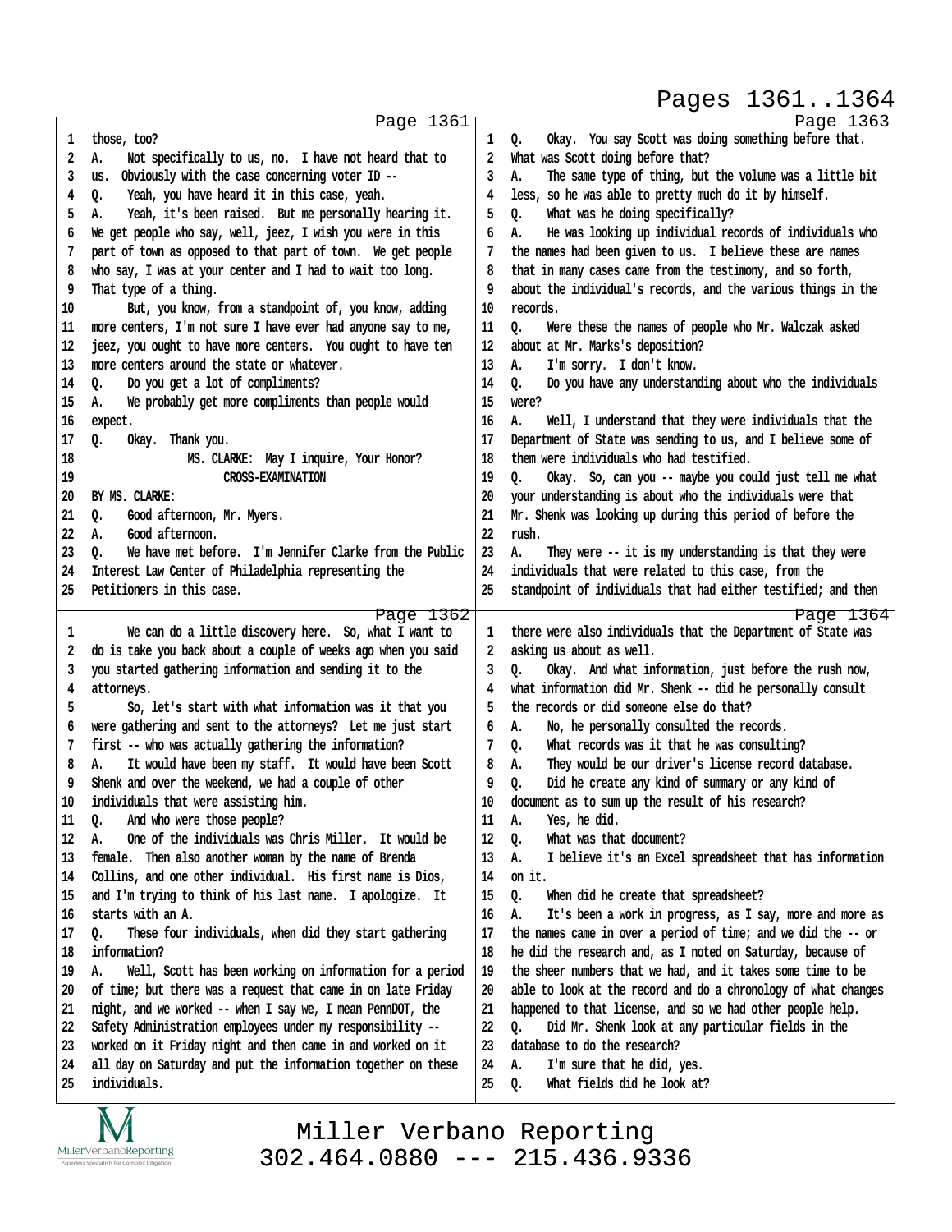**Page 1361**

1 those, too?
2 A. Not specifically to us, no. I have not heard that to
3 us. Obviously with the case concerning voter ID --
4 Q. Yeah, you have heard it in this case, yeah.
5 A. Yeah, it's been raised. But me personally hearing it.
6 We get people who say, well, jeez, I wish you were in this
7 part of town as opposed to that part of town. We get people
8 who say, I was at your center and I had to wait too long.
9 That type of a thing.
10 But, you know, from a standpoint of, you know, adding
11 more centers, I'm not sure I have ever had anyone say to me,
12 jeez, you ought to have more centers. You ought to have ten
13 more centers around the state or whatever.
14 Q. Do you get a lot of compliments?
15 A. We probably get more compliments than people would
16 expect.
17 Q. Okay. Thank you.
18 MS. CLARKE: May I inquire, Your Honor?
19 CROSS-EXAMINATION
20 BY MS. CLARKE:
21 Q. Good afternoon, Mr. Myers.
22 A. Good afternoon.
23 Q. We have met before. I'm Jennifer Clarke from the Public
24 Interest Law Center of Philadelphia representing the
25 Petitioners in this case.

**Page 1362**

1 We can do a little discovery here. So, what I want to
2 do is take you back about a couple of weeks ago when you said
3 you started gathering information and sending it to the
4 attorneys.
5 So, let's start with what information was it that you
6 were gathering and sent to the attorneys? Let me just start
7 first -- who was actually gathering the information?
8 A. It would have been my staff. It would have been Scott
9 Shenk and over the weekend, we had a couple of other
10 individuals that were assisting him.
11 Q. And who were those people?
12 A. One of the individuals was Chris Miller. It would be
13 female. Then also another woman by the name of Brenda
14 Collins, and one other individual. His first name is Dios,
15 and I'm trying to think of his last name. I apologize. It
16 starts with an A.
17 Q. These four individuals, when did they start gathering
18 information?
19 A. Well, Scott has been working on information for a period
20 of time; but there was a request that came in on late Friday
21 night, and we worked -- when I say we, I mean PennDOT, the
22 Safety Administration employees under my responsibility --
23 worked on it Friday night and then came in and worked on it
24 all day on Saturday and put the information together on these
25 individuals.

**Page 1363**

1 Q. Okay. You say Scott was doing something before that.
2 What was Scott doing before that?
3 A. The same type of thing, but the volume was a little bit
4 less, so he was able to pretty much do it by himself.
5 Q. What was he doing specifically?
6 A. He was looking up individual records of individuals who
7 the names had been given to us. I believe these are names
8 that in many cases came from the testimony, and so forth,
9 about the individual's records, and the various things in the
10 records.
11 Q. Were these the names of people who Mr. Walczak asked
12 about at Mr. Marks's deposition?
13 A. I'm sorry. I don't know.
14 Q. Do you have any understanding about who the individuals
15 were?
16 A. Well, I understand that they were individuals that the
17 Department of State was sending to us, and I believe some of
18 them were individuals who had testified.
19 Q. Okay. So, can you -- maybe you could just tell me what
20 your understanding is about who the individuals were that
21 Mr. Shenk was looking up during this period of before the
22 rush.
23 A. They were -- it is my understanding is that they were
24 individuals that were related to this case, from the
25 standpoint of individuals that had either testified; and then

**Page 1364**

1 there were also individuals that the Department of State was
2 asking us about as well.
3 Q. Okay. And what information, just before the rush now,
4 what information did Mr. Shenk -- did he personally consult
5 the records or did someone else do that?
6 A. No, he personally consulted the records.
7 Q. What records was it that he was consulting?
8 A. They would be our driver's license record database.
9 Q. Did he create any kind of summary or any kind of
10 document as to sum up the result of his research?
11 A. Yes, he did.
12 Q. What was that document?
13 A. I believe it's an Excel spreadsheet that has information
14 on it.
15 Q. When did he create that spreadsheet?
16 A. It's been a work in progress, as I say, more and more as
17 the names came in over a period of time; and we did the -- or
18 he did the research and, as I noted on Saturday, because of
19 the sheer numbers that we had, and it takes some time to be
20 able to look at the record and do a chronology of what changes
21 happened to that license, and so we had other people help.
22 Q. Did Mr. Shenk look at any particular fields in the
23 database to do the research?
24 A. I'm sure that he did, yes.
25 Q. What fields did he look at?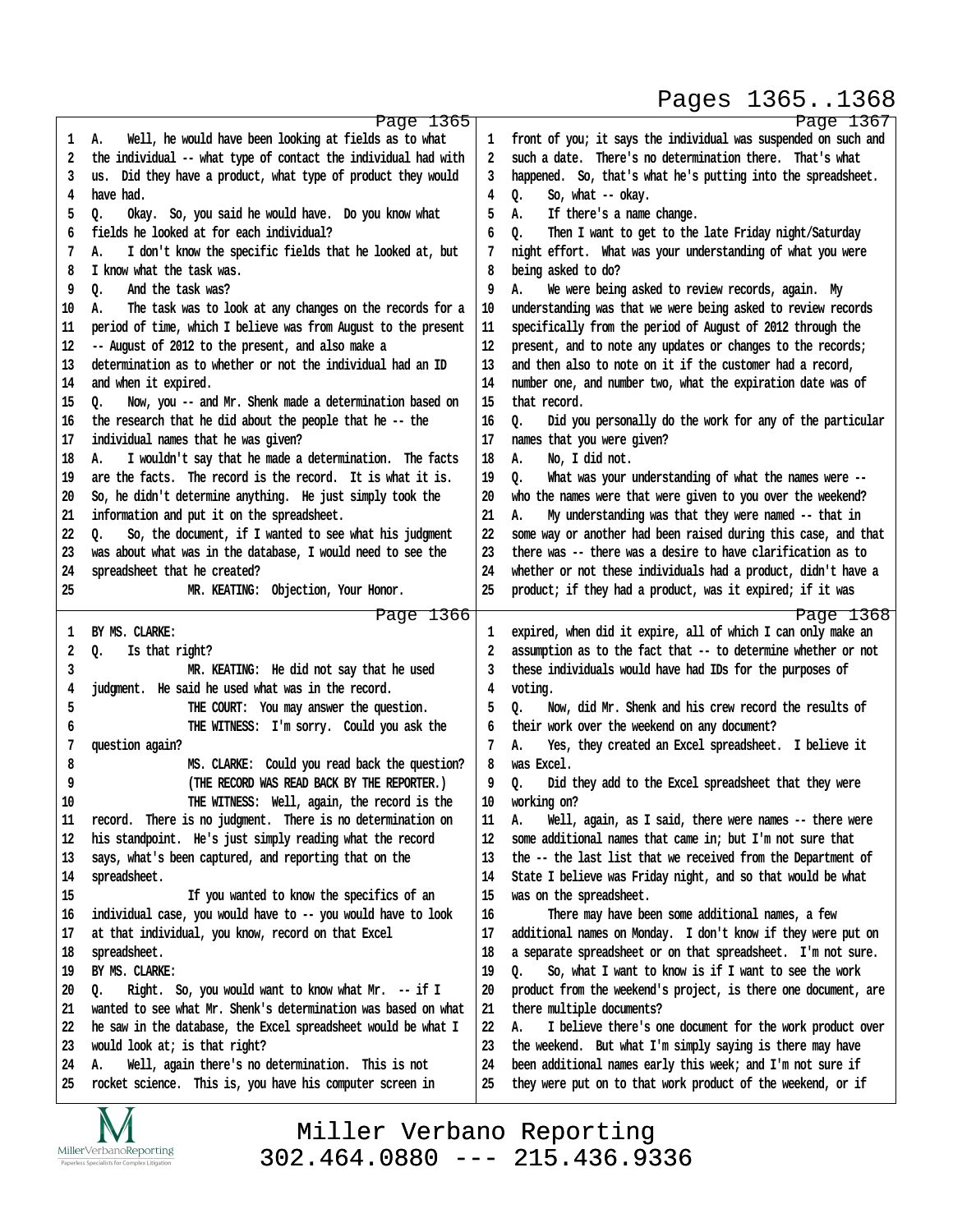Page 1365

1 A. Well, he would have been looking at fields as to what
2 the individual -- what type of contact the individual had with
3 us. Did they have a product, what type of product they would
4 have had.
5 Q. Okay. So, you said he would have. Do you know what
6 fields he looked at for each individual?
7 A. I don't know the specific fields that he looked at, but
8 I know what the task was.
9 Q. And the task was?
10 A. The task was to look at any changes on the records for a
11 period of time, which I believe was from August to the present
12 -- August of 2012 to the present, and also make a
13 determination as to whether or not the individual had an ID
14 and when it expired.
15 Q. Now, you -- and Mr. Shenk made a determination based on
16 the research that he did about the people that he -- the
17 individual names that he was given?
18 A. I wouldn't say that he made a determination. The facts
19 are the facts. The record is the record. It is what it is.
20 So, he didn't determine anything. He just simply took the
21 information and put it on the spreadsheet.
22 Q. So, the document, if I wanted to see what his judgment
23 was about what was in the database, I would need to see the
24 spreadsheet that he created?
25 MR. KEATING: Objection, Your Honor.

Page 1366

1 BY MS. CLARKE:
2 Q. Is that right?
3 MR. KEATING: He did not say that he used
4 judgment. He said he used what was in the record.
5 THE COURT: You may answer the question.
6 THE WITNESS: I'm sorry. Could you ask the
7 question again?
8 MS. CLARKE: Could you read back the question?
9 (THE RECORD WAS READ BACK BY THE REPORTER.)
10 THE WITNESS: Well, again, the record is the
11 record. There is no judgment. There is no determination on
12 his standpoint. He's just simply reading what the record
13 says, what's been captured, and reporting that on the
14 spreadsheet.
15 If you wanted to know the specifics of an
16 individual case, you would have to -- you would have to look
17 at that individual, you know, record on that Excel
18 spreadsheet.
19 BY MS. CLARKE:
20 Q. Right. So, you would want to know what Mr. -- if I
21 wanted to see what Mr. Shenk's determination was based on what
22 he saw in the database, the Excel spreadsheet would be what I
23 would look at; is that right?
24 A. Well, again there's no determination. This is not
25 rocket science. This is, you have his computer screen in

Page 1367

1 front of you; it says the individual was suspended on such and
2 such a date. There's no determination there. That's what
3 happened. So, that's what he's putting into the spreadsheet.
4 Q. So, what -- okay.
5 A. If there's a name change.
6 Q. Then I want to get to the late Friday night/Saturday
7 night effort. What was your understanding of what you were
8 being asked to do?
9 A. We were being asked to review records, again. My
10 understanding was that we were being asked to review records
11 specifically from the period of August of 2012 through the
12 present, and to note any updates or changes to the records;
13 and then also to note on it if the customer had a record,
14 number one, and number two, what the expiration date was of
15 that record.
16 Q. Did you personally do the work for any of the particular
17 names that you were given?
18 A. No, I did not.
19 Q. What was your understanding of what the names were --
20 who the names were that were given to you over the weekend?
21 A. My understanding was that they were named -- that in
22 some way or another had been raised during this case, and that
23 there was -- there was a desire to have clarification as to
24 whether or not these individuals had a product, didn't have a
25 product; if they had a product, was it expired; if it was

Page 1368

1 expired, when did it expire, all of which I can only make an
2 assumption as to the fact that -- to determine whether or not
3 these individuals would have had IDs for the purposes of
4 voting.
5 Q. Now, did Mr. Shenk and his crew record the results of
6 their work over the weekend on any document?
7 A. Yes, they created an Excel spreadsheet. I believe it
8 was Excel.
9 Q. Did they add to the Excel spreadsheet that they were
10 working on?
11 A. Well, again, as I said, there were names -- there were
12 some additional names that came in; but I'm not sure that
13 the -- the last list that we received from the Department of
14 State I believe was Friday night, and so that would be what
15 was on the spreadsheet.
16 There may have been some additional names, a few
17 additional names on Monday. I don't know if they were put on
18 a separate spreadsheet or on that spreadsheet. I'm not sure.
19 Q. So, what I want to know is if I want to see the work
20 product from the weekend's project, is there one document, are
21 there multiple documents?
22 A. I believe there's one document for the work product over
23 the weekend. But what I'm simply saying is there may have
24 been additional names early this week; and I'm not sure if
25 they were put on to that work product of the weekend, or if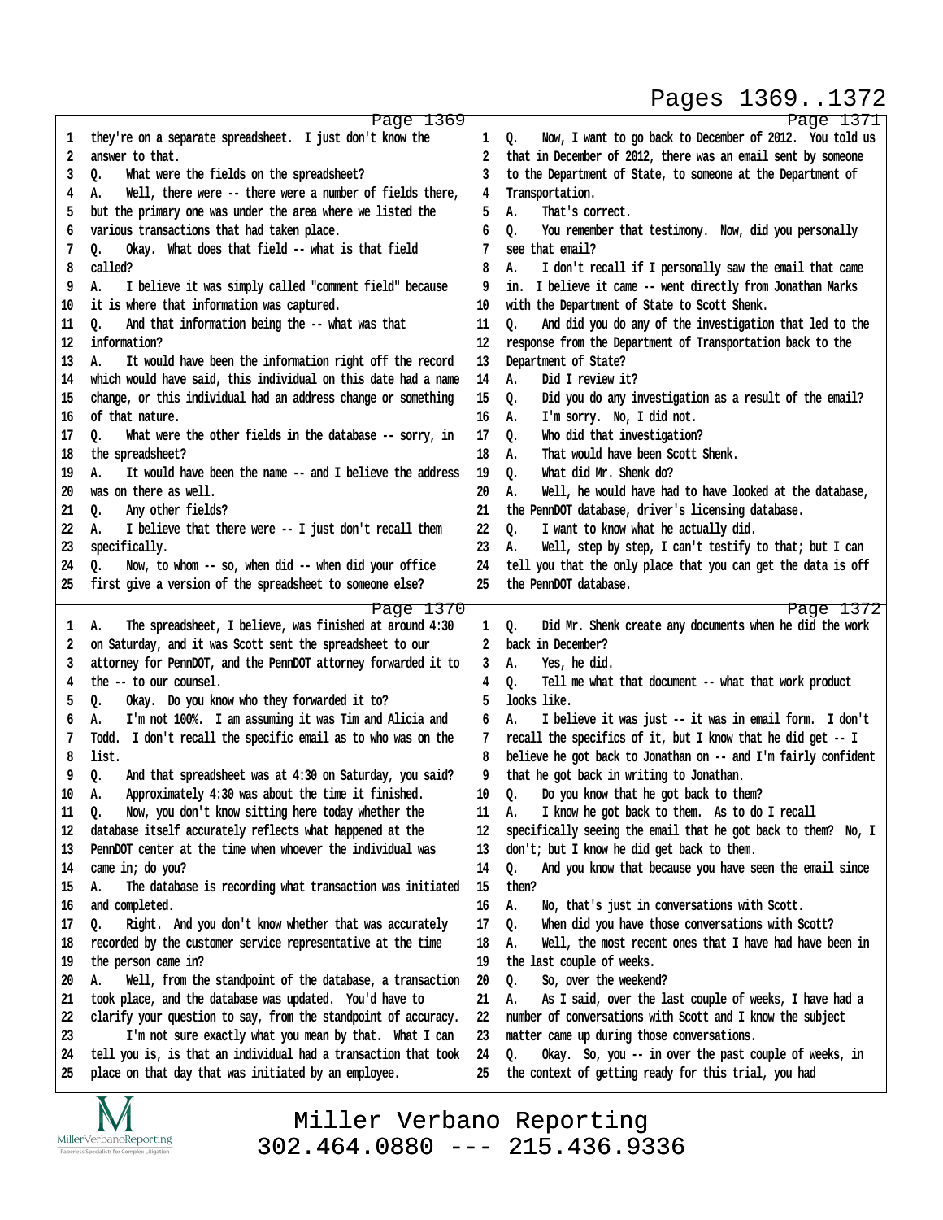Pages 1369..1372

**Page 1369**

1 they're on a separate spreadsheet. I just don't know the
2 answer to that.
3 Q. What were the fields on the spreadsheet?
4 A. Well, there were -- there were a number of fields there,
5 but the primary one was under the area where we listed the
6 various transactions that had taken place.
7 Q. Okay. What does that field -- what is that field
8 called?
9 A. I believe it was simply called "comment field" because
10 it is where that information was captured.
11 Q. And that information being the -- what was that
12 information?
13 A. It would have been the information right off the record
14 which would have said, this individual on this date had a name
15 change, or this individual had an address change or something
16 of that nature.
17 Q. What were the other fields in the database -- sorry, in
18 the spreadsheet?
19 A. It would have been the name -- and I believe the address
20 was on there as well.
21 Q. Any other fields?
22 A. I believe that there were -- I just don't recall them
23 specifically.
24 Q. Now, to whom -- so, when did -- when did your office
25 first give a version of the spreadsheet to someone else?

**Page 1370**

1 A. The spreadsheet, I believe, was finished at around 4:30
2 on Saturday, and it was Scott sent the spreadsheet to our
3 attorney for PennDOT, and the PennDOT attorney forwarded it to
4 the -- to our counsel.
5 Q. Okay. Do you know who they forwarded it to?
6 A. I'm not 100%. I am assuming it was Tim and Alicia and
7 Todd. I don't recall the specific email as to who was on the
8 list.
9 Q. And that spreadsheet was at 4:30 on Saturday, you said?
10 A. Approximately 4:30 was about the time it finished.
11 Q. Now, you don't know sitting here today whether the
12 database itself accurately reflects what happened at the
13 PennDOT center at the time when whoever the individual was
14 came in; do you?
15 A. The database is recording what transaction was initiated
16 and completed.
17 Q. Right. And you don't know whether that was accurately
18 recorded by the customer service representative at the time
19 the person came in?
20 A. Well, from the standpoint of the database, a transaction
21 took place, and the database was updated. You'd have to
22 clarify your question to say, from the standpoint of accuracy.
23 I'm not sure exactly what you mean by that. What I can
24 tell you is, is that an individual had a transaction that took
25 place on that day that was initiated by an employee.

**Page 1371**

1 Q. Now, I want to go back to December of 2012. You told us
2 that in December of 2012, there was an email sent by someone
3 to the Department of State, to someone at the Department of
4 Transportation.
5 A. That's correct.
6 Q. You remember that testimony. Now, did you personally
7 see that email?
8 A. I don't recall if I personally saw the email that came
9 in. I believe it came -- went directly from Jonathan Marks
10 with the Department of State to Scott Shenk.
11 Q. And did you do any of the investigation that led to the
12 response from the Department of Transportation back to the
13 Department of State?
14 A. Did I review it?
15 Q. Did you do any investigation as a result of the email?
16 A. I'm sorry. No, I did not.
17 Q. Who did that investigation?
18 A. That would have been Scott Shenk.
19 Q. What did Mr. Shenk do?
20 A. Well, he would have had to have looked at the database,
21 the PennDOT database, driver's licensing database.
22 Q. I want to know what he actually did.
23 A. Well, step by step, I can't testify to that; but I can
24 tell you that the only place that you can get the data is off
25 the PennDOT database.

**Page 1372**

1 Q. Did Mr. Shenk create any documents when he did the work
2 back in December?
3 A. Yes, he did.
4 Q. Tell me what that document -- what that work product
5 looks like.
6 A. I believe it was just -- it was in email form. I don't
7 recall the specifics of it, but I know that he did get -- I
8 believe he got back to Jonathan on -- and I'm fairly confident
9 that he got back in writing to Jonathan.
10 Q. Do you know that he got back to them?
11 A. I know he got back to them. As to do I recall
12 specifically seeing the email that he got back to them? No, I
13 don't; but I know he did get back to them.
14 Q. And you know that because you have seen the email since
15 then?
16 A. No, that's just in conversations with Scott.
17 Q. When did you have those conversations with Scott?
18 A. Well, the most recent ones that I have had have been in
19 the last couple of weeks.
20 Q. So, over the weekend?
21 A. As I said, over the last couple of weeks, I have had a
22 number of conversations with Scott and I know the subject
23 matter came up during those conversations.
24 Q. Okay. So, you -- in over the past couple of weeks, in
25 the context of getting ready for this trial, you had

Miller Verbano Reporting
302.464.0880 --- 215.436.9336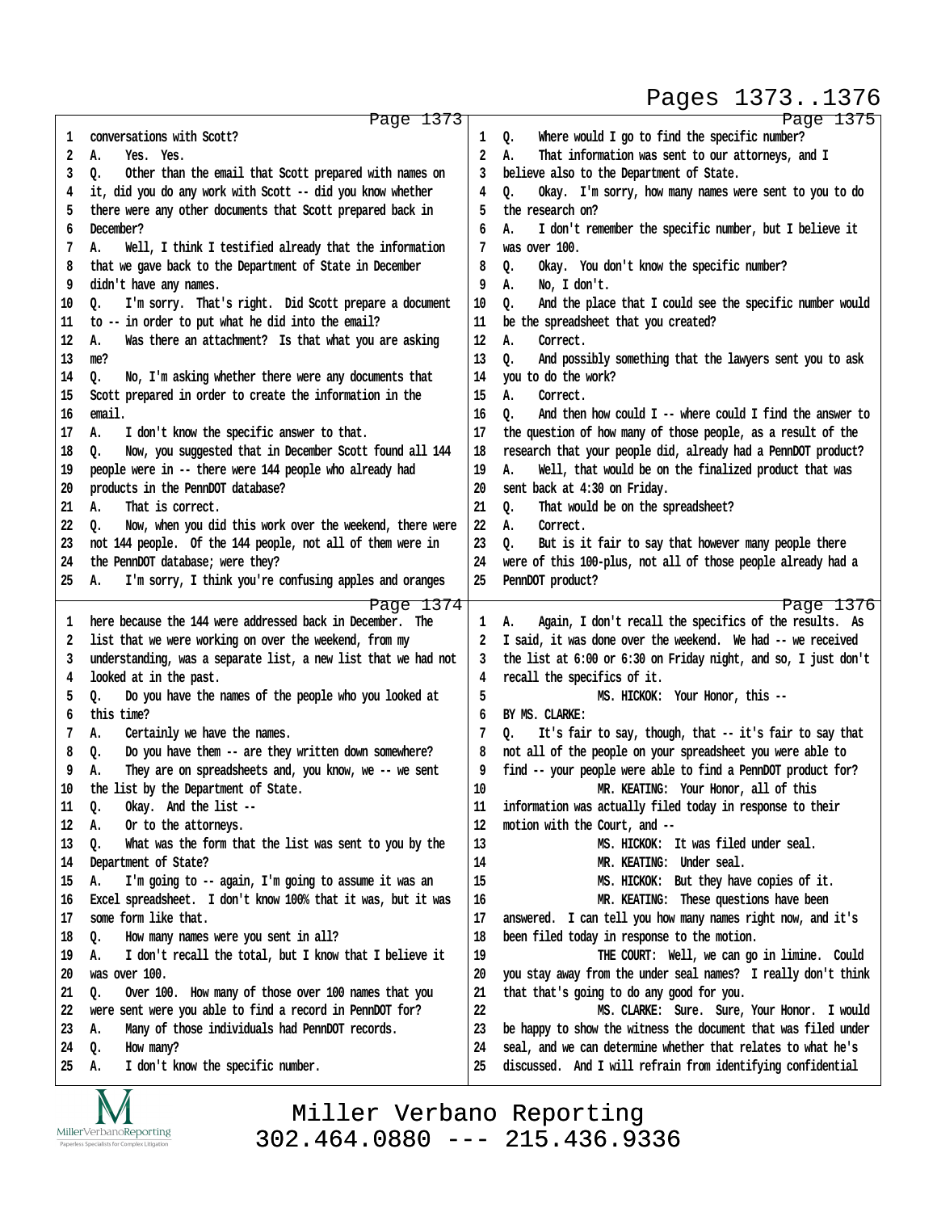Page 1373

1 conversations with Scott?
2 A. Yes. Yes.
3 Q. Other than the email that Scott prepared with names on
4 it, did you do any work with Scott -- did you know whether
5 there were any other documents that Scott prepared back in
6 December?
7 A. Well, I think I testified already that the information
8 that we gave back to the Department of State in December
9 didn't have any names.
10 Q. I'm sorry. That's right. Did Scott prepare a document
11 to -- in order to put what he did into the email?
12 A. Was there an attachment? Is that what you are asking
13 me?
14 Q. No, I'm asking whether there were any documents that
15 Scott prepared in order to create the information in the
16 email.
17 A. I don't know the specific answer to that.
18 Q. Now, you suggested that in December Scott found all 144
19 people were in -- there were 144 people who already had
20 products in the PennDOT database?
21 A. That is correct.
22 Q. Now, when you did this work over the weekend, there were
23 not 144 people. Of the 144 people, not all of them were in
24 the PennDOT database; were they?
25 A. I'm sorry, I think you're confusing apples and oranges

Page 1374

1 here because the 144 were addressed back in December. The
2 list that we were working on over the weekend, from my
3 understanding, was a separate list, a new list that we had not
4 looked at in the past.
5 Q. Do you have the names of the people who you looked at
6 this time?
7 A. Certainly we have the names.
8 Q. Do you have them -- are they written down somewhere?
9 A. They are on spreadsheets and, you know, we -- we sent
10 the list by the Department of State.
11 Q. Okay. And the list --
12 A. Or to the attorneys.
13 Q. What was the form that the list was sent to you by the
14 Department of State?
15 A. I'm going to -- again, I'm going to assume it was an
16 Excel spreadsheet. I don't know 100% that it was, but it was
17 some form like that.
18 Q. How many names were you sent in all?
19 A. I don't recall the total, but I know that I believe it
20 was over 100.
21 Q. Over 100. How many of those over 100 names that you
22 were sent were you able to find a record in PennDOT for?
23 A. Many of those individuals had PennDOT records.
24 Q. How many?
25 A. I don't know the specific number.

Page 1375

1 Q. Where would I go to find the specific number?
2 A. That information was sent to our attorneys, and I
3 believe also to the Department of State.
4 Q. Okay. I'm sorry, how many names were sent to you to do
5 the research on?
6 A. I don't remember the specific number, but I believe it
7 was over 100.
8 Q. Okay. You don't know the specific number?
9 A. No, I don't.
10 Q. And the place that I could see the specific number would
11 be the spreadsheet that you created?
12 A. Correct.
13 Q. And possibly something that the lawyers sent you to ask
14 you to do the work?
15 A. Correct.
16 Q. And then how could I -- where could I find the answer to
17 the question of how many of those people, as a result of the
18 research that your people did, already had a PennDOT product?
19 A. Well, that would be on the finalized product that was
20 sent back at 4:30 on Friday.
21 Q. That would be on the spreadsheet?
22 A. Correct.
23 Q. But is it fair to say that however many people there
24 were of this 100-plus, not all of those people already had a
25 PennDOT product?

Page 1376

1 A. Again, I don't recall the specifics of the results. As
2 I said, it was done over the weekend. We had -- we received
3 the list at 6:00 or 6:30 on Friday night, and so, I just don't
4 recall the specifics of it.
5 MS. HICKOK: Your Honor, this --
6 BY MS. CLARKE:
7 Q. It's fair to say, though, that -- it's fair to say that
8 not all of the people on your spreadsheet you were able to
9 find -- your people were able to find a PennDOT product for?
10 MR. KEATING: Your Honor, all of this
11 information was actually filed today in response to their
12 motion with the Court, and --
13 MS. HICKOK: It was filed under seal.
14 MR. KEATING: Under seal.
15 MS. HICKOK: But they have copies of it.
16 MR. KEATING: These questions have been
17 answered. I can tell you how many names right now, and it's
18 been filed today in response to the motion.
19 THE COURT: Well, we can go in limine. Could
20 you stay away from the under seal names? I really don't think
21 that that's going to do any good for you.
22 MS. CLARKE: Sure. Sure, Your Honor. I would
23 be happy to show the witness the document that was filed under
24 seal, and we can determine whether that relates to what he's
25 discussed. And I will refrain from identifying confidential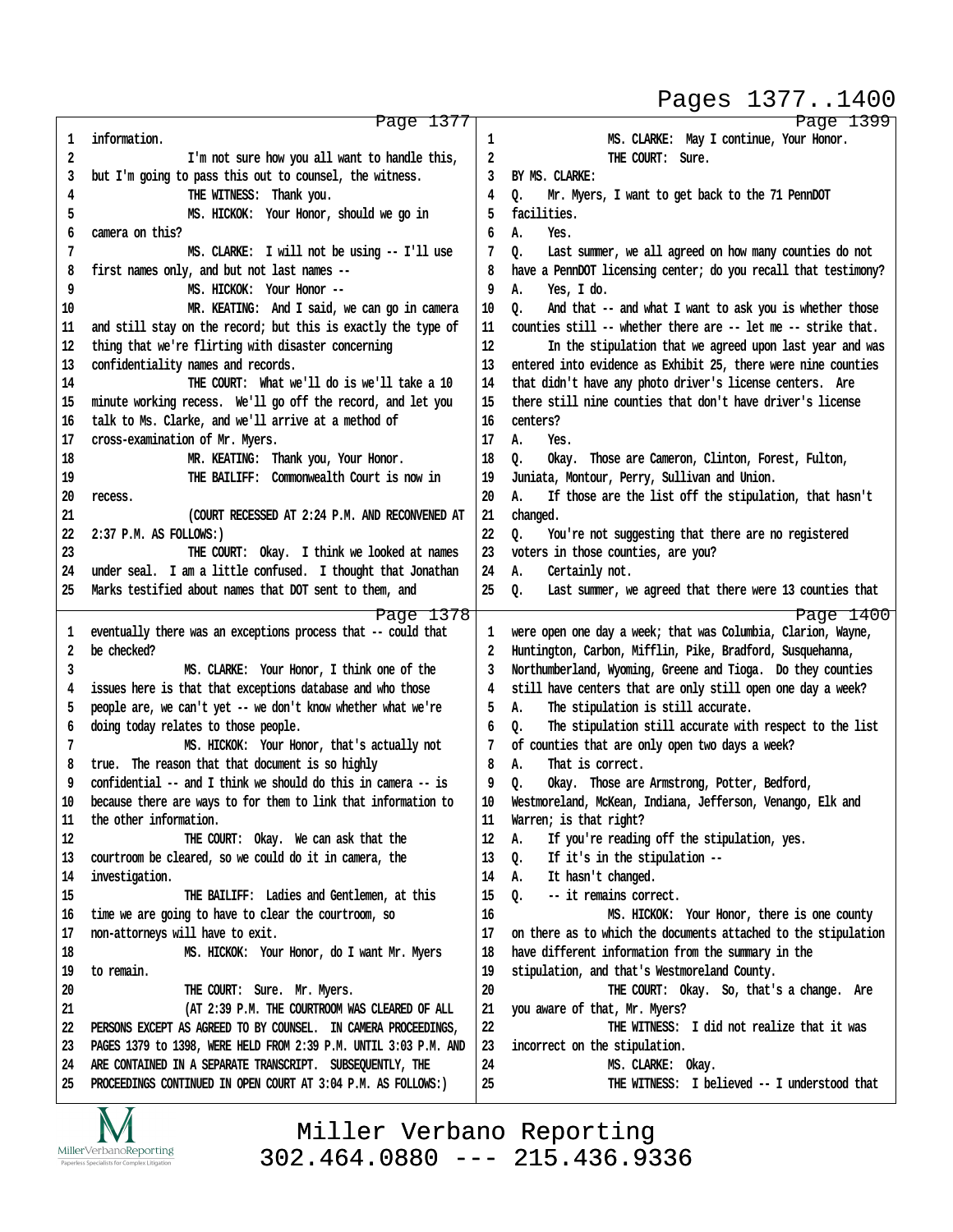Page 1377

1 information.
2 I'm not sure how you all want to handle this,
3 but I'm going to pass this out to counsel, the witness.
4 THE WITNESS: Thank you.
5 MS. HICKOK: Your Honor, should we go in
6 camera on this?
7 MS. CLARKE: I will not be using -- I'll use
8 first names only, and but not last names --
9 MS. HICKOK: Your Honor --
10 MR. KEATING: And I said, we can go in camera
11 and still stay on the record; but this is exactly the type of
12 thing that we're flirting with disaster concerning
13 confidentiality names and records.
14 THE COURT: What we'll do is we'll take a 10
15 minute working recess. We'll go off the record, and let you
16 talk to Ms. Clarke, and we'll arrive at a method of
17 cross-examination of Mr. Myers.
18 MR. KEATING: Thank you, Your Honor.
19 THE BAILIFF: Commonwealth Court is now in
20 recess.
21 (COURT RECESSED AT 2:24 P.M. AND RECONVENED AT
22 2:37 P.M. AS FOLLOWS:)
23 THE COURT: Okay. I think we looked at names
24 under seal. I am a little confused. I thought that Jonathan
25 Marks testified about names that DOT sent to them, and

Page 1378

1 eventually there was an exceptions process that -- could that
2 be checked?
3 MS. CLARKE: Your Honor, I think one of the
4 issues here is that that exceptions database and who those
5 people are, we can't yet -- we don't know whether what we're
6 doing today relates to those people.
7 MS. HICKOK: Your Honor, that's actually not
8 true. The reason that that document is so highly
9 confidential -- and I think we should do this in camera -- is
10 because there are ways to for them to link that information to
11 the other information.
12 THE COURT: Okay. We can ask that the
13 courtroom be cleared, so we could do it in camera, the
14 investigation.
15 THE BAILIFF: Ladies and Gentlemen, at this
16 time we are going to have to clear the courtroom, so
17 non-attorneys will have to exit.
18 MS. HICKOK: Your Honor, do I want Mr. Myers
19 to remain.
20 THE COURT: Sure. Mr. Myers.
21 (AT 2:39 P.M. THE COURTROOM WAS CLEARED OF ALL
22 PERSONS EXCEPT AS AGREED TO BY COUNSEL. IN CAMERA PROCEEDINGS,
23 PAGES 1379 TO 1398, WERE HELD FROM 2:39 P.M. UNTIL 3:03 P.M. AND
24 ARE CONTAINED IN A SEPARATE TRANSCRIPT. SUBSEQUENTLY, THE
25 PROCEEDINGS CONTINUED IN OPEN COURT AT 3:04 P.M. AS FOLLOWS:)

Page 1399

1 MS. CLARKE: May I continue, Your Honor.
2 THE COURT: Sure.
3 BY MS. CLARKE:
4 Q. Mr. Myers, I want to get back to the 71 PennDOT
5 facilities.
6 A. Yes.
7 Q. Last summer, we all agreed on how many counties do not
8 have a PennDOT licensing center; do you recall that testimony?
9 A. Yes, I do.
10 Q. And that -- and what I want to ask you is whether those
11 counties still -- whether there are -- let me -- strike that.
12 In the stipulation that we agreed upon last year and was
13 entered into evidence as Exhibit 25, there were nine counties
14 that didn't have any photo driver's license centers. Are
15 there still nine counties that don't have driver's license
16 centers?
17 A. Yes.
18 Q. Okay. Those are Cameron, Clinton, Forest, Fulton,
19 Juniata, Montour, Perry, Sullivan and Union.
20 A. If those are the list off the stipulation, that hasn't
21 changed.
22 Q. You're not suggesting that there are no registered
23 voters in those counties, are you?
24 A. Certainly not.
25 Q. Last summer, we agreed that there were 13 counties that

Page 1400

1 were open one day a week; that was Columbia, Clarion, Wayne,
2 Huntington, Carbon, Mifflin, Pike, Bradford, Susquehanna,
3 Northumberland, Wyoming, Greene and Tioga. Do they counties
4 still have centers that are only still open one day a week?
5 A. The stipulation is still accurate.
6 Q. The stipulation still accurate with respect to the list
7 of counties that are only open two days a week?
8 A. That is correct.
9 Q. Okay. Those are Armstrong, Potter, Bedford,
10 Westmoreland, McKean, Indiana, Jefferson, Venango, Elk and
11 Warren; is that right?
12 A. If you're reading off the stipulation, yes.
13 Q. If it's in the stipulation --
14 A. It hasn't changed.
15 Q. -- it remains correct.
16 MS. HICKOK: Your Honor, there is one county
17 on there as to which the documents attached to the stipulation
18 have different information from the summary in the
19 stipulation, and that's Westmoreland County.
20 THE COURT: Okay. So, that's a change. Are
21 you aware of that, Mr. Myers?
22 THE WITNESS: I did not realize that it was
23 incorrect on the stipulation.
24 MS. CLARKE: Okay.
25 THE WITNESS: I believed -- I understood that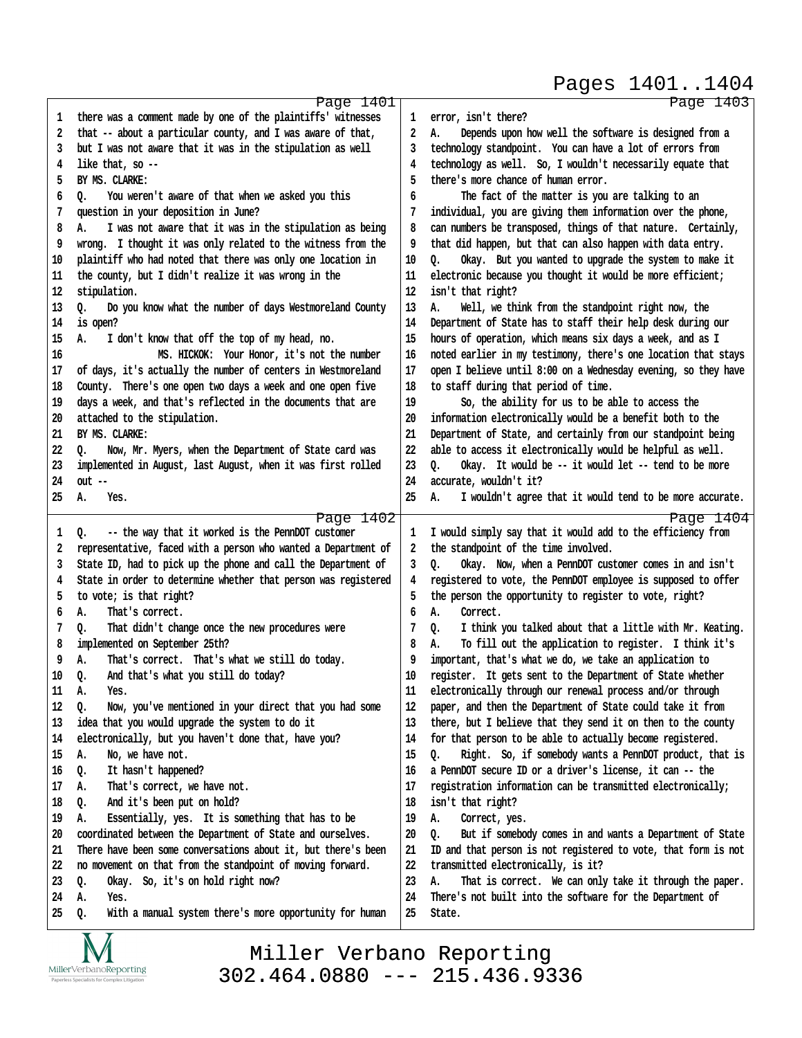Pages 1401..1404

Page 1401

1 there was a comment made by one of the plaintiffs' witnesses
2 that -- about a particular county, and I was aware of that,
3 but I was not aware that it was in the stipulation as well
4 like that, so --
5 BY MS. CLARKE:
6 Q. You weren't aware of that when we asked you this
7 question in your deposition in June?
8 A. I was not aware that it was in the stipulation as being
9 wrong. I thought it was only related to the witness from the
10 plaintiff who had noted that there was only one location in
11 the county, but I didn't realize it was wrong in the
12 stipulation.
13 Q. Do you know what the number of days Westmoreland County
14 is open?
15 A. I don't know that off the top of my head, no.
16 MS. HICKOK: Your Honor, it's not the number
17 of days, it's actually the number of centers in Westmoreland
18 County. There's one open two days a week and one open five
19 days a week, and that's reflected in the documents that are
20 attached to the stipulation.
21 BY MS. CLARKE:
22 Q. Now, Mr. Myers, when the Department of State card was
23 implemented in August, last August, when it was first rolled
24 out --
25 A. Yes.

Page 1402

1 Q. -- the way that it worked is the PennDOT customer
2 representative, faced with a person who wanted a Department of
3 State ID, had to pick up the phone and call the Department of
4 State in order to determine whether that person was registered
5 to vote; is that right?
6 A. That's correct.
7 Q. That didn't change once the new procedures were
8 implemented on September 25th?
9 A. That's correct. That's what we still do today.
10 Q. And that's what you still do today?
11 A. Yes.
12 Q. Now, you've mentioned in your direct that you had some
13 idea that you would upgrade the system to do it
14 electronically, but you haven't done that, have you?
15 A. No, we have not.
16 Q. It hasn't happened?
17 A. That's correct, we have not.
18 Q. And it's been put on hold?
19 A. Essentially, yes. It is something that has to be
20 coordinated between the Department of State and ourselves.
21 There have been some conversations about it, but there's been
22 no movement on that from the standpoint of moving forward.
23 Q. Okay. So, it's on hold right now?
24 A. Yes.
25 Q. With a manual system there's more opportunity for human

Page 1403

1 error, isn't there?
2 A. Depends upon how well the software is designed from a
3 technology standpoint. You can have a lot of errors from
4 technology as well. So, I wouldn't necessarily equate that
5 there's more chance of human error.
6 The fact of the matter is you are talking to an
7 individual, you are giving them information over the phone,
8 can numbers be transposed, things of that nature. Certainly,
9 that did happen, but that can also happen with data entry.
10 Q. Okay. But you wanted to upgrade the system to make it
11 electronic because you thought it would be more efficient;
12 isn't that right?
13 A. Well, we think from the standpoint right now, the
14 Department of State has to staff their help desk during our
15 hours of operation, which means six days a week, and as I
16 noted earlier in my testimony, there's one location that stays
17 open I believe until 8:00 on a Wednesday evening, so they have
18 to staff during that period of time.
19 So, the ability for us to be able to access the
20 information electronically would be a benefit both to the
21 Department of State, and certainly from our standpoint being
22 able to access it electronically would be helpful as well.
23 Q. Okay. It would be -- it would let -- tend to be more
24 accurate, wouldn't it?
25 A. I wouldn't agree that it would tend to be more accurate.

Page 1404

1 I would simply say that it would add to the efficiency from
2 the standpoint of the time involved.
3 Q. Okay. Now, when a PennDOT customer comes in and isn't
4 registered to vote, the PennDOT employee is supposed to offer
5 the person the opportunity to register to vote, right?
6 A. Correct.
7 Q. I think you talked about that a little with Mr. Keating.
8 A. To fill out the application to register. I think it's
9 important, that's what we do, we take an application to
10 register. It gets sent to the Department of State whether
11 electronically through our renewal process and/or through
12 paper, and then the Department of State could take it from
13 there, but I believe that they send it on then to the county
14 for that person to be able to actually become registered.
15 Q. Right. So, if somebody wants a PennDOT product, that is
16 a PennDOT secure ID or a driver's license, it can -- the
17 registration information can be transmitted electronically;
18 isn't that right?
19 A. Correct, yes.
20 Q. But if somebody comes in and wants a Department of State
21 ID and that person is not registered to vote, that form is not
22 transmitted electronically, is it?
23 A. That is correct. We can only take it through the paper.
24 There's not built into the software for the Department of
25 State.

Miller Verbano Reporting
302.464.0880 --- 215.436.9336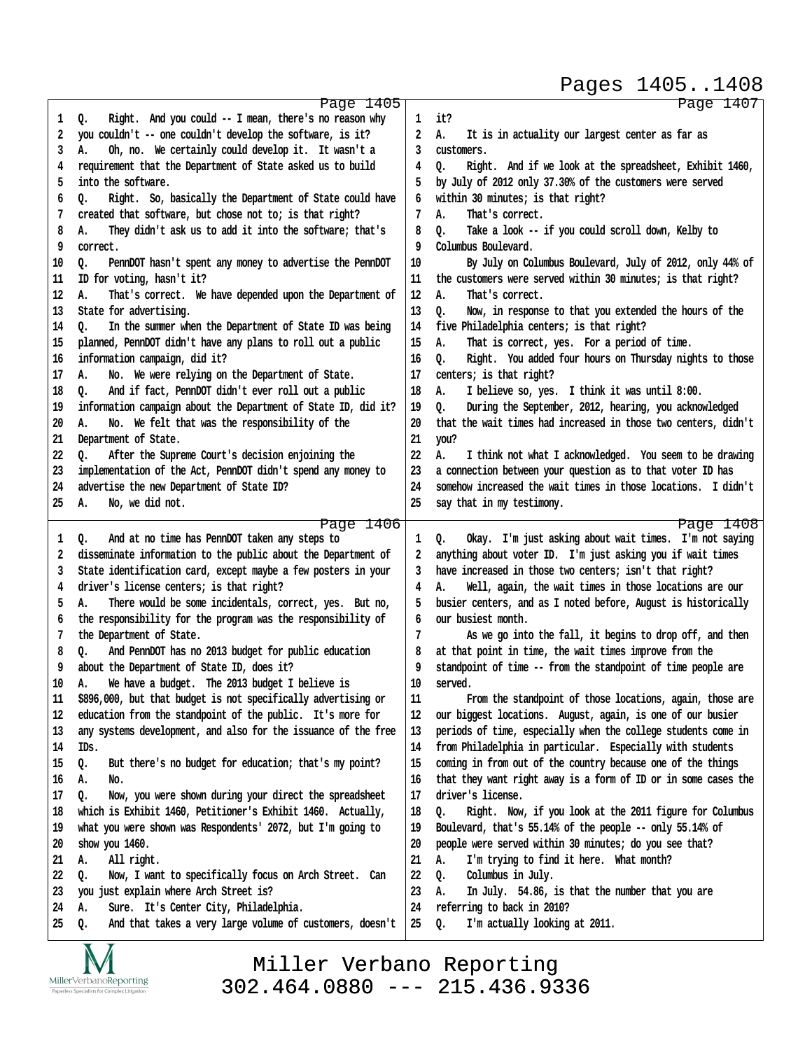Pages 1405..1408

Page 1405

1 Q. Right. And you could -- I mean, there's no reason why
2 you couldn't -- one couldn't develop the software, is it?
3 A. Oh, no. We certainly could develop it. It wasn't a
4 requirement that the Department of State asked us to build
5 into the software.
6 Q. Right. So, basically the Department of State could have
7 created that software, but chose not to; is that right?
8 A. They didn't ask us to add it into the software; that's
9 correct.
10 Q. PennDOT hasn't spent any money to advertise the PennDOT
11 ID for voting, hasn't it?
12 A. That's correct. We have depended upon the Department of
13 State for advertising.
14 Q. In the summer when the Department of State ID was being
15 planned, PennDOT didn't have any plans to roll out a public
16 information campaign, did it?
17 A. No. We were relying on the Department of State.
18 Q. And if fact, PennDOT didn't ever roll out a public
19 information campaign about the Department of State ID, did it?
20 A. No. We felt that was the responsibility of the
21 Department of State.
22 Q. After the Supreme Court's decision enjoining the
23 implementation of the Act, PennDOT didn't spend any money to
24 advertise the new Department of State ID?
25 A. No, we did not.

Page 1406

1 Q. And at no time has PennDOT taken any steps to
2 disseminate information to the public about the Department of
3 State identification card, except maybe a few posters in your
4 driver's license centers; is that right?
5 A. There would be some incidentals, correct, yes. But no,
6 the responsibility for the program was the responsibility of
7 the Department of State.
8 Q. And PennDOT has no 2013 budget for public education
9 about the Department of State ID, does it?
10 A. We have a budget. The 2013 budget I believe is
11 $896,000, but that budget is not specifically advertising or
12 education from the standpoint of the public. It's more for
13 any systems development, and also for the issuance of the free
14 IDs.
15 Q. But there's no budget for education; that's my point?
16 A. No.
17 Q. Now, you were shown during your direct the spreadsheet
18 which is Exhibit 1460, Petitioner's Exhibit 1460. Actually,
19 what you were shown was Respondents' 2072, but I'm going to
20 show you 1460.
21 A. All right.
22 Q. Now, I want to specifically focus on Arch Street. Can
23 you just explain where Arch Street is?
24 A. Sure. It's Center City, Philadelphia.
25 Q. And that takes a very large volume of customers, doesn't

Page 1407

1 it?
2 A. It is in actuality our largest center as far as
3 customers.
4 Q. Right. And if we look at the spreadsheet, Exhibit 1460,
5 by July of 2012 only 37.30% of the customers were served
6 within 30 minutes; is that right?
7 A. That's correct.
8 Q. Take a look -- if you could scroll down, Kelby to
9 Columbus Boulevard.
10 By July on Columbus Boulevard, July of 2012, only 44% of
11 the customers were served within 30 minutes; is that right?
12 A. That's correct.
13 Q. Now, in response to that you extended the hours of the
14 five Philadelphia centers; is that right?
15 A. That is correct, yes. For a period of time.
16 Q. Right. You added four hours on Thursday nights to those
17 centers; is that right?
18 A. I believe so, yes. I think it was until 8:00.
19 Q. During the September, 2012, hearing, you acknowledged
20 that the wait times had increased in those two centers, didn't
21 you?
22 A. I think not what I acknowledged. You seem to be drawing
23 a connection between your question as to that voter ID has
24 somehow increased the wait times in those locations. I didn't
25 say that in my testimony.

Page 1408

1 Q. Okay. I'm just asking about wait times. I'm not saying
2 anything about voter ID. I'm just asking you if wait times
3 have increased in those two centers; isn't that right?
4 A. Well, again, the wait times in those locations are our
5 busier centers, and as I noted before, August is historically
6 our busiest month.
7 As we go into the fall, it begins to drop off, and then
8 at that point in time, the wait times improve from the
9 standpoint of time -- from the standpoint of time people are
10 served.
11 From the standpoint of those locations, again, those are
12 our biggest locations. August, again, is one of our busier
13 periods of time, especially when the college students come in
14 from Philadelphia in particular. Especially with students
15 coming in from out of the country because one of the things
16 that they want right away is a form of ID or in some cases the
17 driver's license.
18 Q. Right. Now, if you look at the 2011 figure for Columbus
19 Boulevard, that's 55.14% of the people -- only 55.14% of
20 people were served within 30 minutes; do you see that?
21 A. I'm trying to find it here. What month?
22 Q. Columbus in July.
23 A. In July. 54.86, is that the number that you are
24 referring to back in 2010?
25 Q. I'm actually looking at 2011.

Miller Verbano Reporting
302.464.0880 --- 215.436.9336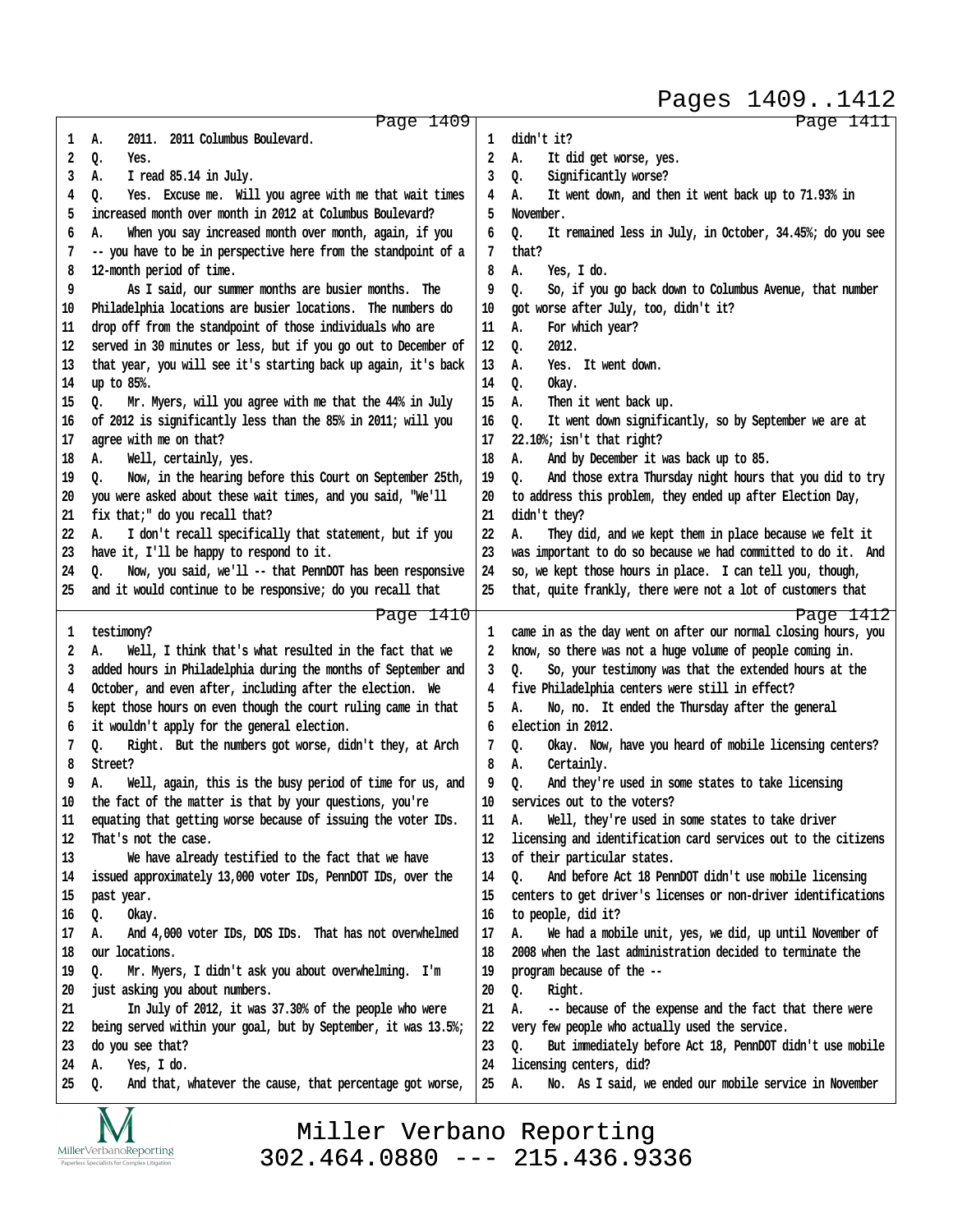Page 1409

1 A. 2011. 2011 Columbus Boulevard.
2 Q. Yes.
3 A. I read 85.14 in July.
4 Q. Yes. Excuse me. Will you agree with me that wait times
5 increased month over month in 2012 at Columbus Boulevard?
6 A. When you say increased month over month, again, if you
7 -- you have to be in perspective here from the standpoint of a
8 12-month period of time.
9 As I said, our summer months are busier months. The
10 Philadelphia locations are busier locations. The numbers do
11 drop off from the standpoint of those individuals who are
12 served in 30 minutes or less, but if you go out to December of
13 that year, you will see it's starting back up again, it's back
14 up to 85%.
15 Q. Mr. Myers, will you agree with me that the 44% in July
16 of 2012 is significantly less than the 85% in 2011; will you
17 agree with me on that?
18 A. Well, certainly, yes.
19 Q. Now, in the hearing before this Court on September 25th,
20 you were asked about these wait times, and you said, "We'll
21 fix that;" do you recall that?
22 A. I don't recall specifically that statement, but if you
23 have it, I'll be happy to respond to it.
24 Q. Now, you said, we'll -- that PennDOT has been responsive
25 and it would continue to be responsive; do you recall that

Page 1410

1 testimony?
2 A. Well, I think that's what resulted in the fact that we
3 added hours in Philadelphia during the months of September and
4 October, and even after, including after the election. We
5 kept those hours on even though the court ruling came in that
6 it wouldn't apply for the general election.
7 Q. Right. But the numbers got worse, didn't they, at Arch
8 Street?
9 A. Well, again, this is the busy period of time for us, and
10 the fact of the matter is that by your questions, you're
11 equating that getting worse because of issuing the voter IDs.
12 That's not the case.
13 We have already testified to the fact that we have
14 issued approximately 13,000 voter IDs, PennDOT IDs, over the
15 past year.
16 Q. Okay.
17 A. And 4,000 voter IDs, DOS IDs. That has not overwhelmed
18 our locations.
19 Q. Mr. Myers, I didn't ask you about overwhelming. I'm
20 just asking you about numbers.
21 In July of 2012, it was 37.30% of the people who were
22 being served within your goal, but by September, it was 13.5%;
23 do you see that?
24 A. Yes, I do.
25 Q. And that, whatever the cause, that percentage got worse,

Page 1411

1 didn't it?
2 A. It did get worse, yes.
3 Q. Significantly worse?
4 A. It went down, and then it went back up to 71.93% in
5 November.
6 Q. It remained less in July, in October, 34.45%; do you see
7 that?
8 A. Yes, I do.
9 Q. So, if you go back down to Columbus Avenue, that number
10 got worse after July, too, didn't it?
11 A. For which year?
12 Q. 2012.
13 A. Yes. It went down.
14 Q. Okay.
15 A. Then it went back up.
16 Q. It went down significantly, so by September we are at
17 22.10%; isn't that right?
18 A. And by December it was back up to 85.
19 Q. And those extra Thursday night hours that you did to try
20 to address this problem, they ended up after Election Day,
21 didn't they?
22 A. They did, and we kept them in place because we felt it
23 was important to do so because we had committed to do it. And
24 so, we kept those hours in place. I can tell you, though,
25 that, quite frankly, there were not a lot of customers that

Page 1412

1 came in as the day went on after our normal closing hours, you
2 know, so there was not a huge volume of people coming in.
3 Q. So, your testimony was that the extended hours at the
4 five Philadelphia centers were still in effect?
5 A. No, no. It ended the Thursday after the general
6 election in 2012.
7 Q. Okay. Now, have you heard of mobile licensing centers?
8 A. Certainly.
9 Q. And they're used in some states to take licensing
10 services out to the voters?
11 A. Well, they're used in some states to take driver
12 licensing and identification card services out to the citizens
13 of their particular states.
14 Q. And before Act 18 PennDOT didn't use mobile licensing
15 centers to get driver's licenses or non-driver identifications
16 to people, did it?
17 A. We had a mobile unit, yes, we did, up until November of
18 2008 when the last administration decided to terminate the
19 program because of the --
20 Q. Right.
21 A. -- because of the expense and the fact that there were
22 very few people who actually used the service.
23 Q. But immediately before Act 18, PennDOT didn't use mobile
24 licensing centers, did?
25 A. No. As I said, we ended our mobile service in November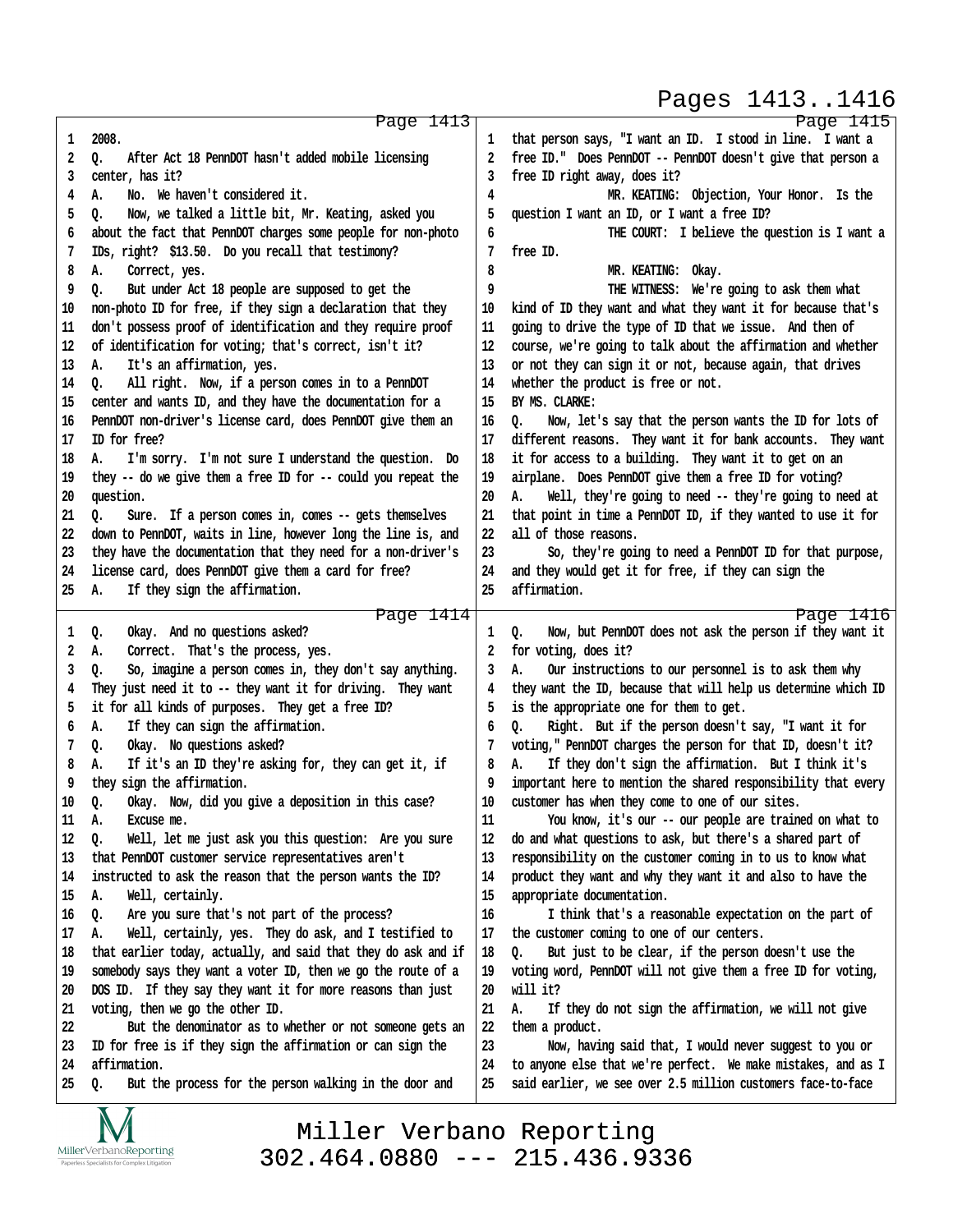Pages 1413..1416

Page 1413

1 2008.
2 Q. After Act 18 PennDOT hasn't added mobile licensing
3 center, has it?
4 A. No. We haven't considered it.
5 Q. Now, we talked a little bit, Mr. Keating, asked you
6 about the fact that PennDOT charges some people for non-photo
7 IDs, right? $13.50. Do you recall that testimony?
8 A. Correct, yes.
9 Q. But under Act 18 people are supposed to get the
10 non-photo ID for free, if they sign a declaration that they
11 don't possess proof of identification and they require proof
12 of identification for voting; that's correct, isn't it?
13 A. It's an affirmation, yes.
14 Q. All right. Now, if a person comes in to a PennDOT
15 center and wants ID, and they have the documentation for a
16 PennDOT non-driver's license card, does PennDOT give them an
17 ID for free?
18 A. I'm sorry. I'm not sure I understand the question. Do
19 they -- do we give them a free ID for -- could you repeat the
20 question.
21 Q. Sure. If a person comes in, comes -- gets themselves
22 down to PennDOT, waits in line, however long the line is, and
23 they have the documentation that they need for a non-driver's
24 license card, does PennDOT give them a card for free?
25 A. If they sign the affirmation.

Page 1414

1 Q. Okay. And no questions asked?
2 A. Correct. That's the process, yes.
3 Q. So, imagine a person comes in, they don't say anything.
4 They just need it to -- they want it for driving. They want
5 it for all kinds of purposes. They get a free ID?
6 A. If they can sign the affirmation.
7 Q. Okay. No questions asked?
8 A. If it's an ID they're asking for, they can get it, if
9 they sign the affirmation.
10 Q. Okay. Now, did you give a deposition in this case?
11 A. Excuse me.
12 Q. Well, let me just ask you this question: Are you sure
13 that PennDOT customer service representatives aren't
14 instructed to ask the reason that the person wants the ID?
15 A. Well, certainly.
16 Q. Are you sure that's not part of the process?
17 A. Well, certainly, yes. They do ask, and I testified to
18 that earlier today, actually, and said that they do ask and if
19 somebody says they want a voter ID, then we go the route of a
20 DOS ID. If they say they want it for more reasons than just
21 voting, then we go the other ID.
22 But the denominator as to whether or not someone gets an
23 ID for free is if they sign the affirmation or can sign the
24 affirmation.
25 Q. But the process for the person walking in the door and

Page 1415

1 that person says, "I want an ID. I stood in line. I want a
2 free ID." Does PennDOT -- PennDOT doesn't give that person a
3 free ID right away, does it?
4 MR. KEATING: Objection, Your Honor. Is the
5 question I want an ID, or I want a free ID?
6 THE COURT: I believe the question is I want a
7 free ID.
8 MR. KEATING: Okay.
9 THE WITNESS: We're going to ask them what
10 kind of ID they want and what they want it for because that's
11 going to drive the type of ID that we issue. And then of
12 course, we're going to talk about the affirmation and whether
13 or not they can sign it or not, because again, that drives
14 whether the product is free or not.
15 BY MS. CLARKE:
16 Q. Now, let's say that the person wants the ID for lots of
17 different reasons. They want it for bank accounts. They want
18 it for access to a building. They want it to get on an
19 airplane. Does PennDOT give them a free ID for voting?
20 A. Well, they're going to need -- they're going to need at
21 that point in time a PennDOT ID, if they wanted to use it for
22 all of those reasons.
23 So, they're going to need a PennDOT ID for that purpose,
24 and they would get it for free, if they can sign the
25 affirmation.

Page 1416

1 Q. Now, but PennDOT does not ask the person if they want it
2 for voting, does it?
3 A. Our instructions to our personnel is to ask them why
4 they want the ID, because that will help us determine which ID
5 is the appropriate one for them to get.
6 Q. Right. But if the person doesn't say, "I want it for
7 voting," PennDOT charges the person for that ID, doesn't it?
8 A. If they don't sign the affirmation. But I think it's
9 important here to mention the shared responsibility that every
10 customer has when they come to one of our sites.
11 You know, it's our -- our people are trained on what to
12 do and what questions to ask, but there's a shared part of
13 responsibility on the customer coming in to us to know what
14 product they want and why they want it and also to have the
15 appropriate documentation.
16 I think that's a reasonable expectation on the part of
17 the customer coming to one of our centers.
18 Q. But just to be clear, if the person doesn't use the
19 voting word, PennDOT will not give them a free ID for voting,
20 will it?
21 A. If they do not sign the affirmation, we will not give
22 them a product.
23 Now, having said that, I would never suggest to you or
24 to anyone else that we're perfect. We make mistakes, and as I
25 said earlier, we see over 2.5 million customers face-to-face

Miller Verbano Reporting
302.464.0880 --- 215.436.9336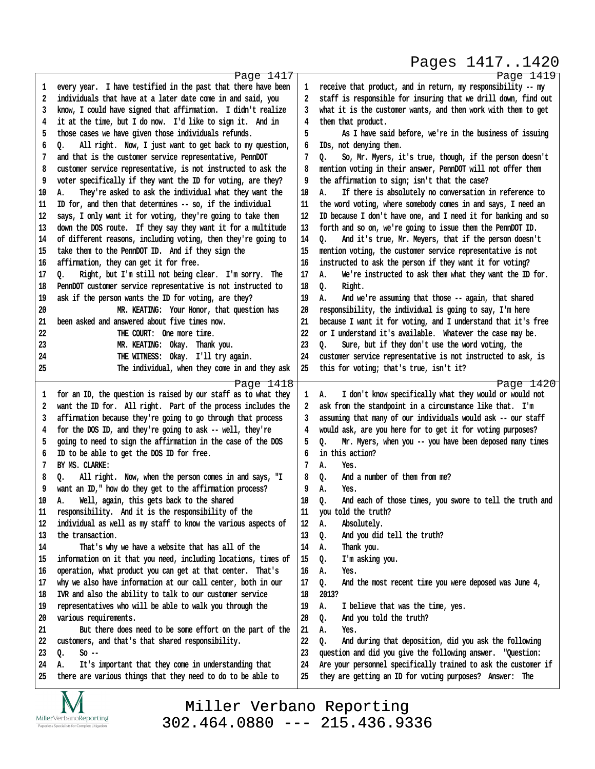Pages 1417..1420

Page 1417

1 every year. I have testified in the past that there have been
2 individuals that have at a later date come in and said, you
3 know, I could have signed that affirmation. I didn't realize
4 it at the time, but I do now. I'd like to sign it. And in
5 those cases we have given those individuals refunds.
6 Q. All right. Now, I just want to get back to my question,
7 and that is the customer service representative, PennDOT
8 customer service representative, is not instructed to ask the
9 voter specifically if they want the ID for voting, are they?
10 A. They're asked to ask the individual what they want the
11 ID for, and then that determines -- so, if the individual
12 says, I only want it for voting, they're going to take them
13 down the DOS route. If they say they want it for a multitude
14 of different reasons, including voting, then they're going to
15 take them to the PennDOT ID. And if they sign the
16 affirmation, they can get it for free.
17 Q. Right, but I'm still not being clear. I'm sorry. The
18 PennDOT customer service representative is not instructed to
19 ask if the person wants the ID for voting, are they?
20 MR. KEATING: Your Honor, that question has
21 been asked and answered about five times now.
22 THE COURT: One more time.
23 MR. KEATING: Okay. Thank you.
24 THE WITNESS: Okay. I'll try again.
25 The individual, when they come in and they ask

Page 1418

1 for an ID, the question is raised by our staff as to what they
2 want the ID for. All right. Part of the process includes the
3 affirmation because they're going to go through that process
4 for the DOS ID, and they're going to ask -- well, they're
5 going to need to sign the affirmation in the case of the DOS
6 ID to be able to get the DOS ID for free.
7 BY MS. CLARKE:
8 Q. All right. Now, when the person comes in and says, "I
9 want an ID," how do they get to the affirmation process?
10 A. Well, again, this gets back to the shared
11 responsibility. And it is the responsibility of the
12 individual as well as my staff to know the various aspects of
13 the transaction.
14 That's why we have a website that has all of the
15 information on it that you need, including locations, times of
16 operation, what product you can get at that center. That's
17 why we also have information at our call center, both in our
18 IVR and also the ability to talk to our customer service
19 representatives who will be able to walk you through the
20 various requirements.
21 But there does need to be some effort on the part of the
22 customers, and that's that shared responsibility.
23 Q. So --
24 A. It's important that they come in understanding that
25 there are various things that they need to do to be able to

Page 1419

1 receive that product, and in return, my responsibility -- my
2 staff is responsible for insuring that we drill down, find out
3 what it is the customer wants, and then work with them to get
4 them that product.
5 As I have said before, we're in the business of issuing
6 IDs, not denying them.
7 Q. So, Mr. Myers, it's true, though, if the person doesn't
8 mention voting in their answer, PennDOT will not offer them
9 the affirmation to sign; isn't that the case?
10 A. If there is absolutely no conversation in reference to
11 the word voting, where somebody comes in and says, I need an
12 ID because I don't have one, and I need it for banking and so
13 forth and so on, we're going to issue them the PennDOT ID.
14 Q. And it's true, Mr. Meyers, that if the person doesn't
15 mention voting, the customer service representative is not
16 instructed to ask the person if they want it for voting?
17 A. We're instructed to ask them what they want the ID for.
18 Q. Right.
19 A. And we're assuming that those -- again, that shared
20 responsibility, the individual is going to say, I'm here
21 because I want it for voting, and I understand that it's free
22 or I understand it's available. Whatever the case may be.
23 Q. Sure, but if they don't use the word voting, the
24 customer service representative is not instructed to ask, is
25 this for voting; that's true, isn't it?

Page 1420

1 A. I don't know specifically what they would or would not
2 ask from the standpoint in a circumstance like that. I'm
3 assuming that many of our individuals would ask -- our staff
4 would ask, are you here for to get it for voting purposes?
5 Q. Mr. Myers, when you -- you have been deposed many times
6 in this action?
7 A. Yes.
8 Q. And a number of them from me?
9 A. Yes.
10 Q. And each of those times, you swore to tell the truth and
11 you told the truth?
12 A. Absolutely.
13 Q. And you did tell the truth?
14 A. Thank you.
15 Q. I'm asking you.
16 A. Yes.
17 Q. And the most recent time you were deposed was June 4,
18 2013?
19 A. I believe that was the time, yes.
20 Q. And you told the truth?
21 A. Yes.
22 Q. And during that deposition, did you ask the following
23 question and did you give the following answer. "Question:
24 Are your personnel specifically trained to ask the customer if
25 they are getting an ID for voting purposes? Answer: The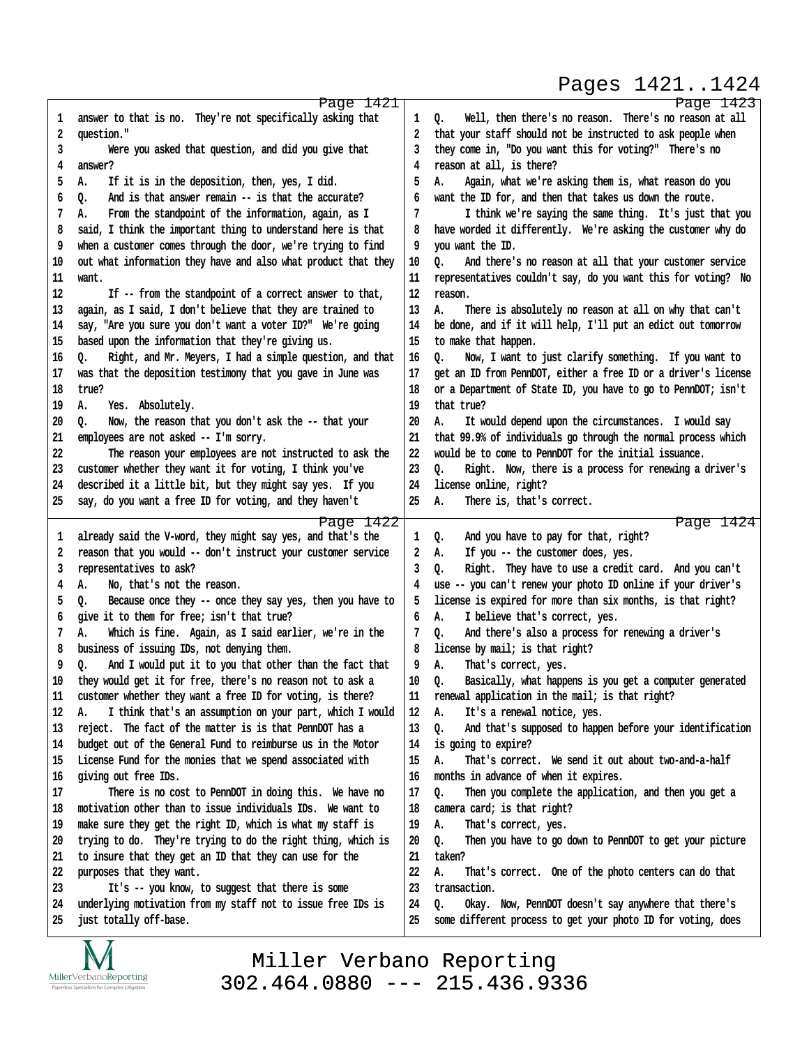Page 1421

1 answer to that is no. They're not specifically asking that
2 question."
3 Were you asked that question, and did you give that
4 answer?
5 A. If it is in the deposition, then, yes, I did.
6 Q. And is that answer remain -- is that the accurate?
7 A. From the standpoint of the information, again, as I
8 said, I think the important thing to understand here is that
9 when a customer comes through the door, we're trying to find
10 out what information they have and also what product that they
11 want.
12 If -- from the standpoint of a correct answer to that,
13 again, as I said, I don't believe that they are trained to
14 say, "Are you sure you don't want a voter ID?" We're going
15 based upon the information that they're giving us.
16 Q. Right, and Mr. Meyers, I had a simple question, and that
17 was that the deposition testimony that you gave in June was
18 true?
19 A. Yes. Absolutely.
20 Q. Now, the reason that you don't ask the -- that your
21 employees are not asked -- I'm sorry.
22 The reason your employees are not instructed to ask the
23 customer whether they want it for voting, I think you've
24 described it a little bit, but they might say yes. If you
25 say, do you want a free ID for voting, and they haven't

Page 1422

1 already said the V-word, they might say yes, and that's the
2 reason that you would -- don't instruct your customer service
3 representatives to ask?
4 A. No, that's not the reason.
5 Q. Because once they -- once they say yes, then you have to
6 give it to them for free; isn't that true?
7 A. Which is fine. Again, as I said earlier, we're in the
8 business of issuing IDs, not denying them.
9 Q. And I would put it to you that other than the fact that
10 they would get it for free, there's no reason not to ask a
11 customer whether they want a free ID for voting, is there?
12 A. I think that's an assumption on your part, which I would
13 reject. The fact of the matter is is that PennDOT has a
14 budget out of the General Fund to reimburse us in the Motor
15 License Fund for the monies that we spend associated with
16 giving out free IDs.
17 There is no cost to PennDOT in doing this. We have no
18 motivation other than to issue individuals IDs. We want to
19 make sure they get the right ID, which is what my staff is
20 trying to do. They're trying to do the right thing, which is
21 to insure that they get an ID that they can use for the
22 purposes that they want.
23 It's -- you know, to suggest that there is some
24 underlying motivation from my staff not to issue free IDs is
25 just totally off-base.

Page 1423

1 Q. Well, then there's no reason. There's no reason at all
2 that your staff should not be instructed to ask people when
3 they come in, "Do you want this for voting?" There's no
4 reason at all, is there?
5 A. Again, what we're asking them is, what reason do you
6 want the ID for, and then that takes us down the route.
7 I think we're saying the same thing. It's just that you
8 have worded it differently. We're asking the customer why do
9 you want the ID.
10 Q. And there's no reason at all that your customer service
11 representatives couldn't say, do you want this for voting? No
12 reason.
13 A. There is absolutely no reason at all on why that can't
14 be done, and if it will help, I'll put an edict out tomorrow
15 to make that happen.
16 Q. Now, I want to just clarify something. If you want to
17 get an ID from PennDOT, either a free ID or a driver's license
18 or a Department of State ID, you have to go to PennDOT; isn't
19 that true?
20 A. It would depend upon the circumstances. I would say
21 that 99.9% of individuals go through the normal process which
22 would be to come to PennDOT for the initial issuance.
23 Q. Right. Now, there is a process for renewing a driver's
24 license online, right?
25 A. There is, that's correct.

Page 1424

1 Q. And you have to pay for that, right?
2 A. If you -- the customer does, yes.
3 Q. Right. They have to use a credit card. And you can't
4 use -- you can't renew your photo ID online if your driver's
5 license is expired for more than six months, is that right?
6 A. I believe that's correct, yes.
7 Q. And there's also a process for renewing a driver's
8 license by mail; is that right?
9 A. That's correct, yes.
10 Q. Basically, what happens is you get a computer generated
11 renewal application in the mail; is that right?
12 A. It's a renewal notice, yes.
13 Q. And that's supposed to happen before your identification
14 is going to expire?
15 A. That's correct. We send it out about two-and-a-half
16 months in advance of when it expires.
17 Q. Then you complete the application, and then you get a
18 camera card; is that right?
19 A. That's correct, yes.
20 Q. Then you have to go down to PennDOT to get your picture
21 taken?
22 A. That's correct. One of the photo centers can do that
23 transaction.
24 Q. Okay. Now, PennDOT doesn't say anywhere that there's
25 some different process to get your photo ID for voting, does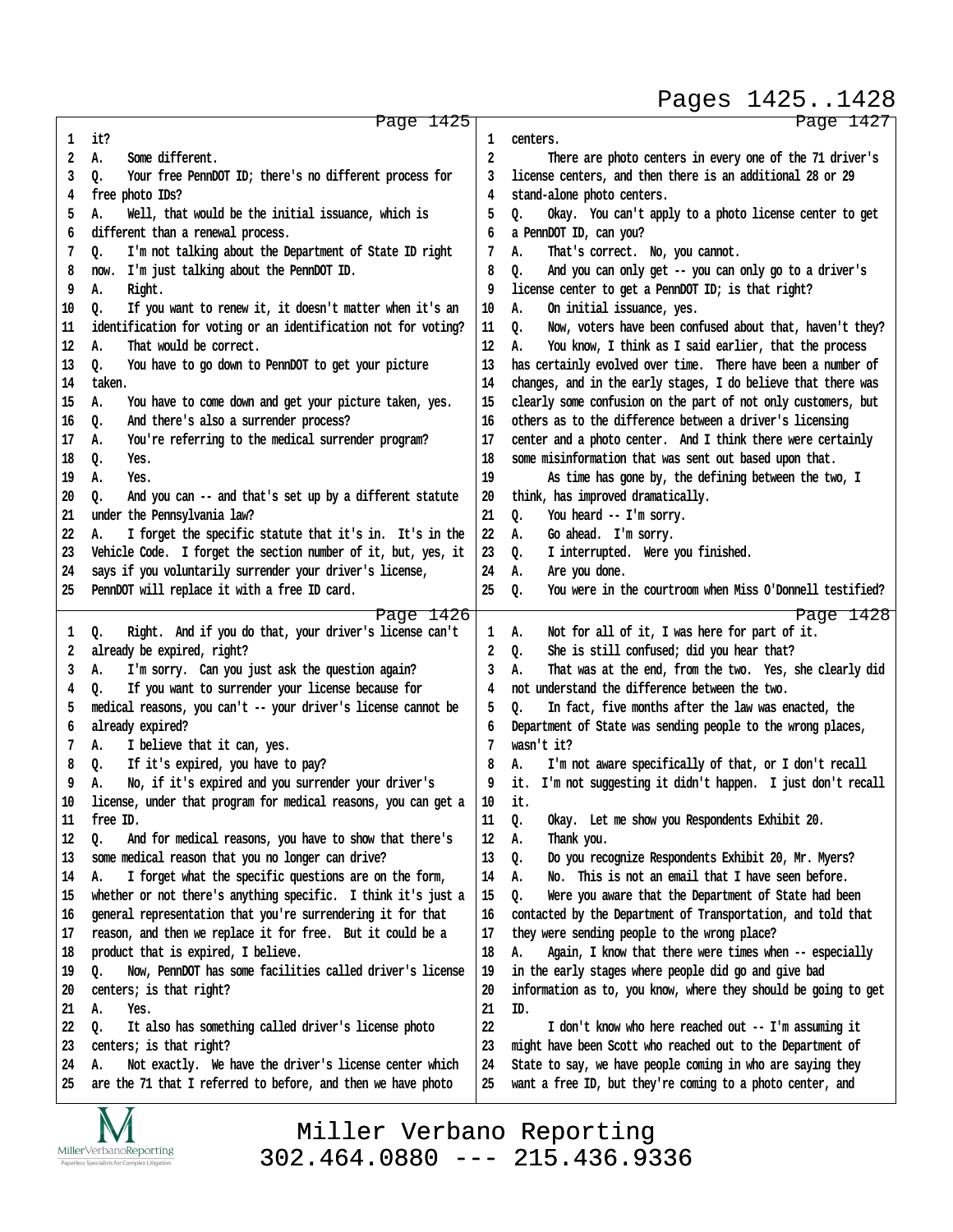Pages 1425..1428

Page 1425

1 it?
2 A. Some different.
3 Q. Your free PennDOT ID; there's no different process for
4 free photo IDs?
5 A. Well, that would be the initial issuance, which is
6 different than a renewal process.
7 Q. I'm not talking about the Department of State ID right
8 now. I'm just talking about the PennDOT ID.
9 A. Right.
10 Q. If you want to renew it, it doesn't matter when it's an
11 identification for voting or an identification not for voting?
12 A. That would be correct.
13 Q. You have to go down to PennDOT to get your picture
14 taken.
15 A. You have to come down and get your picture taken, yes.
16 Q. And there's also a surrender process?
17 A. You're referring to the medical surrender program?
18 Q. Yes.
19 A. Yes.
20 Q. And you can -- and that's set up by a different statute
21 under the Pennsylvania law?
22 A. I forget the specific statute that it's in. It's in the
23 Vehicle Code. I forget the section number of it, but, yes, it
24 says if you voluntarily surrender your driver's license,
25 PennDOT will replace it with a free ID card.

Page 1426

1 Q. Right. And if you do that, your driver's license can't
2 already be expired, right?
3 A. I'm sorry. Can you just ask the question again?
4 Q. If you want to surrender your license because for
5 medical reasons, you can't -- your driver's license cannot be
6 already expired?
7 A. I believe that it can, yes.
8 Q. If it's expired, you have to pay?
9 A. No, if it's expired and you surrender your driver's
10 license, under that program for medical reasons, you can get a
11 free ID.
12 Q. And for medical reasons, you have to show that there's
13 some medical reason that you no longer can drive?
14 A. I forget what the specific questions are on the form,
15 whether or not there's anything specific. I think it's just a
16 general representation that you're surrendering it for that
17 reason, and then we replace it for free. But it could be a
18 product that is expired, I believe.
19 Q. Now, PennDOT has some facilities called driver's license
20 centers; is that right?
21 A. Yes.
22 Q. It also has something called driver's license photo
23 centers; is that right?
24 A. Not exactly. We have the driver's license center which
25 are the 71 that I referred to before, and then we have photo

Page 1427

1 centers.
2 There are photo centers in every one of the 71 driver's
3 license centers, and then there is an additional 28 or 29
4 stand-alone photo centers.
5 Q. Okay. You can't apply to a photo license center to get
6 a PennDOT ID, can you?
7 A. That's correct. No, you cannot.
8 Q. And you can only get -- you can only go to a driver's
9 license center to get a PennDOT ID; is that right?
10 A. On initial issuance, yes.
11 Q. Now, voters have been confused about that, haven't they?
12 A. You know, I think as I said earlier, that the process
13 has certainly evolved over time. There have been a number of
14 changes, and in the early stages, I do believe that there was
15 clearly some confusion on the part of not only customers, but
16 others as to the difference between a driver's licensing
17 center and a photo center. And I think there were certainly
18 some misinformation that was sent out based upon that.
19 As time has gone by, the defining between the two, I
20 think, has improved dramatically.
21 Q. You heard -- I'm sorry.
22 A. Go ahead. I'm sorry.
23 Q. I interrupted. Were you finished.
24 A. Are you done.
25 Q. You were in the courtroom when Miss O'Donnell testified?

Page 1428

1 A. Not for all of it, I was here for part of it.
2 Q. She is still confused; did you hear that?
3 A. That was at the end, from the two. Yes, she clearly did
4 not understand the difference between the two.
5 Q. In fact, five months after the law was enacted, the
6 Department of State was sending people to the wrong places,
7 wasn't it?
8 A. I'm not aware specifically of that, or I don't recall
9 it. I'm not suggesting it didn't happen. I just don't recall
10 it.
11 Q. Okay. Let me show you Respondents Exhibit 20.
12 A. Thank you.
13 Q. Do you recognize Respondents Exhibit 20, Mr. Myers?
14 A. No. This is not an email that I have seen before.
15 Q. Were you aware that the Department of State had been
16 contacted by the Department of Transportation, and told that
17 they were sending people to the wrong place?
18 A. Again, I know that there were times when -- especially
19 in the early stages where people did go and give bad
20 information as to, you know, where they should be going to get
21 ID.
22 I don't know who here reached out -- I'm assuming it
23 might have been Scott who reached out to the Department of
24 State to say, we have people coming in who are saying they
25 want a free ID, but they're coming to a photo center, and

Miller Verbano Reporting
302.464.0880 --- 215.436.9336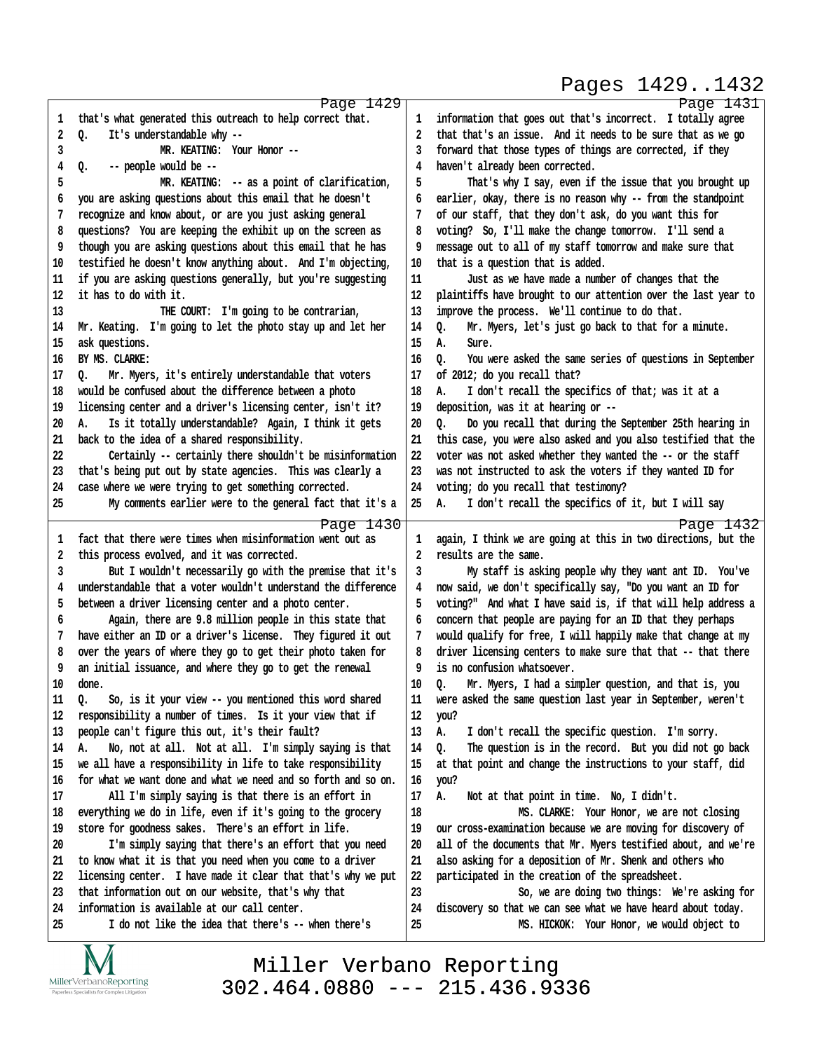**Page 1429**

1 that's what generated this outreach to help correct that.
2 Q. It's understandable why --
3 MR. KEATING: Your Honor --
4 Q. -- people would be --
5 MR. KEATING: -- as a point of clarification,
6 you are asking questions about this email that he doesn't
7 recognize and know about, or are you just asking general
8 questions? You are keeping the exhibit up on the screen as
9 though you are asking questions about this email that he has
10 testified he doesn't know anything about. And I'm objecting,
11 if you are asking questions generally, but you're suggesting
12 it has to do with it.
13 THE COURT: I'm going to be contrarian,
14 Mr. Keating. I'm going to let the photo stay up and let her
15 ask questions.
16 BY MS. CLARKE:
17 Q. Mr. Myers, it's entirely understandable that voters
18 would be confused about the difference between a photo
19 licensing center and a driver's licensing center, isn't it?
20 A. Is it totally understandable? Again, I think it gets
21 back to the idea of a shared responsibility.
22 Certainly -- certainly there shouldn't be misinformation
23 that's being put out by state agencies. This was clearly a
24 case where we were trying to get something corrected.
25 My comments earlier were to the general fact that it's a

**Page 1430**

1 fact that there were times when misinformation went out as
2 this process evolved, and it was corrected.
3 But I wouldn't necessarily go with the premise that it's
4 understandable that a voter wouldn't understand the difference
5 between a driver licensing center and a photo center.
6 Again, there are 9.8 million people in this state that
7 have either an ID or a driver's license. They figured it out
8 over the years of where they go to get their photo taken for
9 an initial issuance, and where they go to get the renewal
10 done.
11 Q. So, is it your view -- you mentioned this word shared
12 responsibility a number of times. Is it your view that if
13 people can't figure this out, it's their fault?
14 A. No, not at all. Not at all. I'm simply saying is that
15 we all have a responsibility in life to take responsibility
16 for what we want done and what we need and so forth and so on.
17 All I'm simply saying is that there is an effort in
18 everything we do in life, even if it's going to the grocery
19 store for goodness sakes. There's an effort in life.
20 I'm simply saying that there's an effort that you need
21 to know what it is that you need when you come to a driver
22 licensing center. I have made it clear that that's why we put
23 that information out on our website, that's why that
24 information is available at our call center.
25 I do not like the idea that there's -- when there's

**Page 1431**

1 information that goes out that's incorrect. I totally agree
2 that that's an issue. And it needs to be sure that as we go
3 forward that those types of things are corrected, if they
4 haven't already been corrected.
5 That's why I say, even if the issue that you brought up
6 earlier, okay, there is no reason why -- from the standpoint
7 of our staff, that they don't ask, do you want this for
8 voting? So, I'll make the change tomorrow. I'll send a
9 message out to all of my staff tomorrow and make sure that
10 that is a question that is added.
11 Just as we have made a number of changes that the
12 plaintiffs have brought to our attention over the last year to
13 improve the process. We'll continue to do that.
14 Q. Mr. Myers, let's just go back to that for a minute.
15 A. Sure.
16 Q. You were asked the same series of questions in September
17 of 2012; do you recall that?
18 A. I don't recall the specifics of that; was it at a
19 deposition, was it at hearing or --
20 Q. Do you recall that during the September 25th hearing in
21 this case, you were also asked and you also testified that the
22 voter was not asked whether they wanted the -- or the staff
23 was not instructed to ask the voters if they wanted ID for
24 voting; do you recall that testimony?
25 A. I don't recall the specifics of it, but I will say

**Page 1432**

1 again, I think we are going at this in two directions, but the
2 results are the same.
3 My staff is asking people why they want ant ID. You've
4 now said, we don't specifically say, "Do you want an ID for
5 voting?" And what I have said is, if that will help address a
6 concern that people are paying for an ID that they perhaps
7 would qualify for free, I will happily make that change at my
8 driver licensing centers to make sure that that -- that there
9 is no confusion whatsoever.
10 Q. Mr. Myers, I had a simpler question, and that is, you
11 were asked the same question last year in September, weren't
12 you?
13 A. I don't recall the specific question. I'm sorry.
14 Q. The question is in the record. But you did not go back
15 at that point and change the instructions to your staff, did
16 you?
17 A. Not at that point in time. No, I didn't.
18 MS. CLARKE: Your Honor, we are not closing
19 our cross-examination because we are moving for discovery of
20 all of the documents that Mr. Myers testified about, and we're
21 also asking for a deposition of Mr. Shenk and others who
22 participated in the creation of the spreadsheet.
23 So, we are doing two things: We're asking for
24 discovery so that we can see what we have heard about today.
25 MS. HICKOK: Your Honor, we would object to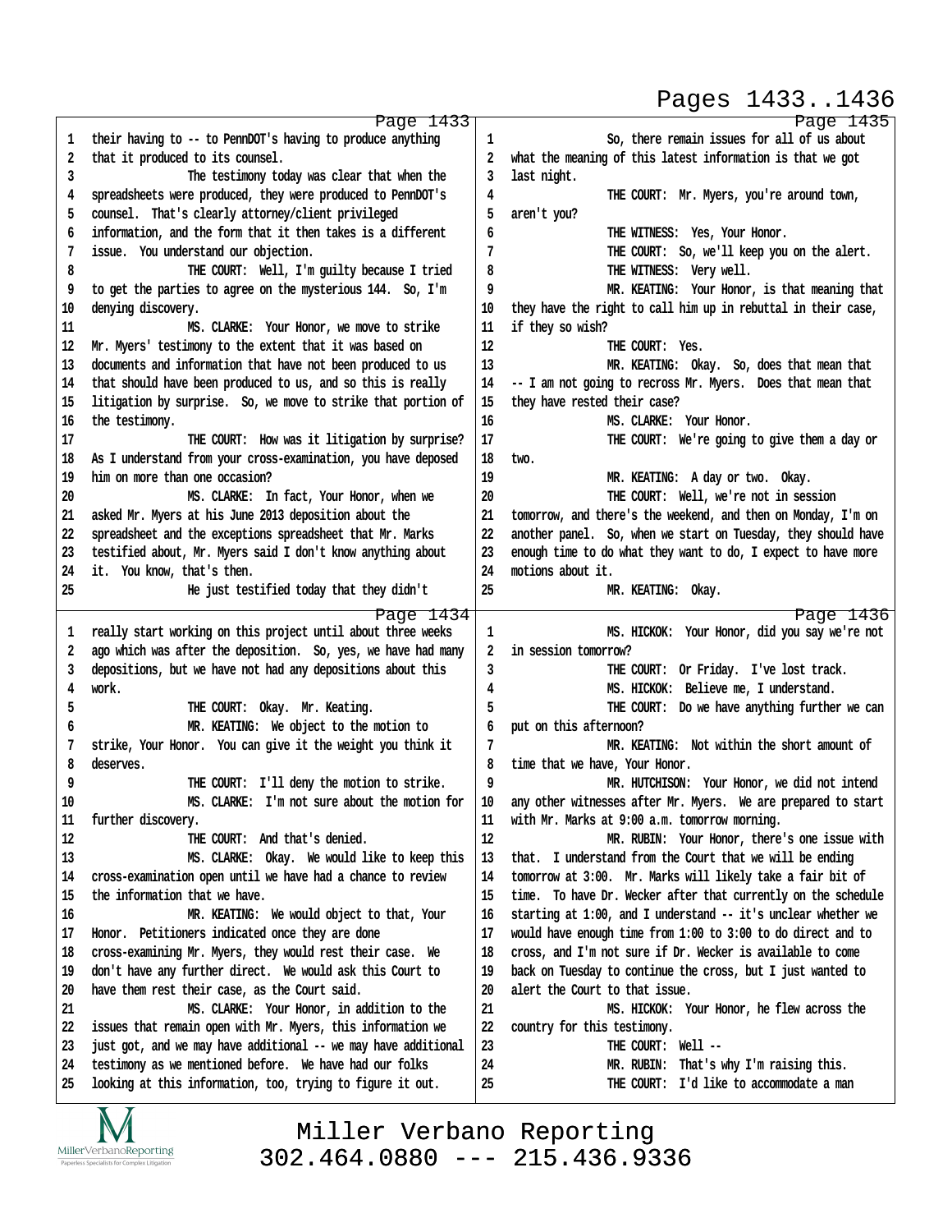Page 1433

1 their having to -- to PennDOT's having to produce anything
2 that it produced to its counsel.
3 The testimony today was clear that when the
4 spreadsheets were produced, they were produced to PennDOT's
5 counsel. That's clearly attorney/client privileged
6 information, and the form that it then takes is a different
7 issue. You understand our objection.
8 THE COURT: Well, I'm guilty because I tried
9 to get the parties to agree on the mysterious 144. So, I'm
10 denying discovery.
11 MS. CLARKE: Your Honor, we move to strike
12 Mr. Myers' testimony to the extent that it was based on
13 documents and information that have not been produced to us
14 that should have been produced to us, and so this is really
15 litigation by surprise. So, we move to strike that portion of
16 the testimony.
17 THE COURT: How was it litigation by surprise?
18 As I understand from your cross-examination, you have deposed
19 him on more than one occasion?
20 MS. CLARKE: In fact, Your Honor, when we
21 asked Mr. Myers at his June 2013 deposition about the
22 spreadsheet and the exceptions spreadsheet that Mr. Marks
23 testified about, Mr. Myers said I don't know anything about
24 it. You know, that's then.
25 He just testified today that they didn't

Page 1434

1 really start working on this project until about three weeks
2 ago which was after the deposition. So, yes, we have had many
3 depositions, but we have not had any depositions about this
4 work.
5 THE COURT: Okay. Mr. Keating.
6 MR. KEATING: We object to the motion to
7 strike, Your Honor. You can give it the weight you think it
8 deserves.
9 THE COURT: I'll deny the motion to strike.
10 MS. CLARKE: I'm not sure about the motion for
11 further discovery.
12 THE COURT: And that's denied.
13 MS. CLARKE: Okay. We would like to keep this
14 cross-examination open until we have had a chance to review
15 the information that we have.
16 MR. KEATING: We would object to that, Your
17 Honor. Petitioners indicated once they are done
18 cross-examining Mr. Myers, they would rest their case. We
19 don't have any further direct. We would ask this Court to
20 have them rest their case, as the Court said.
21 MS. CLARKE: Your Honor, in addition to the
22 issues that remain open with Mr. Myers, this information we
23 just got, and we may have additional -- we may have additional
24 testimony as we mentioned before. We have had our folks
25 looking at this information, too, trying to figure it out.

Page 1435

1 So, there remain issues for all of us about
2 what the meaning of this latest information is that we got
3 last night.
4 THE COURT: Mr. Myers, you're around town,
5 aren't you?
6 THE WITNESS: Yes, Your Honor.
7 THE COURT: So, we'll keep you on the alert.
8 THE WITNESS: Very well.
9 MR. KEATING: Your Honor, is that meaning that
10 they have the right to call him up in rebuttal in their case,
11 if they so wish?
12 THE COURT: Yes.
13 MR. KEATING: Okay. So, does that mean that
14 -- I am not going to recross Mr. Myers. Does that mean that
15 they have rested their case?
16 MS. CLARKE: Your Honor.
17 THE COURT: We're going to give them a day or
18 two.
19 MR. KEATING: A day or two. Okay.
20 THE COURT: Well, we're not in session
21 tomorrow, and there's the weekend, and then on Monday, I'm on
22 another panel. So, when we start on Tuesday, they should have
23 enough time to do what they want to do, I expect to have more
24 motions about it.
25 MR. KEATING: Okay.

Page 1436

1 MS. HICKOK: Your Honor, did you say we're not
2 in session tomorrow?
3 THE COURT: Or Friday. I've lost track.
4 MS. HICKOK: Believe me, I understand.
5 THE COURT: Do we have anything further we can
6 put on this afternoon?
7 MR. KEATING: Not within the short amount of
8 time that we have, Your Honor.
9 MR. HUTCHISON: Your Honor, we did not intend
10 any other witnesses after Mr. Myers. We are prepared to start
11 with Mr. Marks at 9:00 a.m. tomorrow morning.
12 MR. RUBIN: Your Honor, there's one issue with
13 that. I understand from the Court that we will be ending
14 tomorrow at 3:00. Mr. Marks will likely take a fair bit of
15 time. To have Dr. Wecker after that currently on the schedule
16 starting at 1:00, and I understand -- it's unclear whether we
17 would have enough time from 1:00 to 3:00 to do direct and to
18 cross, and I'm not sure if Dr. Wecker is available to come
19 back on Tuesday to continue the cross, but I just wanted to
20 alert the Court to that issue.
21 MS. HICKOK: Your Honor, he flew across the
22 country for this testimony.
23 THE COURT: Well --
24 MR. RUBIN: That's why I'm raising this.
25 THE COURT: I'd like to accommodate a man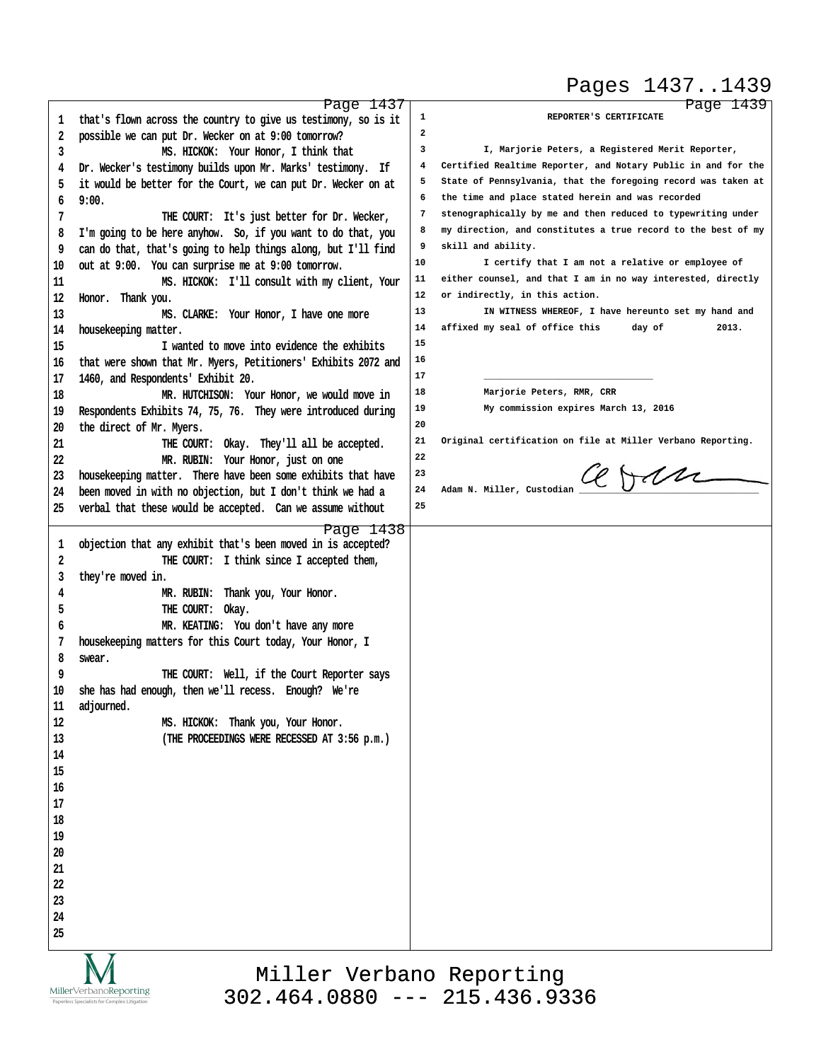Page 1437

1 that's flown across the country to give us testimony, so is it
2 possible we can put Dr. Wecker on at 9:00 tomorrow?
3 MS. HICKOK: Your Honor, I think that
4 Dr. Wecker's testimony builds upon Mr. Marks' testimony. If
5 it would be better for the Court, we can put Dr. Wecker on at
6 9:00.
7 THE COURT: It's just better for Dr. Wecker,
8 I'm going to be here anyhow. So, if you want to do that, you
9 can do that, that's going to help things along, but I'll find
10 out at 9:00. You can surprise me at 9:00 tomorrow.
11 MS. HICKOK: I'll consult with my client, Your
12 Honor. Thank you.
13 MS. CLARKE: Your Honor, I have one more
14 housekeeping matter.
15 I wanted to move into evidence the exhibits
16 that were shown that Mr. Myers, Petitioners' Exhibits 2072 and
17 1460, and Respondents' Exhibit 20.
18 MR. HUTCHISON: Your Honor, we would move in
19 Respondents Exhibits 74, 75, 76. They were introduced during
20 the direct of Mr. Myers.
21 THE COURT: Okay. They'll all be accepted.
22 MR. RUBIN: Your Honor, just on one
23 housekeeping matter. There have been some exhibits that have
24 been moved in with no objection, but I don't think we had a
25 verbal that these would be accepted. Can we assume without

Page 1438

1 objection that any exhibit that's been moved in is accepted?
2 THE COURT: I think since I accepted them,
3 they're moved in.
4 MR. RUBIN: Thank you, Your Honor.
5 THE COURT: Okay.
6 MR. KEATING: You don't have any more
7 housekeeping matters for this Court today, Your Honor, I
8 swear.
9 THE COURT: Well, if the Court Reporter says
10 she has had enough, then we'll recess. Enough? We're
11 adjourned.
12 MS. HICKOK: Thank you, Your Honor.
13 (THE PROCEEDINGS WERE RECESSED AT 3:56 p.m.)
14
15
16
17
18
19
20
21
22
23
24
25

Page 1439

1 REPORTER'S CERTIFICATE
2
3 I, Marjorie Peters, a Registered Merit Reporter,
4 Certified Realtime Reporter, and Notary Public in and for the
5 State of Pennsylvania, that the foregoing record was taken at
6 the time and place stated herein and was recorded
7 stenographically by me and then reduced to typewriting under
8 my direction, and constitutes a true record to the best of my
9 skill and ability.
10 I certify that I am not a relative or employee of
11 either counsel, and that I am in no way interested, directly
12 or indirectly, in this action.
13 IN WITNESS WHEREOF, I have hereunto set my hand and
14 affixed my seal of office this day of 2013.
15
16
17 ______________________________
18 Marjorie Peters, RMR, CRR
19 My commission expires March 13, 2016
20
21 Original certification on file at Miller Verbano Reporting.
22
23
24 Adam N. Miller, Custodian ______________________________
25